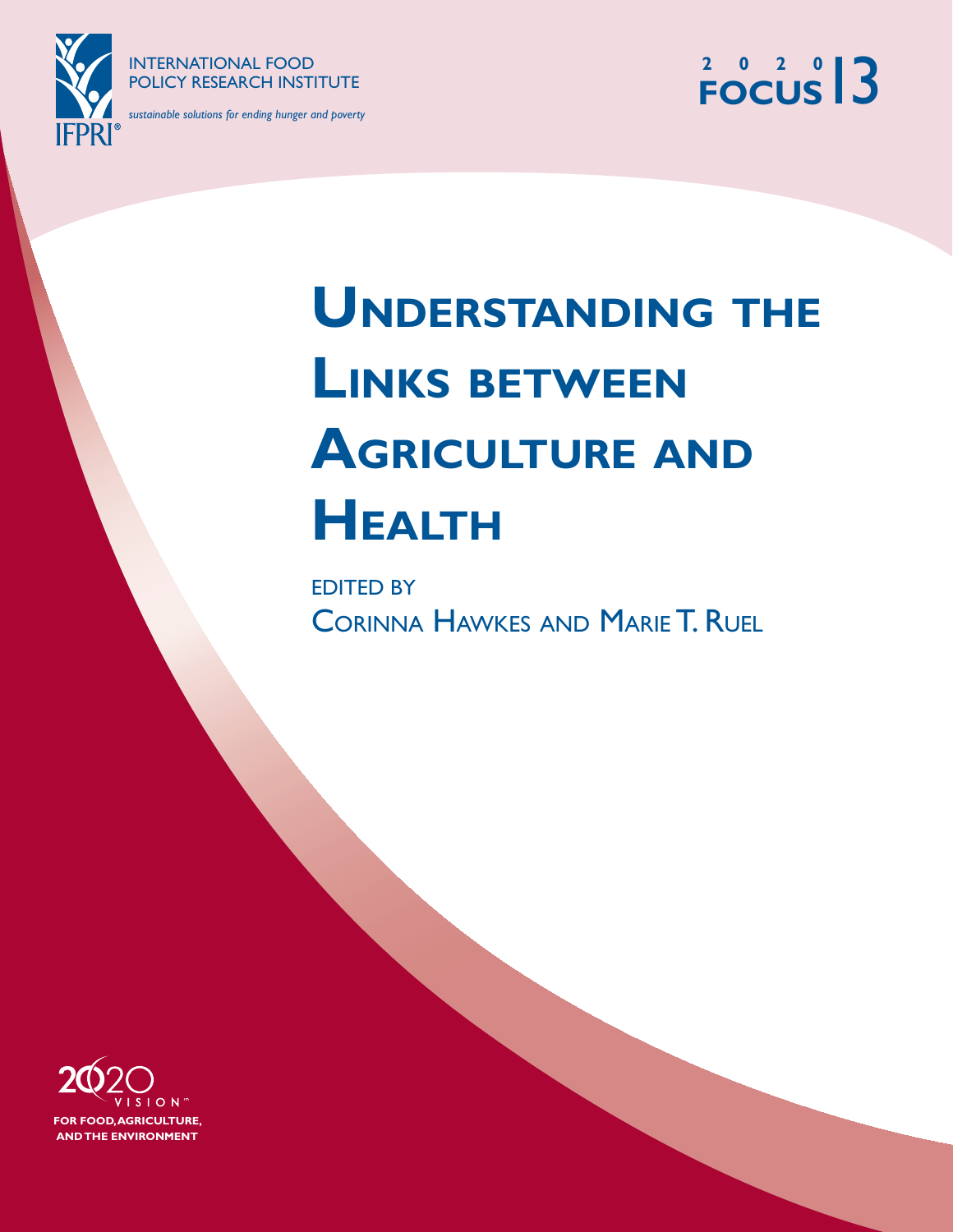INTERNATIONAL FOOD POLICY RESEARCH INSTITUTE

*sustainable solutions for ending hunger and poverty*

2020 FOCUS 13

# Understanding the Links between Agriculture and Health

EDITED BY

Corinna Hawkes and Marie T. Ruel

2020 VISION

FOR FOOD, AGRICULTURE, AND THE ENVIRONMENT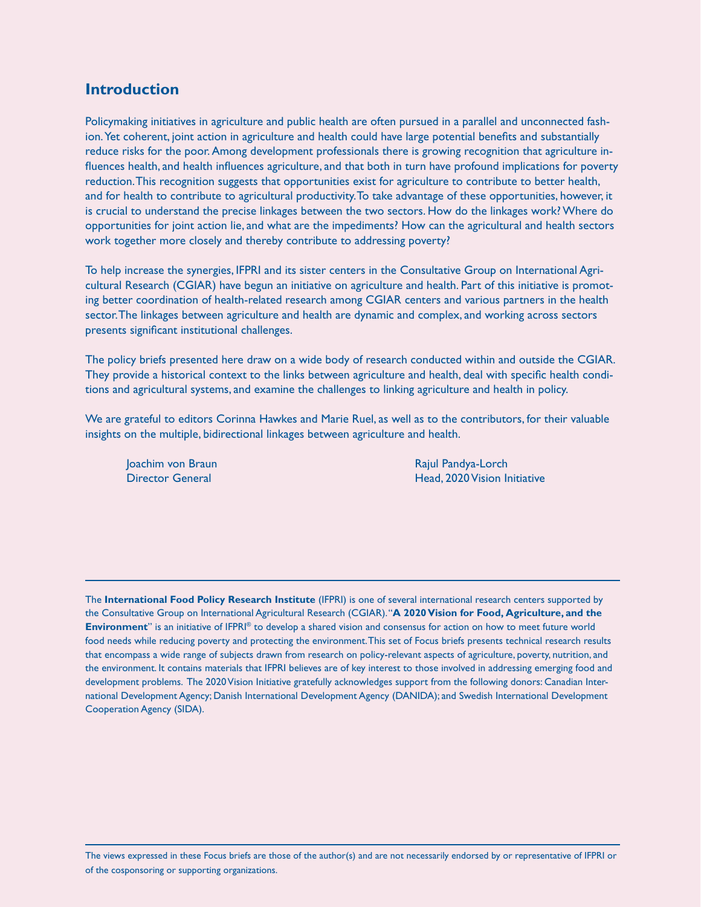## Introduction

Policymaking initiatives in agriculture and public health are often pursued in a parallel and unconnected fashion. Yet coherent, joint action in agriculture and health could have large potential benefits and substantially reduce risks for the poor. Among development professionals there is growing recognition that agriculture influences health, and health influences agriculture, and that both in turn have profound implications for poverty reduction. This recognition suggests that opportunities exist for agriculture to contribute to better health, and for health to contribute to agricultural productivity. To take advantage of these opportunities, however, it is crucial to understand the precise linkages between the two sectors. How do the linkages work? Where do opportunities for joint action lie, and what are the impediments? How can the agricultural and health sectors work together more closely and thereby contribute to addressing poverty?

To help increase the synergies, IFPRI and its sister centers in the Consultative Group on International Agricultural Research (CGIAR) have begun an initiative on agriculture and health. Part of this initiative is promoting better coordination of health-related research among CGIAR centers and various partners in the health sector. The linkages between agriculture and health are dynamic and complex, and working across sectors presents significant institutional challenges.

The policy briefs presented here draw on a wide body of research conducted within and outside the CGIAR. They provide a historical context to the links between agriculture and health, deal with specific health conditions and agricultural systems, and examine the challenges to linking agriculture and health in policy.

We are grateful to editors Corinna Hawkes and Marie Ruel, as well as to the contributors, for their valuable insights on the multiple, bidirectional linkages between agriculture and health.

Joachim von Braun
Director General

Rajul Pandya-Lorch
Head, 2020 Vision Initiative

---

The **International Food Policy Research Institute** (IFPRI) is one of several international research centers supported by the Consultative Group on International Agricultural Research (CGIAR). "**A 2020 Vision for Food, Agriculture, and the Environment**" is an initiative of IFPRI® to develop a shared vision and consensus for action on how to meet future world food needs while reducing poverty and protecting the environment. This set of Focus briefs presents technical research results that encompass a wide range of subjects drawn from research on policy-relevant aspects of agriculture, poverty, nutrition, and the environment. It contains materials that IFPRI believes are of key interest to those involved in addressing emerging food and development problems. The 2020 Vision Initiative gratefully acknowledges support from the following donors: Canadian International Development Agency; Danish International Development Agency (DANIDA); and Swedish International Development Cooperation Agency (SIDA).

---

The views expressed in these Focus briefs are those of the author(s) and are not necessarily endorsed by or representative of IFPRI or of the cosponsoring or supporting organizations.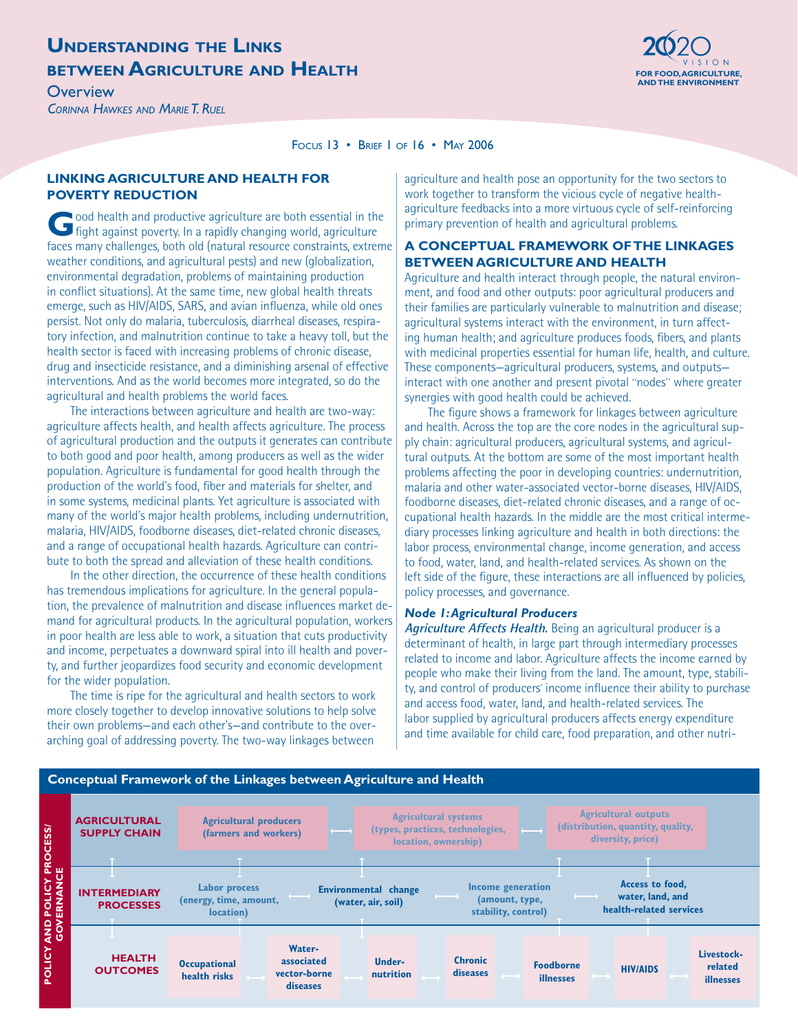# Understanding the Links between Agriculture and Health

## Overview

*Corinna Hawkes and Marie T. Ruel*

Focus 13 • Brief 1 of 16 • May 2006

## LINKING AGRICULTURE AND HEALTH FOR POVERTY REDUCTION

Good health and productive agriculture are both essential in the fight against poverty. In a rapidly changing world, agriculture faces many challenges, both old (natural resource constraints, extreme weather conditions, and agricultural pests) and new (globalization, environmental degradation, problems of maintaining production in conflict situations). At the same time, new global health threats emerge, such as HIV/AIDS, SARS, and avian influenza, while old ones persist. Not only do malaria, tuberculosis, diarrheal diseases, respiratory infection, and malnutrition continue to take a heavy toll, but the health sector is faced with increasing problems of chronic disease, drug and insecticide resistance, and a diminishing arsenal of effective interventions. And as the world becomes more integrated, so do the agricultural and health problems the world faces.

The interactions between agriculture and health are two-way: agriculture affects health, and health affects agriculture. The process of agricultural production and the outputs it generates can contribute to both good and poor health, among producers as well as the wider population. Agriculture is fundamental for good health through the production of the world's food, fiber and materials for shelter, and in some systems, medicinal plants. Yet agriculture is associated with many of the world's major health problems, including undernutrition, malaria, HIV/AIDS, foodborne diseases, diet-related chronic diseases, and a range of occupational health hazards. Agriculture can contribute to both the spread and alleviation of these health conditions.

In the other direction, the occurrence of these health conditions has tremendous implications for agriculture. In the general population, the prevalence of malnutrition and disease influences market demand for agricultural products. In the agricultural population, workers in poor health are less able to work, a situation that cuts productivity and income, perpetuates a downward spiral into ill health and poverty, and further jeopardizes food security and economic development for the wider population.

The time is ripe for the agricultural and health sectors to work more closely together to develop innovative solutions to help solve their own problems—and each other's—and contribute to the overarching goal of addressing poverty. The two-way linkages between agriculture and health pose an opportunity for the two sectors to work together to transform the vicious cycle of negative health-agriculture feedbacks into a more virtuous cycle of self-reinforcing primary prevention of health and agricultural problems.

## A CONCEPTUAL FRAMEWORK OF THE LINKAGES BETWEEN AGRICULTURE AND HEALTH

Agriculture and health interact through people, the natural environment, and food and other outputs: poor agricultural producers and their families are particularly vulnerable to malnutrition and disease; agricultural systems interact with the environment, in turn affecting human health; and agriculture produces foods, fibers, and plants with medicinal properties essential for human life, health, and culture. These components—agricultural producers, systems, and outputs—interact with one another and present pivotal "nodes" where greater synergies with good health could be achieved.

The figure shows a framework for linkages between agriculture and health. Across the top are the core nodes in the agricultural supply chain: agricultural producers, agricultural systems, and agricultural outputs. At the bottom are some of the most important health problems affecting the poor in developing countries: undernutrition, malaria and other water-associated vector-borne diseases, HIV/AIDS, foodborne diseases, diet-related chronic diseases, and a range of occupational health hazards. In the middle are the most critical intermediary processes linking agriculture and health in both directions: the labor process, environmental change, income generation, and access to food, water, land, and health-related services. As shown on the left side of the figure, these interactions are all influenced by policies, policy processes, and governance.

### *Node 1: Agricultural Producers*

***Agriculture Affects Health.*** Being an agricultural producer is a determinant of health, in large part through intermediary processes related to income and labor. Agriculture affects the income earned by people who make their living from the land. The amount, type, stability, and control of producers' income influence their ability to purchase and access food, water, land, and health-related services. The labor supplied by agricultural producers affects energy expenditure and time available for child care, food preparation, and other nutri-

**Conceptual Framework of the Linkages between Agriculture and Health**

POLICY AND POLICY PROCESS/ GOVERNANCE

| | | | |
|---|---|---|---|
| **AGRICULTURAL SUPPLY CHAIN** | Agricultural producers (farmers and workers) | Agricultural systems (types, practices, technologies, location, ownership) | Agricultural outputs (distribution, quantity, quality, diversity, price) |
| **INTERMEDIARY PROCESSES** | Labor process (energy, time, amount, location); Environmental change (water, air, soil) | Income generation (amount, type, stability, control) | Access to food, water, land, and health-related services |
| **HEALTH OUTCOMES** | Occupational health risks; Water-associated vector-borne diseases; Under-nutrition | Chronic diseases; Foodborne illnesses | HIV/AIDS; Livestock-related illnesses |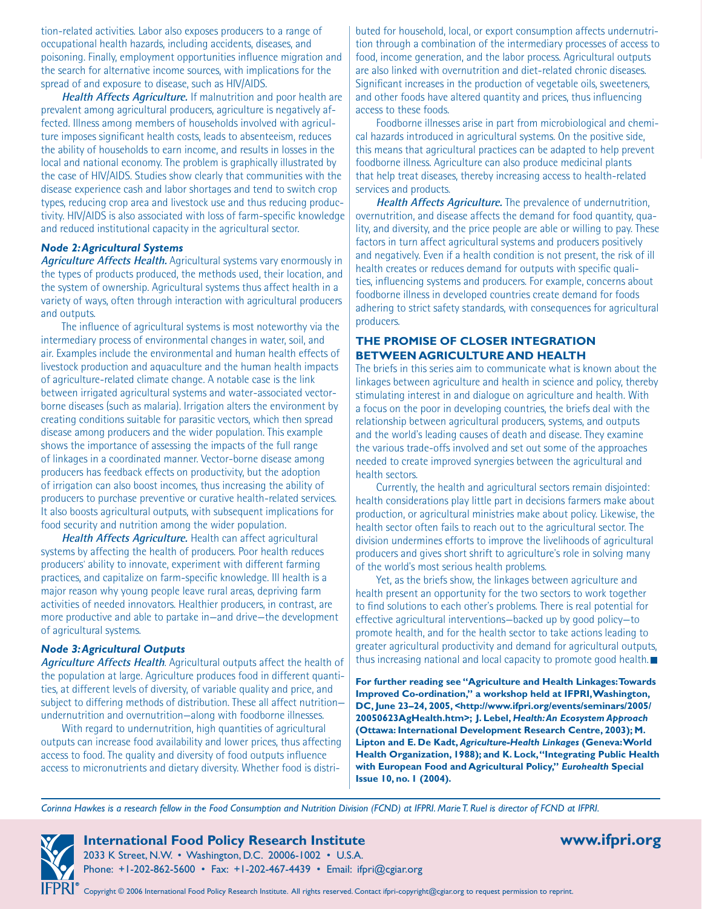tion-related activities. Labor also exposes producers to a range of occupational health hazards, including accidents, diseases, and poisoning. Finally, employment opportunities influence migration and the search for alternative income sources, with implications for the spread of and exposure to disease, such as HIV/AIDS.

***Health Affects Agriculture.*** If malnutrition and poor health are prevalent among agricultural producers, agriculture is negatively affected. Illness among members of households involved with agriculture imposes significant health costs, leads to absenteeism, reduces the ability of households to earn income, and results in losses in the local and national economy. The problem is graphically illustrated by the case of HIV/AIDS. Studies show clearly that communities with the disease experience cash and labor shortages and tend to switch crop types, reducing crop area and livestock use and thus reducing productivity. HIV/AIDS is also associated with loss of farm-specific knowledge and reduced institutional capacity in the agricultural sector.

#### *Node 2: Agricultural Systems*

***Agriculture Affects Health.*** Agricultural systems vary enormously in the types of products produced, the methods used, their location, and the system of ownership. Agricultural systems thus affect health in a variety of ways, often through interaction with agricultural producers and outputs.

The influence of agricultural systems is most noteworthy via the intermediary process of environmental changes in water, soil, and air. Examples include the environmental and human health effects of livestock production and aquaculture and the human health impacts of agriculture-related climate change. A notable case is the link between irrigated agricultural systems and water-associated vector-borne diseases (such as malaria). Irrigation alters the environment by creating conditions suitable for parasitic vectors, which then spread disease among producers and the wider population. This example shows the importance of assessing the impacts of the full range of linkages in a coordinated manner. Vector-borne disease among producers has feedback effects on productivity, but the adoption of irrigation can also boost incomes, thus increasing the ability of producers to purchase preventive or curative health-related services. It also boosts agricultural outputs, with subsequent implications for food security and nutrition among the wider population.

***Health Affects Agriculture.*** Health can affect agricultural systems by affecting the health of producers. Poor health reduces producers' ability to innovate, experiment with different farming practices, and capitalize on farm-specific knowledge. Ill health is a major reason why young people leave rural areas, depriving farm activities of needed innovators. Healthier producers, in contrast, are more productive and able to partake in—and drive—the development of agricultural systems.

#### *Node 3: Agricultural Outputs*

***Agriculture Affects Health***. Agricultural outputs affect the health of the population at large. Agriculture produces food in different quantities, at different levels of diversity, of variable quality and price, and subject to differing methods of distribution. These all affect nutrition—undernutrition and overnutrition—along with foodborne illnesses.

With regard to undernutrition, high quantities of agricultural outputs can increase food availability and lower prices, thus affecting access to food. The quality and diversity of food outputs influence access to micronutrients and dietary diversity. Whether food is distributed for household, local, or export consumption affects undernutrition through a combination of the intermediary processes of access to food, income generation, and the labor process. Agricultural outputs are also linked with overnutrition and diet-related chronic diseases. Significant increases in the production of vegetable oils, sweeteners, and other foods have altered quantity and prices, thus influencing access to these foods.

Foodborne illnesses arise in part from microbiological and chemical hazards introduced in agricultural systems. On the positive side, this means that agricultural practices can be adapted to help prevent foodborne illness. Agriculture can also produce medicinal plants that help treat diseases, thereby increasing access to health-related services and products.

***Health Affects Agriculture.*** The prevalence of undernutrition, overnutrition, and disease affects the demand for food quantity, quality, and diversity, and the price people are able or willing to pay. These factors in turn affect agricultural systems and producers positively and negatively. Even if a health condition is not present, the risk of ill health creates or reduces demand for outputs with specific qualities, influencing systems and producers. For example, concerns about foodborne illness in developed countries create demand for foods adhering to strict safety standards, with consequences for agricultural producers.

### THE PROMISE OF CLOSER INTEGRATION BETWEEN AGRICULTURE AND HEALTH

The briefs in this series aim to communicate what is known about the linkages between agriculture and health in science and policy, thereby stimulating interest in and dialogue on agriculture and health. With a focus on the poor in developing countries, the briefs deal with the relationship between agricultural producers, systems, and outputs and the world's leading causes of death and disease. They examine the various trade-offs involved and set out some of the approaches needed to create improved synergies between the agricultural and health sectors.

Currently, the health and agricultural sectors remain disjointed: health considerations play little part in decisions farmers make about production, or agricultural ministries make about policy. Likewise, the health sector often fails to reach out to the agricultural sector. The division undermines efforts to improve the livelihoods of agricultural producers and gives short shrift to agriculture's role in solving many of the world's most serious health problems.

Yet, as the briefs show, the linkages between agriculture and health present an opportunity for the two sectors to work together to find solutions to each other's problems. There is real potential for effective agricultural interventions—backed up by good policy—to promote health, and for the health sector to take actions leading to greater agricultural productivity and demand for agricultural outputs, thus increasing national and local capacity to promote good health. ■

**For further reading see "Agriculture and Health Linkages: Towards Improved Co-ordination," a workshop held at IFPRI, Washington, DC, June 23–24, 2005, <http://www.ifpri.org/events/seminars/2005/20050623AgHealth.htm>; J. Lebel, *Health: An Ecosystem Approach* (Ottawa: International Development Research Centre, 2003); M. Lipton and E. De Kadt, *Agriculture-Health Linkages* (Geneva: World Health Organization, 1988); and K. Lock, "Integrating Public Health with European Food and Agricultural Policy," *Eurohealth* Special Issue 10, no. 1 (2004).**

*Corinna Hawkes is a research fellow in the Food Consumption and Nutrition Division (FCND) at IFPRI. Marie T. Ruel is director of FCND at IFPRI.*

**International Food Policy Research Institute** **www.ifpri.org**
2033 K Street, N.W. • Washington, D.C. 20006-1002 • U.S.A.
Phone: +1-202-862-5600 • Fax: +1-202-467-4439 • Email: ifpri@cgiar.org

Copyright © 2006 International Food Policy Research Institute. All rights reserved. Contact ifpri-copyright@cgiar.org to request permission to reprint.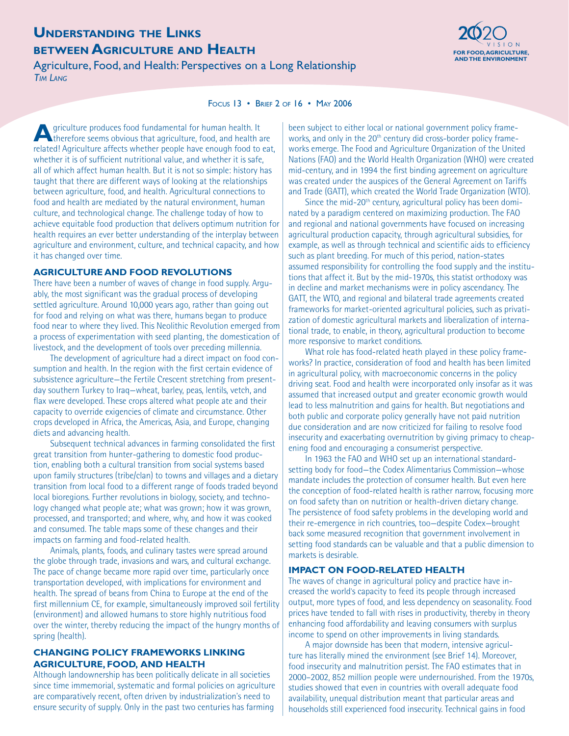# Understanding the Links between Agriculture and Health

## Agriculture, Food, and Health: Perspectives on a Long Relationship

*Tim Lang*

Focus 13 • Brief 2 of 16 • May 2006

Agriculture produces food fundamental for human health. It therefore seems obvious that agriculture, food, and health are related! Agriculture affects whether people have enough food to eat, whether it is of sufficient nutritional value, and whether it is safe, all of which affect human health. But it is not so simple: history has taught that there are different ways of looking at the relationships between agriculture, food, and health. Agricultural connections to food and health are mediated by the natural environment, human culture, and technological change. The challenge today of how to achieve equitable food production that delivers optimum nutrition for health requires an ever better understanding of the interplay between agriculture and environment, culture, and technical capacity, and how it has changed over time.

### AGRICULTURE AND FOOD REVOLUTIONS

There have been a number of waves of change in food supply. Arguably, the most significant was the gradual process of developing settled agriculture. Around 10,000 years ago, rather than going out for food and relying on what was there, humans began to produce food near to where they lived. This Neolithic Revolution emerged from a process of experimentation with seed planting, the domestication of livestock, and the development of tools over preceding millennia.

The development of agriculture had a direct impact on food consumption and health. In the region with the first certain evidence of subsistence agriculture—the Fertile Crescent stretching from present-day southern Turkey to Iraq—wheat, barley, peas, lentils, vetch, and flax were developed. These crops altered what people ate and their capacity to override exigencies of climate and circumstance. Other crops developed in Africa, the Americas, Asia, and Europe, changing diets and advancing health.

Subsequent technical advances in farming consolidated the first great transition from hunter-gathering to domestic food production, enabling both a cultural transition from social systems based upon family structures (tribe/clan) to towns and villages and a dietary transition from local food to a different range of foods traded beyond local bioregions. Further revolutions in biology, society, and technology changed what people ate; what was grown; how it was grown, processed, and transported; and where, why, and how it was cooked and consumed. The table maps some of these changes and their impacts on farming and food-related health.

Animals, plants, foods, and culinary tastes were spread around the globe through trade, invasions and wars, and cultural exchange. The pace of change became more rapid over time, particularly once transportation developed, with implications for environment and health. The spread of beans from China to Europe at the end of the first millennium CE, for example, simultaneously improved soil fertility (environment) and allowed humans to store highly nutritious food over the winter, thereby reducing the impact of the hungry months of spring (health).

### CHANGING POLICY FRAMEWORKS LINKING AGRICULTURE, FOOD, AND HEALTH

Although landownership has been politically delicate in all societies since time immemorial, systematic and formal policies on agriculture are comparatively recent, often driven by industrialization's need to ensure security of supply. Only in the past two centuries has farming been subject to either local or national government policy frameworks, and only in the 20th century did cross-border policy frameworks emerge. The Food and Agriculture Organization of the United Nations (FAO) and the World Health Organization (WHO) were created mid-century, and in 1994 the first binding agreement on agriculture was created under the auspices of the General Agreement on Tariffs and Trade (GATT), which created the World Trade Organization (WTO).

Since the mid-20th century, agricultural policy has been dominated by a paradigm centered on maximizing production. The FAO and regional and national governments have focused on increasing agricultural production capacity, through agricultural subsidies, for example, as well as through technical and scientific aids to efficiency such as plant breeding. For much of this period, nation-states assumed responsibility for controlling the food supply and the institutions that affect it. But by the mid-1970s, this statist orthodoxy was in decline and market mechanisms were in policy ascendancy. The GATT, the WTO, and regional and bilateral trade agreements created frameworks for market-oriented agricultural policies, such as privatization of domestic agricultural markets and liberalization of international trade, to enable, in theory, agricultural production to become more responsive to market conditions.

What role has food-related heath played in these policy frameworks? In practice, consideration of food and health has been limited in agricultural policy, with macroeconomic concerns in the policy driving seat. Food and health were incorporated only insofar as it was assumed that increased output and greater economic growth would lead to less malnutrition and gains for health. But negotiations and both public and corporate policy generally have not paid nutrition due consideration and are now criticized for failing to resolve food insecurity and exacerbating overnutrition by giving primacy to cheapening food and encouraging a consumerist perspective.

In 1963 the FAO and WHO set up an international standard-setting body for food—the Codex Alimentarius Commission—whose mandate includes the protection of consumer health. But even here the conception of food-related health is rather narrow, focusing more on food safety than on nutrition or health-driven dietary change. The persistence of food safety problems in the developing world and their re-emergence in rich countries, too—despite Codex—brought back some measured recognition that government involvement in setting food standards can be valuable and that a public dimension to markets is desirable.

### IMPACT ON FOOD-RELATED HEALTH

The waves of change in agricultural policy and practice have increased the world's capacity to feed its people through increased output, more types of food, and less dependency on seasonality. Food prices have tended to fall with rises in productivity, thereby in theory enhancing food affordability and leaving consumers with surplus income to spend on other improvements in living standards.

A major downside has been that modern, intensive agriculture has literally mined the environment (see Brief 14). Moreover, food insecurity and malnutrition persist. The FAO estimates that in 2000–2002, 852 million people were undernourished. From the 1970s, studies showed that even in countries with overall adequate food availability, unequal distribution meant that particular areas and households still experienced food insecurity. Technical gains in food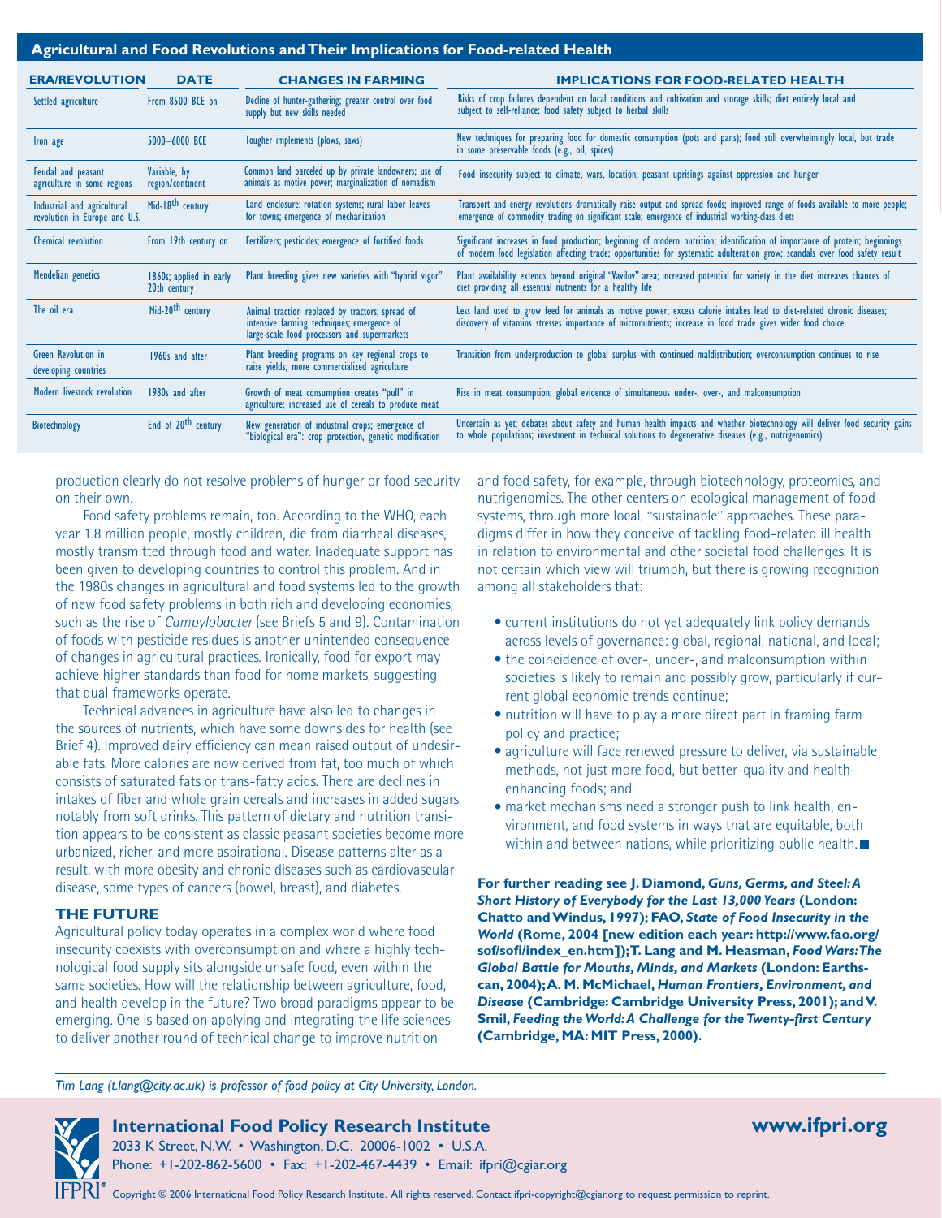**Agricultural and Food Revolutions and Their Implications for Food-related Health**

| ERA/REVOLUTION | DATE | CHANGES IN FARMING | IMPLICATIONS FOR FOOD-RELATED HEALTH |
| --- | --- | --- | --- |
| Settled agriculture | From 8500 BCE on | Decline of hunter-gathering; greater control over food supply but new skills needed | Risks of crop failures dependent on local conditions and cultivation and storage skills; diet entirely local and subject to self-reliance; food safety subject to herbal skills |
| Iron age | 5000–6000 BCE | Tougher implements (plows, saws) | New techniques for preparing food for domestic consumption (pots and pans); food still overwhelmingly local, but trade in some preservable foods (e.g., oil, spices) |
| Feudal and peasant agriculture in some regions | Variable, by region/continent | Common land parceled up by private landowners; use of animals as motive power; marginalization of nomadism | Food insecurity subject to climate, wars, location; peasant uprisings against oppression and hunger |
| Industrial and agricultural revolution in Europe and U.S. | Mid-18th century | Land enclosure; rotation systems; rural labor leaves for towns; emergence of mechanization | Transport and energy revolutions dramatically raise output and spread foods; improved range of foods available to more people; emergence of commodity trading on significant scale; emergence of industrial working-class diets |
| Chemical revolution | From 19th century on | Fertilizers; pesticides; emergence of fortified foods | Significant increases in food production; beginning of modern nutrition; identification of importance of protein; beginnings of modern food legislation affecting trade; opportunities for systematic adulteration grow; scandals over food safety result |
| Mendelian genetics | 1860s; applied in early 20th century | Plant breeding gives new varieties with "hybrid vigor" | Plant availability extends beyond original "Vavilov" area; increased potential for variety in the diet increases chances of diet providing all essential nutrients for a healthy life |
| The oil era | Mid-20th century | Animal traction replaced by tractors; spread of intensive farming techniques; emergence of large-scale food processors and supermarkets | Less land used to grow feed for animals as motive power; excess calorie intakes lead to diet-related chronic diseases; discovery of vitamins stresses importance of micronutrients; increase in food trade gives wider food choice |
| Green Revolution in developing countries | 1960s and after | Plant breeding programs on key regional crops to raise yields; more commercialized agriculture | Transition from underproduction to global surplus with continued maldistribution; overconsumption continues to rise |
| Modern livestock revolution | 1980s and after | Growth of meat consumption creates "pull" in agriculture; increased use of cereals to produce meat | Rise in meat consumption; global evidence of simultaneous under-, over-, and malconsumption |
| Biotechnology | End of 20th century | New generation of industrial crops; emergence of "biological era": crop protection, genetic modification | Uncertain as yet; debates about safety and human health impacts and whether biotechnology will deliver food security gains to whole populations; investment in technical solutions to degenerative diseases (e.g., nutrigenomics) |

production clearly do not resolve problems of hunger or food security on their own.

Food safety problems remain, too. According to the WHO, each year 1.8 million people, mostly children, die from diarrheal diseases, mostly transmitted through food and water. Inadequate support has been given to developing countries to control this problem. And in the 1980s changes in agricultural and food systems led to the growth of new food safety problems in both rich and developing economies, such as the rise of *Campylobacter* (see Briefs 5 and 9). Contamination of foods with pesticide residues is another unintended consequence of changes in agricultural practices. Ironically, food for export may achieve higher standards than food for home markets, suggesting that dual frameworks operate.

Technical advances in agriculture have also led to changes in the sources of nutrients, which have some downsides for health (see Brief 4). Improved dairy efficiency can mean raised output of undesirable fats. More calories are now derived from fat, too much of which consists of saturated fats or trans-fatty acids. There are declines in intakes of fiber and whole grain cereals and increases in added sugars, notably from soft drinks. This pattern of dietary and nutrition transition appears to be consistent as classic peasant societies become more urbanized, richer, and more aspirational. Disease patterns alter as a result, with more obesity and chronic diseases such as cardiovascular disease, some types of cancers (bowel, breast), and diabetes.

## THE FUTURE

Agricultural policy today operates in a complex world where food insecurity coexists with overconsumption and where a highly technological food supply sits alongside unsafe food, even within the same societies. How will the relationship between agriculture, food, and health develop in the future? Two broad paradigms appear to be emerging. One is based on applying and integrating the life sciences to deliver another round of technical change to improve nutrition and food safety, for example, through biotechnology, proteomics, and nutrigenomics. The other centers on ecological management of food systems, through more local, "sustainable" approaches. These paradigms differ in how they conceive of tackling food-related ill health in relation to environmental and other societal food challenges. It is not certain which view will triumph, but there is growing recognition among all stakeholders that:

- current institutions do not yet adequately link policy demands across levels of governance: global, regional, national, and local;
- the coincidence of over-, under-, and malconsumption within societies is likely to remain and possibly grow, particularly if current global economic trends continue;
- nutrition will have to play a more direct part in framing farm policy and practice;
- agriculture will face renewed pressure to deliver, via sustainable methods, not just more food, but better-quality and health-enhancing foods; and
- market mechanisms need a stronger push to link health, environment, and food systems in ways that are equitable, both within and between nations, while prioritizing public health. ■

**For further reading see J. Diamond, *Guns, Germs, and Steel: A Short History of Everybody for the Last 13,000 Years* (London: Chatto and Windus, 1997); FAO, *State of Food Insecurity in the World* (Rome, 2004 [new edition each year: http://www.fao.org/sof/sofi/index_en.htm]); T. Lang and M. Heasman, *Food Wars: The Global Battle for Mouths, Minds, and Markets* (London: Earthscan, 2004); A. M. McMichael, *Human Frontiers, Environment, and Disease* (Cambridge: Cambridge University Press, 2001); and V. Smil, *Feeding the World: A Challenge for the Twenty-first Century* (Cambridge, MA: MIT Press, 2000).**

*Tim Lang (t.lang@city.ac.uk) is professor of food policy at City University, London.*

**International Food Policy Research Institute**
2033 K Street, N.W. • Washington, D.C. 20006-1002 • U.S.A.
Phone: +1-202-862-5600 • Fax: +1-202-467-4439 • Email: ifpri@cgiar.org

**www.ifpri.org**

Copyright © 2006 International Food Policy Research Institute. All rights reserved. Contact ifpri-copyright@cgiar.org to request permission to reprint.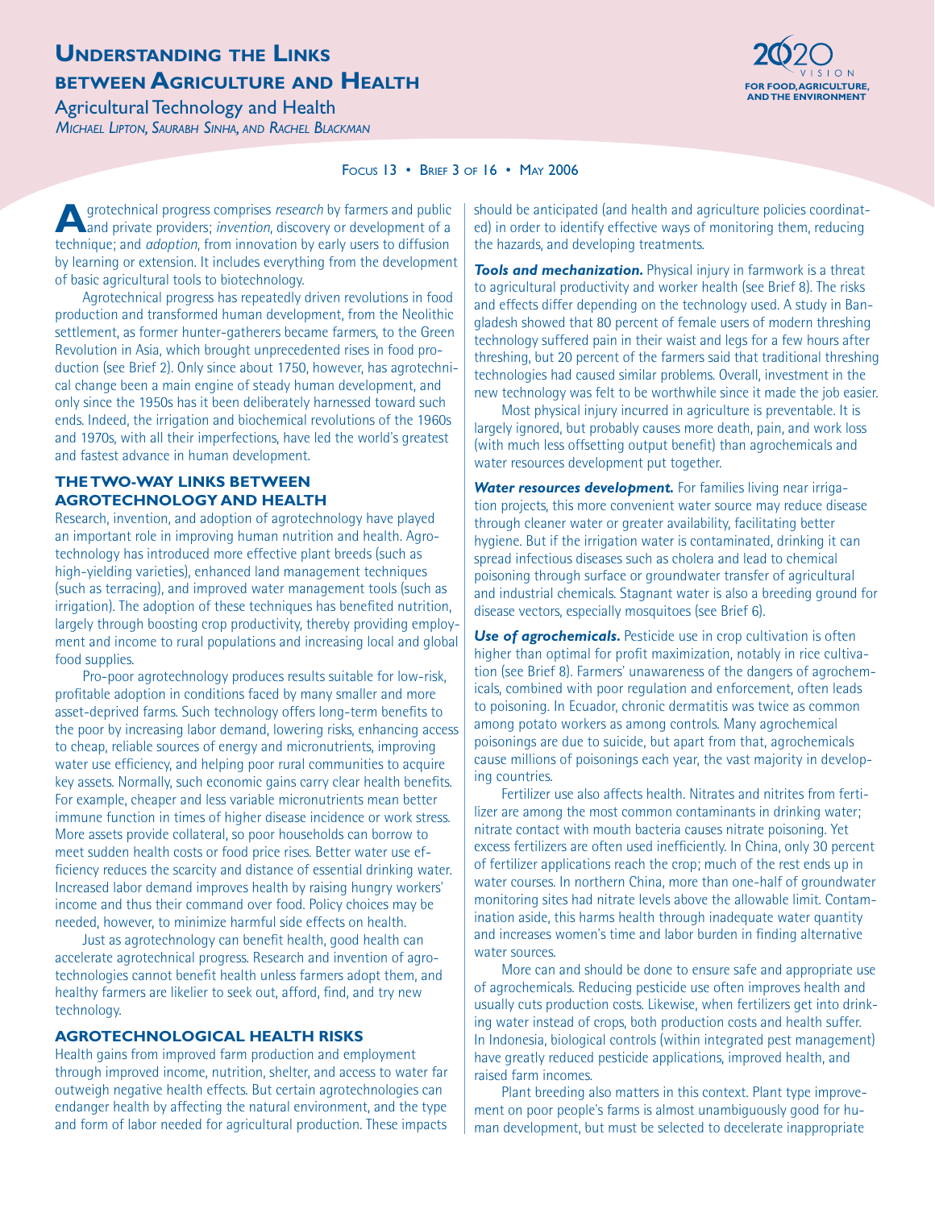# Understanding the Links between Agriculture and Health

## Agricultural Technology and Health

*Michael Lipton, Saurabh Sinha, and Rachel Blackman*

Focus 13 • Brief 3 of 16 • May 2006

Agrotechnical progress comprises *research* by farmers and public and private providers; *invention*, discovery or development of a technique; and *adoption*, from innovation by early users to diffusion by learning or extension. It includes everything from the development of basic agricultural tools to biotechnology.

Agrotechnical progress has repeatedly driven revolutions in food production and transformed human development, from the Neolithic settlement, as former hunter-gatherers became farmers, to the Green Revolution in Asia, which brought unprecedented rises in food production (see Brief 2). Only since about 1750, however, has agrotechnical change been a main engine of steady human development, and only since the 1950s has it been deliberately harnessed toward such ends. Indeed, the irrigation and biochemical revolutions of the 1960s and 1970s, with all their imperfections, have led the world's greatest and fastest advance in human development.

### The Two-Way Links between Agrotechnology and Health

Research, invention, and adoption of agrotechnology have played an important role in improving human nutrition and health. Agrotechnology has introduced more effective plant breeds (such as high-yielding varieties), enhanced land management techniques (such as terracing), and improved water management tools (such as irrigation). The adoption of these techniques has benefited nutrition, largely through boosting crop productivity, thereby providing employment and income to rural populations and increasing local and global food supplies.

Pro-poor agrotechnology produces results suitable for low-risk, profitable adoption in conditions faced by many smaller and more asset-deprived farms. Such technology offers long-term benefits to the poor by increasing labor demand, lowering risks, enhancing access to cheap, reliable sources of energy and micronutrients, improving water use efficiency, and helping poor rural communities to acquire key assets. Normally, such economic gains carry clear health benefits. For example, cheaper and less variable micronutrients mean better immune function in times of higher disease incidence or work stress. More assets provide collateral, so poor households can borrow to meet sudden health costs or food price rises. Better water use efficiency reduces the scarcity and distance of essential drinking water. Increased labor demand improves health by raising hungry workers' income and thus their command over food. Policy choices may be needed, however, to minimize harmful side effects on health.

Just as agrotechnology can benefit health, good health can accelerate agrotechnical progress. Research and invention of agrotechnologies cannot benefit health unless farmers adopt them, and healthy farmers are likelier to seek out, afford, find, and try new technology.

### Agrotechnological Health Risks

Health gains from improved farm production and employment through improved income, nutrition, shelter, and access to water far outweigh negative health effects. But certain agrotechnologies can endanger health by affecting the natural environment, and the type and form of labor needed for agricultural production. These impacts should be anticipated (and health and agriculture policies coordinated) in order to identify effective ways of monitoring them, reducing the hazards, and developing treatments.

***Tools and mechanization.*** Physical injury in farmwork is a threat to agricultural productivity and worker health (see Brief 8). The risks and effects differ depending on the technology used. A study in Bangladesh showed that 80 percent of female users of modern threshing technology suffered pain in their waist and legs for a few hours after threshing, but 20 percent of the farmers said that traditional threshing technologies had caused similar problems. Overall, investment in the new technology was felt to be worthwhile since it made the job easier.

Most physical injury incurred in agriculture is preventable. It is largely ignored, but probably causes more death, pain, and work loss (with much less offsetting output benefit) than agrochemicals and water resources development put together.

***Water resources development.*** For families living near irrigation projects, this more convenient water source may reduce disease through cleaner water or greater availability, facilitating better hygiene. But if the irrigation water is contaminated, drinking it can spread infectious diseases such as cholera and lead to chemical poisoning through surface or groundwater transfer of agricultural and industrial chemicals. Stagnant water is also a breeding ground for disease vectors, especially mosquitoes (see Brief 6).

***Use of agrochemicals.*** Pesticide use in crop cultivation is often higher than optimal for profit maximization, notably in rice cultivation (see Brief 8). Farmers' unawareness of the dangers of agrochemicals, combined with poor regulation and enforcement, often leads to poisoning. In Ecuador, chronic dermatitis was twice as common among potato workers as among controls. Many agrochemical poisonings are due to suicide, but apart from that, agrochemicals cause millions of poisonings each year, the vast majority in developing countries.

Fertilizer use also affects health. Nitrates and nitrites from fertilizer are among the most common contaminants in drinking water; nitrate contact with mouth bacteria causes nitrate poisoning. Yet excess fertilizers are often used inefficiently. In China, only 30 percent of fertilizer applications reach the crop; much of the rest ends up in water courses. In northern China, more than one-half of groundwater monitoring sites had nitrate levels above the allowable limit. Contamination aside, this harms health through inadequate water quantity and increases women's time and labor burden in finding alternative water sources.

More can and should be done to ensure safe and appropriate use of agrochemicals. Reducing pesticide use often improves health and usually cuts production costs. Likewise, when fertilizers get into drinking water instead of crops, both production costs and health suffer. In Indonesia, biological controls (within integrated pest management) have greatly reduced pesticide applications, improved health, and raised farm incomes.

Plant breeding also matters in this context. Plant type improvement on poor people's farms is almost unambiguously good for human development, but must be selected to decelerate inappropriate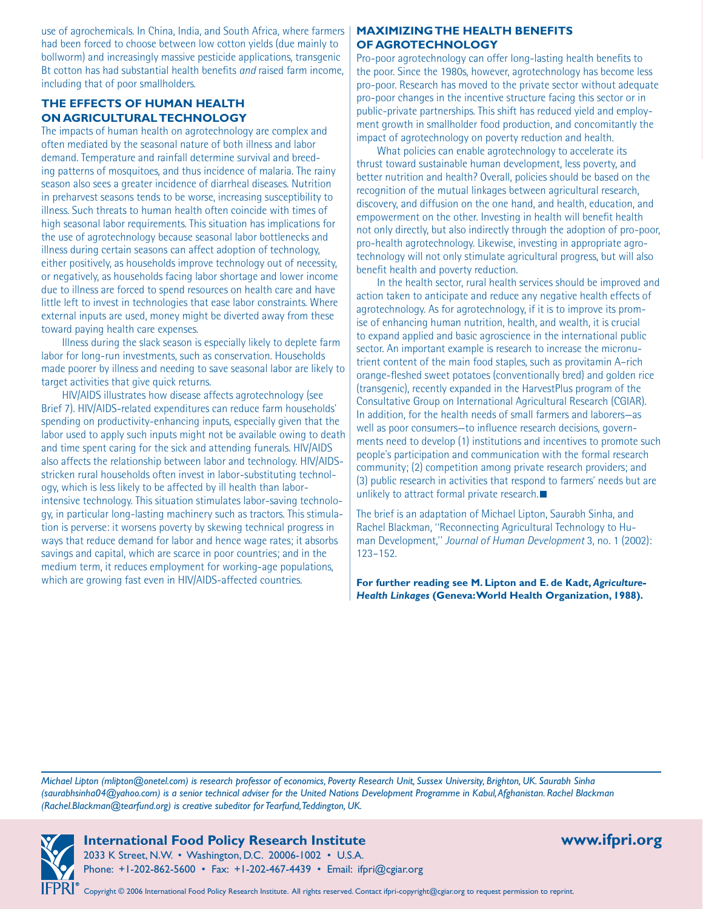use of agrochemicals. In China, India, and South Africa, where farmers had been forced to choose between low cotton yields (due mainly to bollworm) and increasingly massive pesticide applications, transgenic Bt cotton has had substantial health benefits *and* raised farm income, including that of poor smallholders.

## THE EFFECTS OF HUMAN HEALTH ON AGRICULTURAL TECHNOLOGY

The impacts of human health on agrotechnology are complex and often mediated by the seasonal nature of both illness and labor demand. Temperature and rainfall determine survival and breeding patterns of mosquitoes, and thus incidence of malaria. The rainy season also sees a greater incidence of diarrheal diseases. Nutrition in preharvest seasons tends to be worse, increasing susceptibility to illness. Such threats to human health often coincide with times of high seasonal labor requirements. This situation has implications for the use of agrotechnology because seasonal labor bottlenecks and illness during certain seasons can affect adoption of technology, either positively, as households improve technology out of necessity, or negatively, as households facing labor shortage and lower income due to illness are forced to spend resources on health care and have little left to invest in technologies that ease labor constraints. Where external inputs are used, money might be diverted away from these toward paying health care expenses.

Illness during the slack season is especially likely to deplete farm labor for long-run investments, such as conservation. Households made poorer by illness and needing to save seasonal labor are likely to target activities that give quick returns.

HIV/AIDS illustrates how disease affects agrotechnology (see Brief 7). HIV/AIDS-related expenditures can reduce farm households' spending on productivity-enhancing inputs, especially given that the labor used to apply such inputs might not be available owing to death and time spent caring for the sick and attending funerals. HIV/AIDS also affects the relationship between labor and technology. HIV/AIDS-stricken rural households often invest in labor-substituting technology, which is less likely to be affected by ill health than labor-intensive technology. This situation stimulates labor-saving technology, in particular long-lasting machinery such as tractors. This stimulation is perverse: it worsens poverty by skewing technical progress in ways that reduce demand for labor and hence wage rates; it absorbs savings and capital, which are scarce in poor countries; and in the medium term, it reduces employment for working-age populations, which are growing fast even in HIV/AIDS-affected countries.

## MAXIMIZING THE HEALTH BENEFITS OF AGROTECHNOLOGY

Pro-poor agrotechnology can offer long-lasting health benefits to the poor. Since the 1980s, however, agrotechnology has become less pro-poor. Research has moved to the private sector without adequate pro-poor changes in the incentive structure facing this sector or in public-private partnerships. This shift has reduced yield and employment growth in smallholder food production, and concomitantly the impact of agrotechnology on poverty reduction and health.

What policies can enable agrotechnology to accelerate its thrust toward sustainable human development, less poverty, and better nutrition and health? Overall, policies should be based on the recognition of the mutual linkages between agricultural research, discovery, and diffusion on the one hand, and health, education, and empowerment on the other. Investing in health will benefit health not only directly, but also indirectly through the adoption of pro-poor, pro-health agrotechnology. Likewise, investing in appropriate agrotechnology will not only stimulate agricultural progress, but will also benefit health and poverty reduction.

In the health sector, rural health services should be improved and action taken to anticipate and reduce any negative health effects of agrotechnology. As for agrotechnology, if it is to improve its promise of enhancing human nutrition, health, and wealth, it is crucial to expand applied and basic agroscience in the international public sector. An important example is research to increase the micronutrient content of the main food staples, such as provitamin A–rich orange-fleshed sweet potatoes (conventionally bred) and golden rice (transgenic), recently expanded in the HarvestPlus program of the Consultative Group on International Agricultural Research (CGIAR). In addition, for the health needs of small farmers and laborers—as well as poor consumers—to influence research decisions, governments need to develop (1) institutions and incentives to promote such people's participation and communication with the formal research community; (2) competition among private research providers; and (3) public research in activities that respond to farmers' needs but are unlikely to attract formal private research. ■

The brief is an adaptation of Michael Lipton, Saurabh Sinha, and Rachel Blackman, "Reconnecting Agricultural Technology to Human Development," *Journal of Human Development* 3, no. 1 (2002): 123–152.

**For further reading see M. Lipton and E. de Kadt, *Agriculture-Health Linkages* (Geneva: World Health Organization, 1988).**

*Michael Lipton (mlipton@onetel.com) is research professor of economics, Poverty Research Unit, Sussex University, Brighton, UK. Saurabh Sinha (saurabhsinha04@yahoo.com) is a senior technical adviser for the United Nations Development Programme in Kabul, Afghanistan. Rachel Blackman (Rachel.Blackman@tearfund.org) is creative subeditor for Tearfund, Teddington, UK.*

**International Food Policy Research Institute**
2033 K Street, N.W. • Washington, D.C. 20006-1002 • U.S.A.
Phone: +1-202-862-5600 • Fax: +1-202-467-4439 • Email: ifpri@cgiar.org

**www.ifpri.org**

Copyright © 2006 International Food Policy Research Institute. All rights reserved. Contact ifpri-copyright@cgiar.org to request permission to reprint.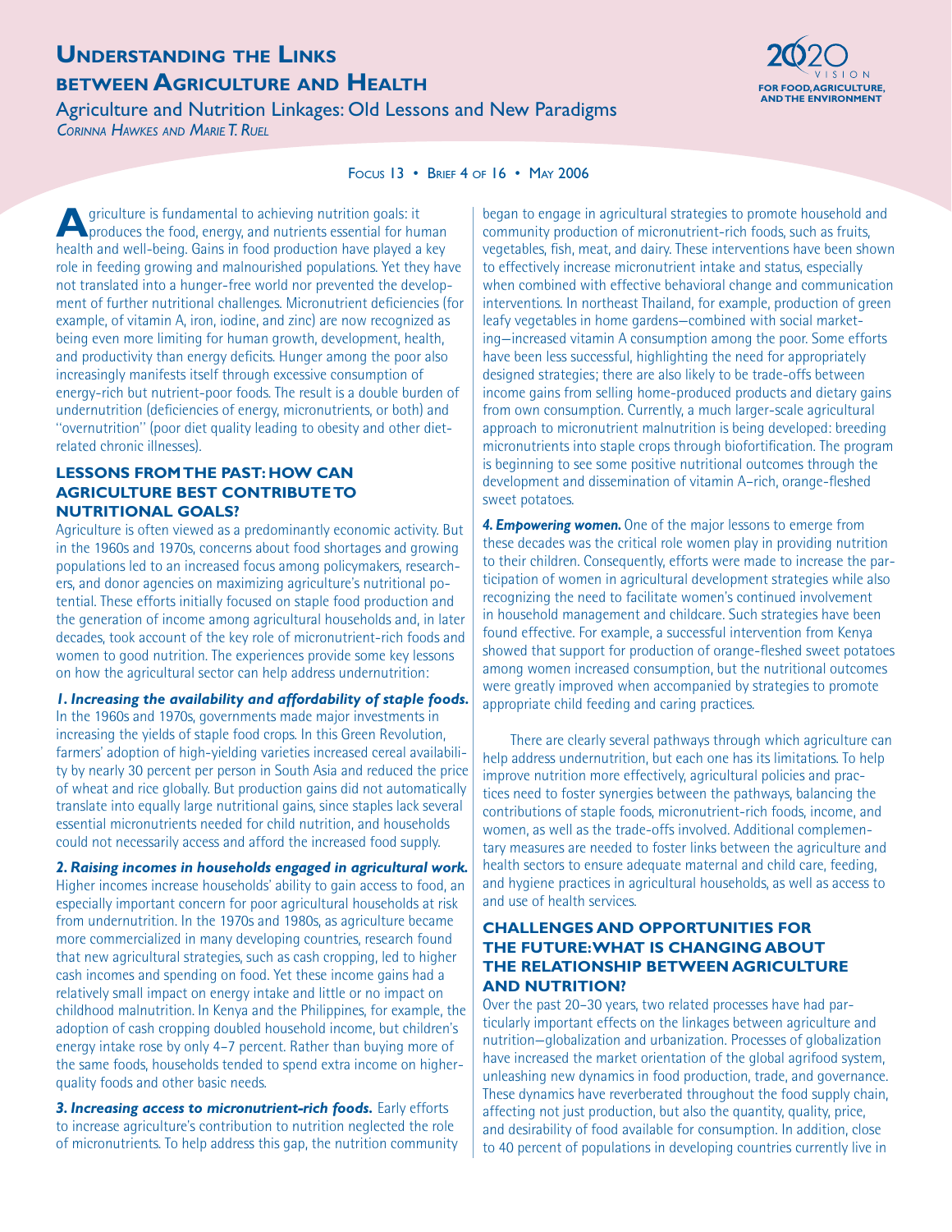# Understanding the Links between Agriculture and Health

## Agriculture and Nutrition Linkages: Old Lessons and New Paradigms

*Corinna Hawkes and Marie T. Ruel*

Focus 13 • Brief 4 of 16 • May 2006

Agriculture is fundamental to achieving nutrition goals: it produces the food, energy, and nutrients essential for human health and well-being. Gains in food production have played a key role in feeding growing and malnourished populations. Yet they have not translated into a hunger-free world nor prevented the development of further nutritional challenges. Micronutrient deficiencies (for example, of vitamin A, iron, iodine, and zinc) are now recognized as being even more limiting for human growth, development, health, and productivity than energy deficits. Hunger among the poor also increasingly manifests itself through excessive consumption of energy-rich but nutrient-poor foods. The result is a double burden of undernutrition (deficiencies of energy, micronutrients, or both) and "overnutrition" (poor diet quality leading to obesity and other diet-related chronic illnesses).

### LESSONS FROM THE PAST: HOW CAN AGRICULTURE BEST CONTRIBUTE TO NUTRITIONAL GOALS?

Agriculture is often viewed as a predominantly economic activity. But in the 1960s and 1970s, concerns about food shortages and growing populations led to an increased focus among policymakers, researchers, and donor agencies on maximizing agriculture's nutritional potential. These efforts initially focused on staple food production and the generation of income among agricultural households and, in later decades, took account of the key role of micronutrient-rich foods and women to good nutrition. The experiences provide some key lessons on how the agricultural sector can help address undernutrition:

***1. Increasing the availability and affordability of staple foods.*** In the 1960s and 1970s, governments made major investments in increasing the yields of staple food crops. In this Green Revolution, farmers' adoption of high-yielding varieties increased cereal availability by nearly 30 percent per person in South Asia and reduced the price of wheat and rice globally. But production gains did not automatically translate into equally large nutritional gains, since staples lack several essential micronutrients needed for child nutrition, and households could not necessarily access and afford the increased food supply.

***2. Raising incomes in households engaged in agricultural work.*** Higher incomes increase households' ability to gain access to food, an especially important concern for poor agricultural households at risk from undernutrition. In the 1970s and 1980s, as agriculture became more commercialized in many developing countries, research found that new agricultural strategies, such as cash cropping, led to higher cash incomes and spending on food. Yet these income gains had a relatively small impact on energy intake and little or no impact on childhood malnutrition. In Kenya and the Philippines, for example, the adoption of cash cropping doubled household income, but children's energy intake rose by only 4–7 percent. Rather than buying more of the same foods, households tended to spend extra income on higher-quality foods and other basic needs.

***3. Increasing access to micronutrient-rich foods.*** Early efforts to increase agriculture's contribution to nutrition neglected the role of micronutrients. To help address this gap, the nutrition community began to engage in agricultural strategies to promote household and community production of micronutrient-rich foods, such as fruits, vegetables, fish, meat, and dairy. These interventions have been shown to effectively increase micronutrient intake and status, especially when combined with effective behavioral change and communication interventions. In northeast Thailand, for example, production of green leafy vegetables in home gardens—combined with social marketing—increased vitamin A consumption among the poor. Some efforts have been less successful, highlighting the need for appropriately designed strategies; there are also likely to be trade-offs between income gains from selling home-produced products and dietary gains from own consumption. Currently, a much larger-scale agricultural approach to micronutrient malnutrition is being developed: breeding micronutrients into staple crops through biofortification. The program is beginning to see some positive nutritional outcomes through the development and dissemination of vitamin A–rich, orange-fleshed sweet potatoes.

***4. Empowering women.*** One of the major lessons to emerge from these decades was the critical role women play in providing nutrition to their children. Consequently, efforts were made to increase the participation of women in agricultural development strategies while also recognizing the need to facilitate women's continued involvement in household management and childcare. Such strategies have been found effective. For example, a successful intervention from Kenya showed that support for production of orange-fleshed sweet potatoes among women increased consumption, but the nutritional outcomes were greatly improved when accompanied by strategies to promote appropriate child feeding and caring practices.

There are clearly several pathways through which agriculture can help address undernutrition, but each one has its limitations. To help improve nutrition more effectively, agricultural policies and practices need to foster synergies between the pathways, balancing the contributions of staple foods, micronutrient-rich foods, income, and women, as well as the trade-offs involved. Additional complementary measures are needed to foster links between the agriculture and health sectors to ensure adequate maternal and child care, feeding, and hygiene practices in agricultural households, as well as access to and use of health services.

### CHALLENGES AND OPPORTUNITIES FOR THE FUTURE: WHAT IS CHANGING ABOUT THE RELATIONSHIP BETWEEN AGRICULTURE AND NUTRITION?

Over the past 20–30 years, two related processes have had particularly important effects on the linkages between agriculture and nutrition—globalization and urbanization. Processes of globalization have increased the market orientation of the global agrifood system, unleashing new dynamics in food production, trade, and governance. These dynamics have reverberated throughout the food supply chain, affecting not just production, but also the quantity, quality, price, and desirability of food available for consumption. In addition, close to 40 percent of populations in developing countries currently live in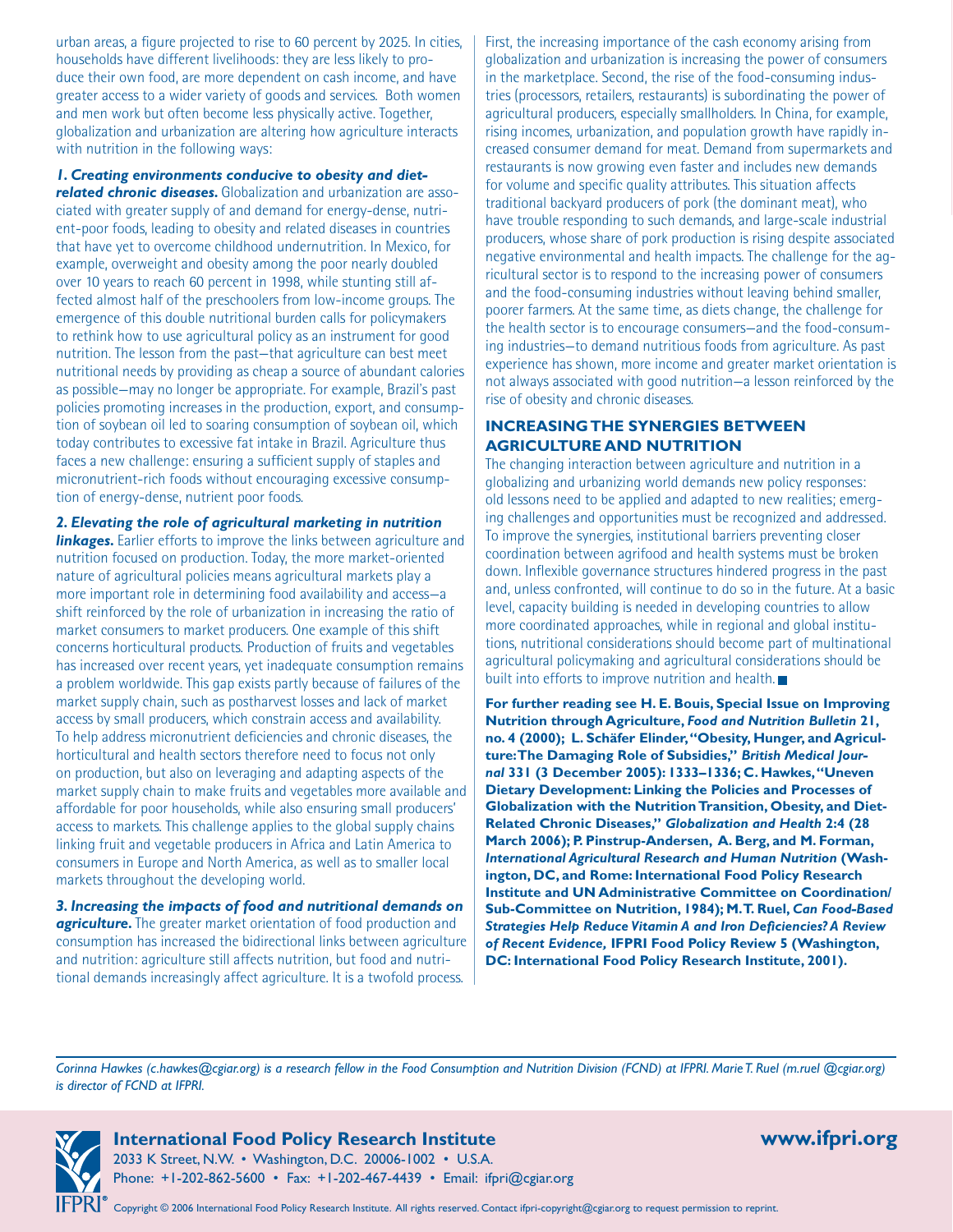urban areas, a figure projected to rise to 60 percent by 2025. In cities, households have different livelihoods: they are less likely to produce their own food, are more dependent on cash income, and have greater access to a wider variety of goods and services. Both women and men work but often become less physically active. Together, globalization and urbanization are altering how agriculture interacts with nutrition in the following ways:

***1. Creating environments conducive to obesity and diet-related chronic diseases.*** Globalization and urbanization are associated with greater supply of and demand for energy-dense, nutrient-poor foods, leading to obesity and related diseases in countries that have yet to overcome childhood undernutrition. In Mexico, for example, overweight and obesity among the poor nearly doubled over 10 years to reach 60 percent in 1998, while stunting still affected almost half of the preschoolers from low-income groups. The emergence of this double nutritional burden calls for policymakers to rethink how to use agricultural policy as an instrument for good nutrition. The lesson from the past—that agriculture can best meet nutritional needs by providing as cheap a source of abundant calories as possible—may no longer be appropriate. For example, Brazil's past policies promoting increases in the production, export, and consumption of soybean oil led to soaring consumption of soybean oil, which today contributes to excessive fat intake in Brazil. Agriculture thus faces a new challenge: ensuring a sufficient supply of staples and micronutrient-rich foods without encouraging excessive consumption of energy-dense, nutrient poor foods.

***2. Elevating the role of agricultural marketing in nutrition linkages.*** Earlier efforts to improve the links between agriculture and nutrition focused on production. Today, the more market-oriented nature of agricultural policies means agricultural markets play a more important role in determining food availability and access—a shift reinforced by the role of urbanization in increasing the ratio of market consumers to market producers. One example of this shift concerns horticultural products. Production of fruits and vegetables has increased over recent years, yet inadequate consumption remains a problem worldwide. This gap exists partly because of failures of the market supply chain, such as postharvest losses and lack of market access by small producers, which constrain access and availability. To help address micronutrient deficiencies and chronic diseases, the horticultural and health sectors therefore need to focus not only on production, but also on leveraging and adapting aspects of the market supply chain to make fruits and vegetables more available and affordable for poor households, while also ensuring small producers' access to markets. This challenge applies to the global supply chains linking fruit and vegetable producers in Africa and Latin America to consumers in Europe and North America, as well as to smaller local markets throughout the developing world.

***3. Increasing the impacts of food and nutritional demands on agriculture.*** The greater market orientation of food production and consumption has increased the bidirectional links between agriculture and nutrition: agriculture still affects nutrition, but food and nutritional demands increasingly affect agriculture. It is a twofold process. First, the increasing importance of the cash economy arising from globalization and urbanization is increasing the power of consumers in the marketplace. Second, the rise of the food-consuming industries (processors, retailers, restaurants) is subordinating the power of agricultural producers, especially smallholders. In China, for example, rising incomes, urbanization, and population growth have rapidly increased consumer demand for meat. Demand from supermarkets and restaurants is now growing even faster and includes new demands for volume and specific quality attributes. This situation affects traditional backyard producers of pork (the dominant meat), who have trouble responding to such demands, and large-scale industrial producers, whose share of pork production is rising despite associated negative environmental and health impacts. The challenge for the agricultural sector is to respond to the increasing power of consumers and the food-consuming industries without leaving behind smaller, poorer farmers. At the same time, as diets change, the challenge for the health sector is to encourage consumers—and the food-consuming industries—to demand nutritious foods from agriculture. As past experience has shown, more income and greater market orientation is not always associated with good nutrition—a lesson reinforced by the rise of obesity and chronic diseases.

## INCREASING THE SYNERGIES BETWEEN AGRICULTURE AND NUTRITION

The changing interaction between agriculture and nutrition in a globalizing and urbanizing world demands new policy responses: old lessons need to be applied and adapted to new realities; emerging challenges and opportunities must be recognized and addressed. To improve the synergies, institutional barriers preventing closer coordination between agrifood and health systems must be broken down. Inflexible governance structures hindered progress in the past and, unless confronted, will continue to do so in the future. At a basic level, capacity building is needed in developing countries to allow more coordinated approaches, while in regional and global institutions, nutritional considerations should become part of multinational agricultural policymaking and agricultural considerations should be built into efforts to improve nutrition and health. ■

**For further reading see H. E. Bouis, Special Issue on Improving Nutrition through Agriculture, *Food and Nutrition Bulletin* 21, no. 4 (2000); L. Schäfer Elinder, "Obesity, Hunger, and Agriculture: The Damaging Role of Subsidies," *British Medical Journal* 331 (3 December 2005): 1333–1336; C. Hawkes, "Uneven Dietary Development: Linking the Policies and Processes of Globalization with the Nutrition Transition, Obesity, and Diet-Related Chronic Diseases," *Globalization and Health* 2:4 (28 March 2006); P. Pinstrup-Andersen, A. Berg, and M. Forman, *International Agricultural Research and Human Nutrition* (Washington, DC, and Rome: International Food Policy Research Institute and UN Administrative Committee on Coordination/Sub-Committee on Nutrition, 1984); M. T. Ruel, *Can Food-Based Strategies Help Reduce Vitamin A and Iron Deficiencies? A Review of Recent Evidence,* IFPRI Food Policy Review 5 (Washington, DC: International Food Policy Research Institute, 2001).**

*Corinna Hawkes (c.hawkes@cgiar.org) is a research fellow in the Food Consumption and Nutrition Division (FCND) at IFPRI. Marie T. Ruel (m.ruel @cgiar.org) is director of FCND at IFPRI.*

**International Food Policy Research Institute** **www.ifpri.org**
2033 K Street, N.W. • Washington, D.C. 20006-1002 • U.S.A.
Phone: +1-202-862-5600 • Fax: +1-202-467-4439 • Email: ifpri@cgiar.org

Copyright © 2006 International Food Policy Research Institute. All rights reserved. Contact ifpri-copyright@cgiar.org to request permission to reprint.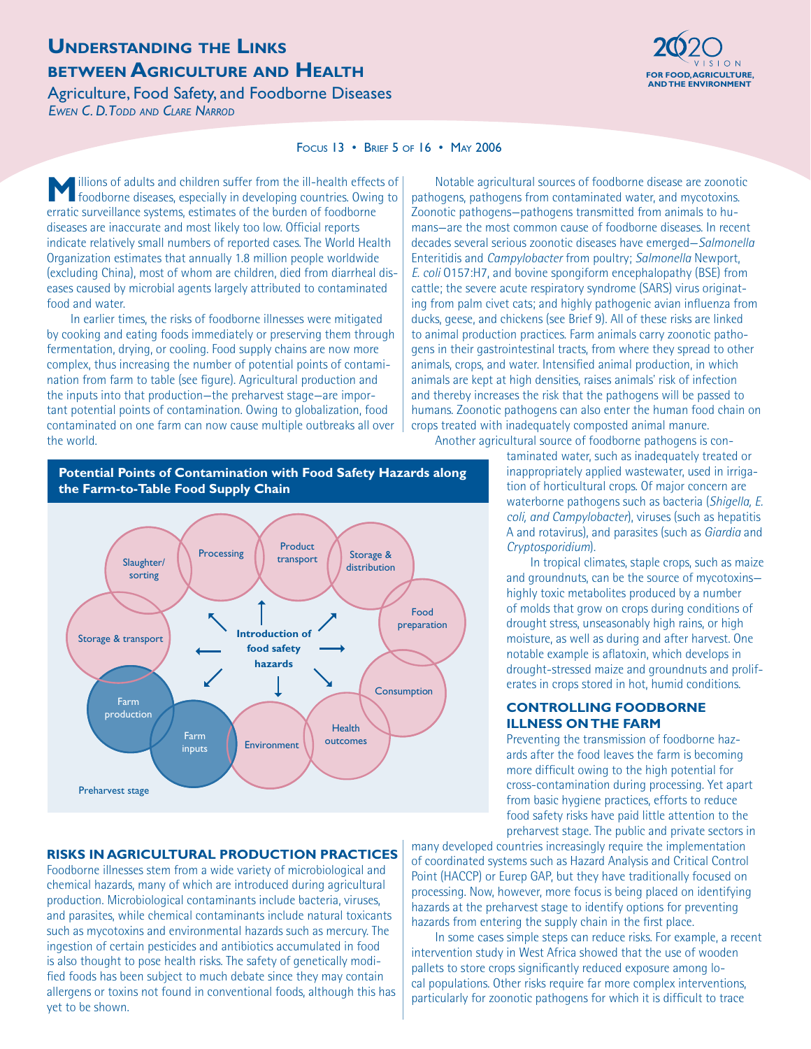# Understanding the Links between Agriculture and Health

## Agriculture, Food Safety, and Foodborne Diseases

*Ewen C. D. Todd and Clare Narrod*

Focus 13 • Brief 5 of 16 • May 2006

Millions of adults and children suffer from the ill-health effects of foodborne diseases, especially in developing countries. Owing to erratic surveillance systems, estimates of the burden of foodborne diseases are inaccurate and most likely too low. Official reports indicate relatively small numbers of reported cases. The World Health Organization estimates that annually 1.8 million people worldwide (excluding China), most of whom are children, died from diarrheal diseases caused by microbial agents largely attributed to contaminated food and water.

In earlier times, the risks of foodborne illnesses were mitigated by cooking and eating foods immediately or preserving them through fermentation, drying, or cooling. Food supply chains are now more complex, thus increasing the number of potential points of contamination from farm to table (see figure). Agricultural production and the inputs into that production—the preharvest stage—are important potential points of contamination. Owing to globalization, food contaminated on one farm can now cause multiple outbreaks all over the world.

**Potential Points of Contamination with Food Safety Hazards along the Farm-to-Table Food Supply Chain**

Introduction of food safety hazards: Farm production; Farm inputs; Environment; Health outcomes; Consumption; Food preparation; Storage & distribution; Product transport; Processing; Slaughter/sorting; Storage & transport

Preharvest stage

### Risks in Agricultural Production Practices

Foodborne illnesses stem from a wide variety of microbiological and chemical hazards, many of which are introduced during agricultural production. Microbiological contaminants include bacteria, viruses, and parasites, while chemical contaminants include natural toxicants such as mycotoxins and environmental hazards such as mercury. The ingestion of certain pesticides and antibiotics accumulated in food is also thought to pose health risks. The safety of genetically modified foods has been subject to much debate since they may contain allergens or toxins not found in conventional foods, although this has yet to be shown.

Notable agricultural sources of foodborne disease are zoonotic pathogens, pathogens from contaminated water, and mycotoxins. Zoonotic pathogens—pathogens transmitted from animals to humans—are the most common cause of foodborne diseases. In recent decades several serious zoonotic diseases have emerged—*Salmonella* Enteritidis and *Campylobacter* from poultry; *Salmonella* Newport, *E. coli* O157:H7, and bovine spongiform encephalopathy (BSE) from cattle; the severe acute respiratory syndrome (SARS) virus originating from palm civet cats; and highly pathogenic avian influenza from ducks, geese, and chickens (see Brief 9). All of these risks are linked to animal production practices. Farm animals carry zoonotic pathogens in their gastrointestinal tracts, from where they spread to other animals, crops, and water. Intensified animal production, in which animals are kept at high densities, raises animals' risk of infection and thereby increases the risk that the pathogens will be passed to humans. Zoonotic pathogens can also enter the human food chain on crops treated with inadequately composted animal manure.

Another agricultural source of foodborne pathogens is contaminated water, such as inadequately treated or inappropriately applied wastewater, used in irrigation of horticultural crops. Of major concern are waterborne pathogens such as bacteria (*Shigella, E. coli, and Campylobacter*), viruses (such as hepatitis A and rotavirus), and parasites (such as *Giardia* and *Cryptosporidium*).

In tropical climates, staple crops, such as maize and groundnuts, can be the source of mycotoxins—highly toxic metabolites produced by a number of molds that grow on crops during conditions of drought stress, unseasonably high rains, or high moisture, as well as during and after harvest. One notable example is aflatoxin, which develops in drought-stressed maize and groundnuts and proliferates in crops stored in hot, humid conditions.

### Controlling Foodborne Illness on the Farm

Preventing the transmission of foodborne hazards after the food leaves the farm is becoming more difficult owing to the high potential for cross-contamination during processing. Yet apart from basic hygiene practices, efforts to reduce food safety risks have paid little attention to the preharvest stage. The public and private sectors in many developed countries increasingly require the implementation of coordinated systems such as Hazard Analysis and Critical Control Point (HACCP) or Eurep GAP, but they have traditionally focused on processing. Now, however, more focus is being placed on identifying hazards at the preharvest stage to identify options for preventing hazards from entering the supply chain in the first place.

In some cases simple steps can reduce risks. For example, a recent intervention study in West Africa showed that the use of wooden pallets to store crops significantly reduced exposure among local populations. Other risks require far more complex interventions, particularly for zoonotic pathogens for which it is difficult to trace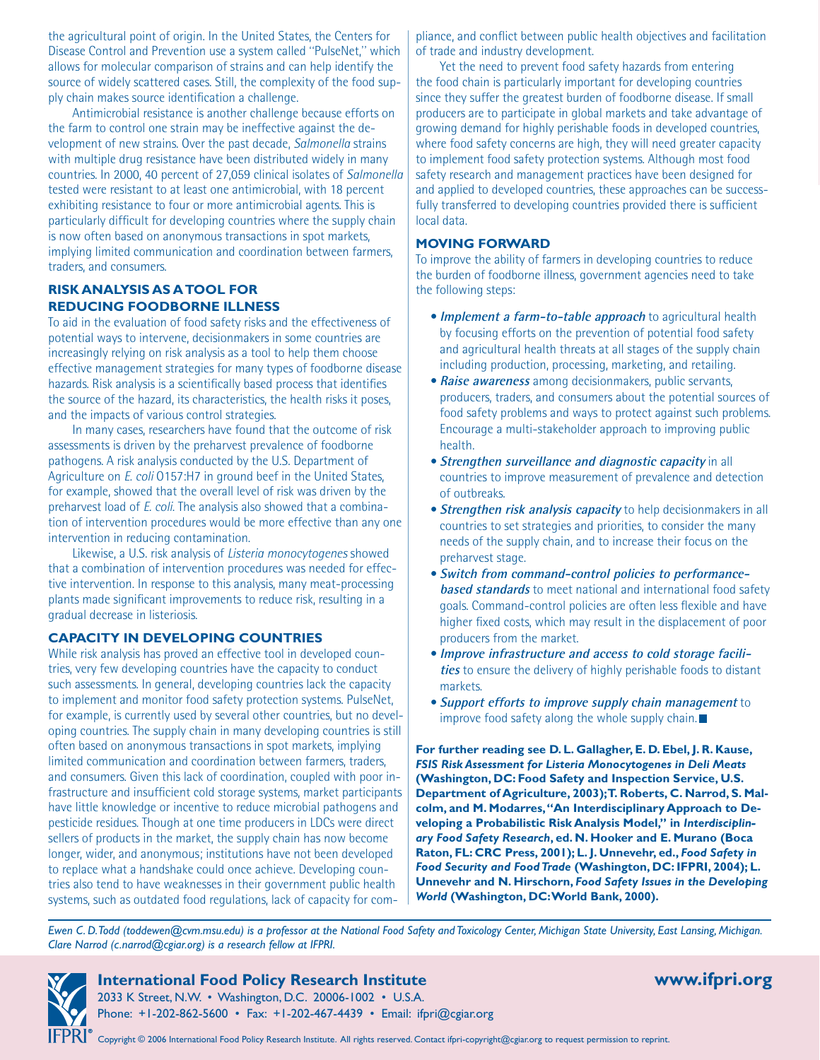the agricultural point of origin. In the United States, the Centers for Disease Control and Prevention use a system called "PulseNet," which allows for molecular comparison of strains and can help identify the source of widely scattered cases. Still, the complexity of the food supply chain makes source identification a challenge.

Antimicrobial resistance is another challenge because efforts on the farm to control one strain may be ineffective against the development of new strains. Over the past decade, *Salmonella* strains with multiple drug resistance have been distributed widely in many countries. In 2000, 40 percent of 27,059 clinical isolates of *Salmonella* tested were resistant to at least one antimicrobial, with 18 percent exhibiting resistance to four or more antimicrobial agents. This is particularly difficult for developing countries where the supply chain is now often based on anonymous transactions in spot markets, implying limited communication and coordination between farmers, traders, and consumers.

## RISK ANALYSIS AS A TOOL FOR REDUCING FOODBORNE ILLNESS

To aid in the evaluation of food safety risks and the effectiveness of potential ways to intervene, decisionmakers in some countries are increasingly relying on risk analysis as a tool to help them choose effective management strategies for many types of foodborne disease hazards. Risk analysis is a scientifically based process that identifies the source of the hazard, its characteristics, the health risks it poses, and the impacts of various control strategies.

In many cases, researchers have found that the outcome of risk assessments is driven by the preharvest prevalence of foodborne pathogens. A risk analysis conducted by the U.S. Department of Agriculture on *E. coli* O157:H7 in ground beef in the United States, for example, showed that the overall level of risk was driven by the preharvest load of *E. coli*. The analysis also showed that a combination of intervention procedures would be more effective than any one intervention in reducing contamination.

Likewise, a U.S. risk analysis of *Listeria monocytogenes* showed that a combination of intervention procedures was needed for effective intervention. In response to this analysis, many meat-processing plants made significant improvements to reduce risk, resulting in a gradual decrease in listeriosis.

## CAPACITY IN DEVELOPING COUNTRIES

While risk analysis has proved an effective tool in developed countries, very few developing countries have the capacity to conduct such assessments. In general, developing countries lack the capacity to implement and monitor food safety protection systems. PulseNet, for example, is currently used by several other countries, but no developing countries. The supply chain in many developing countries is still often based on anonymous transactions in spot markets, implying limited communication and coordination between farmers, traders, and consumers. Given this lack of coordination, coupled with poor infrastructure and insufficient cold storage systems, market participants have little knowledge or incentive to reduce microbial pathogens and pesticide residues. Though at one time producers in LDCs were direct sellers of products in the market, the supply chain has now become longer, wider, and anonymous; institutions have not been developed to replace what a handshake could once achieve. Developing countries also tend to have weaknesses in their government public health systems, such as outdated food regulations, lack of capacity for compliance, and conflict between public health objectives and facilitation of trade and industry development.

Yet the need to prevent food safety hazards from entering the food chain is particularly important for developing countries since they suffer the greatest burden of foodborne disease. If small producers are to participate in global markets and take advantage of growing demand for highly perishable foods in developed countries, where food safety concerns are high, they will need greater capacity to implement food safety protection systems. Although most food safety research and management practices have been designed for and applied to developed countries, these approaches can be successfully transferred to developing countries provided there is sufficient local data.

## MOVING FORWARD

To improve the ability of farmers in developing countries to reduce the burden of foodborne illness, government agencies need to take the following steps:

- ***Implement a farm-to-table approach*** to agricultural health by focusing efforts on the prevention of potential food safety and agricultural health threats at all stages of the supply chain including production, processing, marketing, and retailing.
- ***Raise awareness*** among decisionmakers, public servants, producers, traders, and consumers about the potential sources of food safety problems and ways to protect against such problems. Encourage a multi-stakeholder approach to improving public health.
- ***Strengthen surveillance and diagnostic capacity*** in all countries to improve measurement of prevalence and detection of outbreaks.
- ***Strengthen risk analysis capacity*** to help decisionmakers in all countries to set strategies and priorities, to consider the many needs of the supply chain, and to increase their focus on the preharvest stage.
- ***Switch from command-control policies to performance-based standards*** to meet national and international food safety goals. Command-control policies are often less flexible and have higher fixed costs, which may result in the displacement of poor producers from the market.
- ***Improve infrastructure and access to cold storage facilities*** to ensure the delivery of highly perishable foods to distant markets.
- ***Support efforts to improve supply chain management*** to improve food safety along the whole supply chain. ■

**For further reading see D. L. Gallagher, E. D. Ebel, J. R. Kause, *FSIS Risk Assessment for Listeria Monocytogenes in Deli Meats* (Washington, DC: Food Safety and Inspection Service, U.S. Department of Agriculture, 2003); T. Roberts, C. Narrod, S. Malcolm, and M. Modarres, "An Interdisciplinary Approach to Developing a Probabilistic Risk Analysis Model," in *Interdisciplinary Food Safety Research*, ed. N. Hooker and E. Murano (Boca Raton, FL: CRC Press, 2001); L. J. Unnevehr, ed., *Food Safety in Food Security and Food Trade* (Washington, DC: IFPRI, 2004); L. Unnevehr and N. Hirschorn, *Food Safety Issues in the Developing World* (Washington, DC: World Bank, 2000).**

*Ewen C. D. Todd (toddewen@cvm.msu.edu) is a professor at the National Food Safety and Toxicology Center, Michigan State University, East Lansing, Michigan. Clare Narrod (c.narrod@cgiar.org) is a research fellow at IFPRI.*

**International Food Policy Research Institute** **www.ifpri.org**

2033 K Street, N.W. • Washington, D.C. 20006-1002 • U.S.A.
Phone: +1-202-862-5600 • Fax: +1-202-467-4439 • Email: ifpri@cgiar.org

Copyright © 2006 International Food Policy Research Institute. All rights reserved. Contact ifpri-copyright@cgiar.org to request permission to reprint.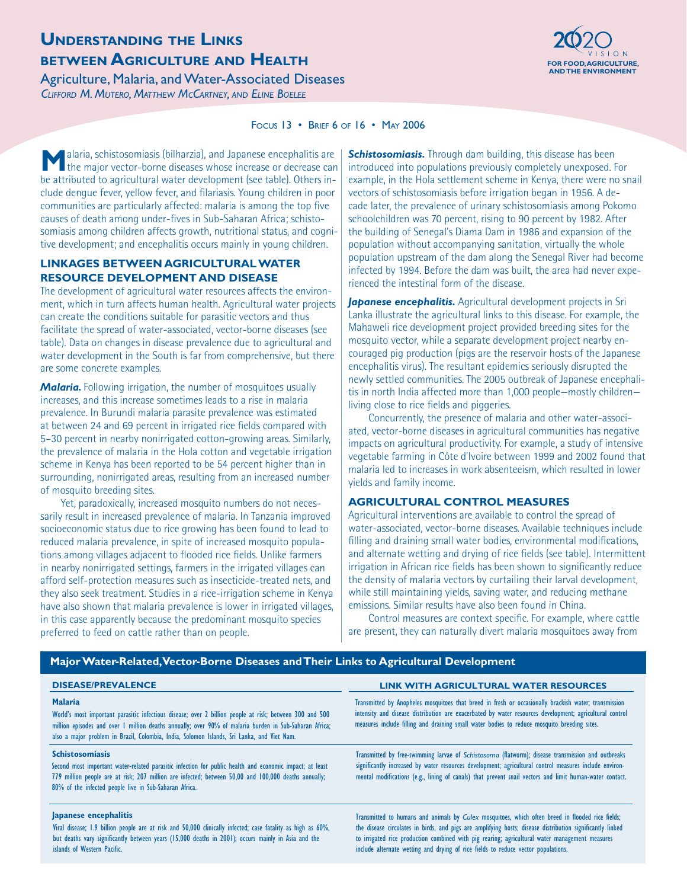# Understanding the Links between Agriculture and Health

## Agriculture, Malaria, and Water-Associated Diseases

*Clifford M. Mutero, Matthew McCartney, and Eline Boelee*

Focus 13 • Brief 6 of 16 • May 2006

Malaria, schistosomiasis (bilharzia), and Japanese encephalitis are the major vector-borne diseases whose increase or decrease can be attributed to agricultural water development (see table). Others include dengue fever, yellow fever, and filariasis. Young children in poor communities are particularly affected: malaria is among the top five causes of death among under-fives in Sub-Saharan Africa; schistosomiasis among children affects growth, nutritional status, and cognitive development; and encephalitis occurs mainly in young children.

### Linkages between Agricultural Water Resource Development and Disease

The development of agricultural water resources affects the environment, which in turn affects human health. Agricultural water projects can create the conditions suitable for parasitic vectors and thus facilitate the spread of water-associated, vector-borne diseases (see table). Data on changes in disease prevalence due to agricultural and water development in the South is far from comprehensive, but there are some concrete examples.

***Malaria.*** Following irrigation, the number of mosquitoes usually increases, and this increase sometimes leads to a rise in malaria prevalence. In Burundi malaria parasite prevalence was estimated at between 24 and 69 percent in irrigated rice fields compared with 5–30 percent in nearby nonirrigated cotton-growing areas. Similarly, the prevalence of malaria in the Hola cotton and vegetable irrigation scheme in Kenya has been reported to be 54 percent higher than in surrounding, nonirrigated areas, resulting from an increased number of mosquito breeding sites.

Yet, paradoxically, increased mosquito numbers do not necessarily result in increased prevalence of malaria. In Tanzania improved socioeconomic status due to rice growing has been found to lead to reduced malaria prevalence, in spite of increased mosquito populations among villages adjacent to flooded rice fields. Unlike farmers in nearby nonirrigated settings, farmers in the irrigated villages can afford self-protection measures such as insecticide-treated nets, and they also seek treatment. Studies in a rice-irrigation scheme in Kenya have also shown that malaria prevalence is lower in irrigated villages, in this case apparently because the predominant mosquito species preferred to feed on cattle rather than on people.

***Schistosomiasis.*** Through dam building, this disease has been introduced into populations previously completely unexposed. For example, in the Hola settlement scheme in Kenya, there were no snail vectors of schistosomiasis before irrigation began in 1956. A decade later, the prevalence of urinary schistosomiasis among Pokomo schoolchildren was 70 percent, rising to 90 percent by 1982. After the building of Senegal's Diama Dam in 1986 and expansion of the population without accompanying sanitation, virtually the whole population upstream of the dam along the Senegal River had become infected by 1994. Before the dam was built, the area had never experienced the intestinal form of the disease.

***Japanese encephalitis.*** Agricultural development projects in Sri Lanka illustrate the agricultural links to this disease. For example, the Mahaweli rice development project provided breeding sites for the mosquito vector, while a separate development project nearby encouraged pig production (pigs are the reservoir hosts of the Japanese encephalitis virus). The resultant epidemics seriously disrupted the newly settled communities. The 2005 outbreak of Japanese encephalitis in north India affected more than 1,000 people—mostly children—living close to rice fields and piggeries.

Concurrently, the presence of malaria and other water-associated, vector-borne diseases in agricultural communities has negative impacts on agricultural productivity. For example, a study of intensive vegetable farming in Côte d'Ivoire between 1999 and 2002 found that malaria led to increases in work absenteeism, which resulted in lower yields and family income.

### Agricultural Control Measures

Agricultural interventions are available to control the spread of water-associated, vector-borne diseases. Available techniques include filling and draining small water bodies, environmental modifications, and alternate wetting and drying of rice fields (see table). Intermittent irrigation in African rice fields has been shown to significantly reduce the density of malaria vectors by curtailing their larval development, while still maintaining yields, saving water, and reducing methane emissions. Similar results have also been found in China.

Control measures are context specific. For example, where cattle are present, they can naturally divert malaria mosquitoes away from

**Major Water-Related, Vector-Borne Diseases and Their Links to Agricultural Development**

| Disease/Prevalence | Link with Agricultural Water Resources |
|---|---|
| **Malaria**<br>World's most important parasitic infectious disease; over 2 billion people at risk; between 300 and 500 million episodes and over 1 million deaths annually; over 90% of malaria burden in Sub-Saharan Africa; also a major problem in Brazil, Colombia, India, Solomon Islands, Sri Lanka, and Viet Nam. | Transmitted by Anopheles mosquitoes that breed in fresh or occasionally brackish water; transmission intensity and disease distribution are exacerbated by water resources development; agricultural control measures include filling and draining small water bodies to reduce mosquito breeding sites. |
| **Schistosomiasis**<br>Second most important water-related parasitic infection for public health and economic impact; at least 779 million people are at risk; 207 million are infected; between 50,00 and 100,000 deaths annually; 80% of the infected people live in Sub-Saharan Africa. | Transmitted by free-swimming larvae of *Schistosoma* (flatworm); disease transmission and outbreaks significantly increased by water resources development; agricultural control measures include environmental modifications (e.g., lining of canals) that prevent snail vectors and limit human-water contact. |
| **Japanese encephalitis**<br>Viral disease; 1.9 billion people are at risk and 50,000 clinically infected; case fatality as high as 60%, but deaths vary significantly between years (15,000 deaths in 2001); occurs mainly in Asia and the islands of Western Pacific. | Transmitted to humans and animals by *Culex* mosquitoes, which often breed in flooded rice fields; the disease circulates in birds, and pigs are amplifying hosts; disease distribution significantly linked to irrigated rice production combined with pig rearing; agricultural water management measures include alternate wetting and drying of rice fields to reduce vector populations. |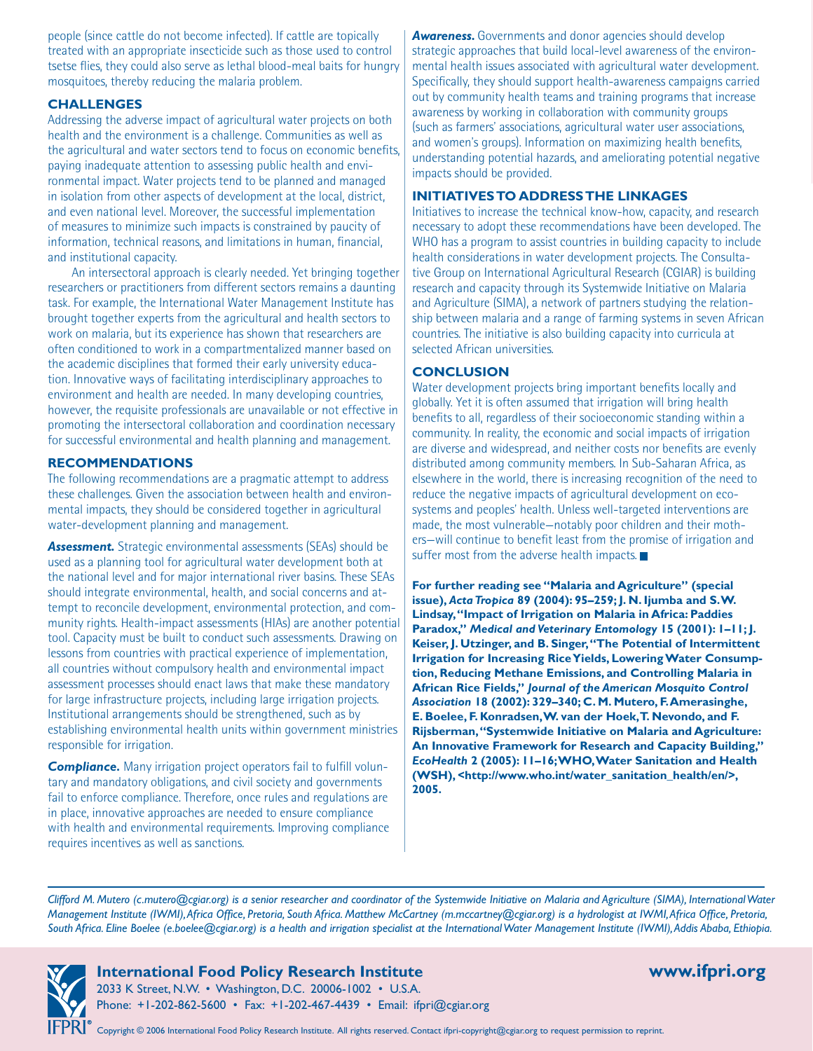people (since cattle do not become infected). If cattle are topically treated with an appropriate insecticide such as those used to control tsetse flies, they could also serve as lethal blood-meal baits for hungry mosquitoes, thereby reducing the malaria problem.

## CHALLENGES

Addressing the adverse impact of agricultural water projects on both health and the environment is a challenge. Communities as well as the agricultural and water sectors tend to focus on economic benefits, paying inadequate attention to assessing public health and environmental impact. Water projects tend to be planned and managed in isolation from other aspects of development at the local, district, and even national level. Moreover, the successful implementation of measures to minimize such impacts is constrained by paucity of information, technical reasons, and limitations in human, financial, and institutional capacity.

An intersectoral approach is clearly needed. Yet bringing together researchers or practitioners from different sectors remains a daunting task. For example, the International Water Management Institute has brought together experts from the agricultural and health sectors to work on malaria, but its experience has shown that researchers are often conditioned to work in a compartmentalized manner based on the academic disciplines that formed their early university education. Innovative ways of facilitating interdisciplinary approaches to environment and health are needed. In many developing countries, however, the requisite professionals are unavailable or not effective in promoting the intersectoral collaboration and coordination necessary for successful environmental and health planning and management.

## RECOMMENDATIONS

The following recommendations are a pragmatic attempt to address these challenges. Given the association between health and environmental impacts, they should be considered together in agricultural water-development planning and management.

***Assessment.*** Strategic environmental assessments (SEAs) should be used as a planning tool for agricultural water development both at the national level and for major international river basins. These SEAs should integrate environmental, health, and social concerns and attempt to reconcile development, environmental protection, and community rights. Health-impact assessments (HIAs) are another potential tool. Capacity must be built to conduct such assessments. Drawing on lessons from countries with practical experience of implementation, all countries without compulsory health and environmental impact assessment processes should enact laws that make these mandatory for large infrastructure projects, including large irrigation projects. Institutional arrangements should be strengthened, such as by establishing environmental health units within government ministries responsible for irrigation.

***Compliance.*** Many irrigation project operators fail to fulfill voluntary and mandatory obligations, and civil society and governments fail to enforce compliance. Therefore, once rules and regulations are in place, innovative approaches are needed to ensure compliance with health and environmental requirements. Improving compliance requires incentives as well as sanctions.

***Awareness.*** Governments and donor agencies should develop strategic approaches that build local-level awareness of the environmental health issues associated with agricultural water development. Specifically, they should support health-awareness campaigns carried out by community health teams and training programs that increase awareness by working in collaboration with community groups (such as farmers' associations, agricultural water user associations, and women's groups). Information on maximizing health benefits, understanding potential hazards, and ameliorating potential negative impacts should be provided.

## INITIATIVES TO ADDRESS THE LINKAGES

Initiatives to increase the technical know-how, capacity, and research necessary to adopt these recommendations have been developed. The WHO has a program to assist countries in building capacity to include health considerations in water development projects. The Consultative Group on International Agricultural Research (CGIAR) is building research and capacity through its Systemwide Initiative on Malaria and Agriculture (SIMA), a network of partners studying the relationship between malaria and a range of farming systems in seven African countries. The initiative is also building capacity into curricula at selected African universities.

## CONCLUSION

Water development projects bring important benefits locally and globally. Yet it is often assumed that irrigation will bring health benefits to all, regardless of their socioeconomic standing within a community. In reality, the economic and social impacts of irrigation are diverse and widespread, and neither costs nor benefits are evenly distributed among community members. In Sub-Saharan Africa, as elsewhere in the world, there is increasing recognition of the need to reduce the negative impacts of agricultural development on ecosystems and peoples' health. Unless well-targeted interventions are made, the most vulnerable—notably poor children and their mothers—will continue to benefit least from the promise of irrigation and suffer most from the adverse health impacts. ■

**For further reading see "Malaria and Agriculture" (special issue), *Acta Tropica* 89 (2004): 95–259; J. N. Ijumba and S.W. Lindsay, "Impact of Irrigation on Malaria in Africa: Paddies Paradox," *Medical and Veterinary Entomology* 15 (2001): 1–11; J. Keiser, J. Utzinger, and B. Singer, "The Potential of Intermittent Irrigation for Increasing Rice Yields, Lowering Water Consumption, Reducing Methane Emissions, and Controlling Malaria in African Rice Fields," *Journal of the American Mosquito Control Association* 18 (2002): 329–340; C. M. Mutero, F. Amerasinghe, E. Boelee, F. Konradsen, W. van der Hoek, T. Nevondo, and F. Rijsberman, "Systemwide Initiative on Malaria and Agriculture: An Innovative Framework for Research and Capacity Building," *EcoHealth* 2 (2005): 11–16; WHO, Water Sanitation and Health (WSH), <http://www.who.int/water_sanitation_health/en/>, 2005.**

---

*Clifford M. Mutero (c.mutero@cgiar.org) is a senior researcher and coordinator of the Systemwide Initiative on Malaria and Agriculture (SIMA), International Water Management Institute (IWMI), Africa Office, Pretoria, South Africa. Matthew McCartney (m.mccartney@cgiar.org) is a hydrologist at IWMI, Africa Office, Pretoria, South Africa. Eline Boelee (e.boelee@cgiar.org) is a health and irrigation specialist at the International Water Management Institute (IWMI), Addis Ababa, Ethiopia.*

**International Food Policy Research Institute**
2033 K Street, N.W. • Washington, D.C. 20006-1002 • U.S.A.
Phone: +1-202-862-5600 • Fax: +1-202-467-4439 • Email: ifpri@cgiar.org

**www.ifpri.org**

Copyright © 2006 International Food Policy Research Institute. All rights reserved. Contact ifpri-copyright@cgiar.org to request permission to reprint.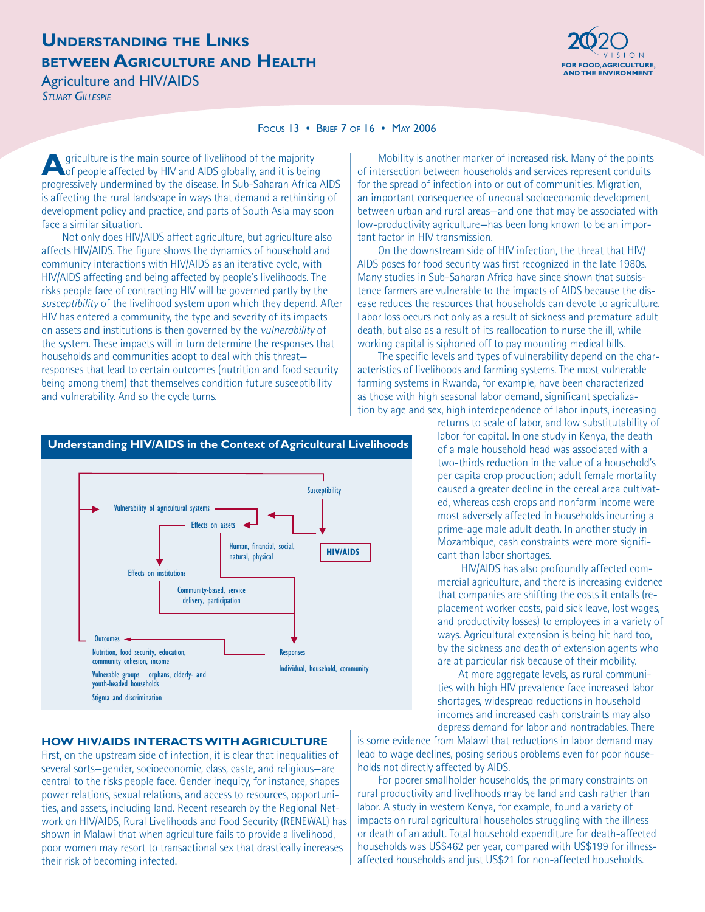# Understanding the Links between Agriculture and Health

## Agriculture and HIV/AIDS

*Stuart Gillespie*

Focus 13 • Brief 7 of 16 • May 2006

Agriculture is the main source of livelihood of the majority of people affected by HIV and AIDS globally, and it is being progressively undermined by the disease. In Sub-Saharan Africa AIDS is affecting the rural landscape in ways that demand a rethinking of development policy and practice, and parts of South Asia may soon face a similar situation.

Not only does HIV/AIDS affect agriculture, but agriculture also affects HIV/AIDS. The figure shows the dynamics of household and community interactions with HIV/AIDS as an iterative cycle, with HIV/AIDS affecting and being affected by people's livelihoods. The risks people face of contracting HIV will be governed partly by the *susceptibility* of the livelihood system upon which they depend. After HIV has entered a community, the type and severity of its impacts on assets and institutions is then governed by the *vulnerability* of the system. These impacts will in turn determine the responses that households and communities adopt to deal with this threat—responses that lead to certain outcomes (nutrition and food security being among them) that themselves condition future susceptibility and vulnerability. And so the cycle turns.

**Understanding HIV/AIDS in the Context of Agricultural Livelihoods**

Susceptibility

Vulnerability of agricultural systems

Effects on assets

Human, financial, social, natural, physical

HIV/AIDS

Effects on institutions

Community-based, service delivery, participation

Outcomes

Nutrition, food security, education, community cohesion, income

Vulnerable groups—orphans, elderly- and youth-headed households

Stigma and discrimination

Responses

Individual, household, community

### HOW HIV/AIDS INTERACTS WITH AGRICULTURE

First, on the upstream side of infection, it is clear that inequalities of several sorts—gender, socioeconomic, class, caste, and religious—are central to the risks people face. Gender inequity, for instance, shapes power relations, sexual relations, and access to resources, opportunities, and assets, including land. Recent research by the Regional Network on HIV/AIDS, Rural Livelihoods and Food Security (RENEWAL) has shown in Malawi that when agriculture fails to provide a livelihood, poor women may resort to transactional sex that drastically increases their risk of becoming infected.

Mobility is another marker of increased risk. Many of the points of intersection between households and services represent conduits for the spread of infection into or out of communities. Migration, an important consequence of unequal socioeconomic development between urban and rural areas—and one that may be associated with low-productivity agriculture—has been long known to be an important factor in HIV transmission.

On the downstream side of HIV infection, the threat that HIV/AIDS poses for food security was first recognized in the late 1980s. Many studies in Sub-Saharan Africa have since shown that subsistence farmers are vulnerable to the impacts of AIDS because the disease reduces the resources that households can devote to agriculture. Labor loss occurs not only as a result of sickness and premature adult death, but also as a result of its reallocation to nurse the ill, while working capital is siphoned off to pay mounting medical bills.

The specific levels and types of vulnerability depend on the characteristics of livelihoods and farming systems. The most vulnerable farming systems in Rwanda, for example, have been characterized as those with high seasonal labor demand, significant specialization by age and sex, high interdependence of labor inputs, increasing returns to scale of labor, and low substitutability of labor for capital. In one study in Kenya, the death of a male household head was associated with a two-thirds reduction in the value of a household's per capita crop production; adult female mortality caused a greater decline in the cereal area cultivated, whereas cash crops and nonfarm income were most adversely affected in households incurring a prime-age male adult death. In another study in Mozambique, cash constraints were more significant than labor shortages.

HIV/AIDS has also profoundly affected commercial agriculture, and there is increasing evidence that companies are shifting the costs it entails (replacement worker costs, paid sick leave, lost wages, and productivity losses) to employees in a variety of ways. Agricultural extension is being hit hard too, by the sickness and death of extension agents who are at particular risk because of their mobility.

At more aggregate levels, as rural communities with high HIV prevalence face increased labor shortages, widespread reductions in household incomes and increased cash constraints may also depress demand for labor and nontradables. There is some evidence from Malawi that reductions in labor demand may lead to wage declines, posing serious problems even for poor households not directly affected by AIDS.

For poorer smallholder households, the primary constraints on rural productivity and livelihoods may be land and cash rather than labor. A study in western Kenya, for example, found a variety of impacts on rural agricultural households struggling with the illness or death of an adult. Total household expenditure for death-affected households was US$462 per year, compared with US$199 for illness-affected households and just US$21 for non-affected households.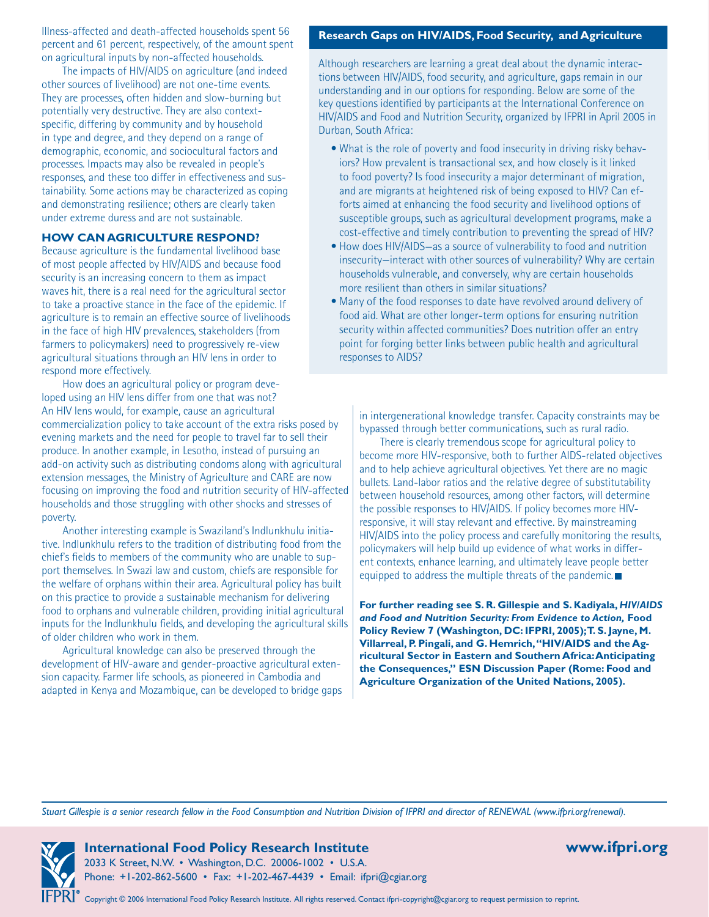Illness-affected and death-affected households spent 56 percent and 61 percent, respectively, of the amount spent on agricultural inputs by non-affected households.

The impacts of HIV/AIDS on agriculture (and indeed other sources of livelihood) are not one-time events. They are processes, often hidden and slow-burning but potentially very destructive. They are also context-specific, differing by community and by household in type and degree, and they depend on a range of demographic, economic, and sociocultural factors and processes. Impacts may also be revealed in people's responses, and these too differ in effectiveness and sustainability. Some actions may be characterized as coping and demonstrating resilience; others are clearly taken under extreme duress and are not sustainable.

## HOW CAN AGRICULTURE RESPOND?

Because agriculture is the fundamental livelihood base of most people affected by HIV/AIDS and because food security is an increasing concern to them as impact waves hit, there is a real need for the agricultural sector to take a proactive stance in the face of the epidemic. If agriculture is to remain an effective source of livelihoods in the face of high HIV prevalences, stakeholders (from farmers to policymakers) need to progressively re-view agricultural situations through an HIV lens in order to respond more effectively.

How does an agricultural policy or program developed using an HIV lens differ from one that was not? An HIV lens would, for example, cause an agricultural commercialization policy to take account of the extra risks posed by evening markets and the need for people to travel far to sell their produce. In another example, in Lesotho, instead of pursuing an add-on activity such as distributing condoms along with agricultural extension messages, the Ministry of Agriculture and CARE are now focusing on improving the food and nutrition security of HIV-affected households and those struggling with other shocks and stresses of poverty.

Another interesting example is Swaziland's Indlunkhulu initiative. Indlunkhulu refers to the tradition of distributing food from the chief's fields to members of the community who are unable to support themselves. In Swazi law and custom, chiefs are responsible for the welfare of orphans within their area. Agricultural policy has built on this practice to provide a sustainable mechanism for delivering food to orphans and vulnerable children, providing initial agricultural inputs for the Indlunkhulu fields, and developing the agricultural skills of older children who work in them.

Agricultural knowledge can also be preserved through the development of HIV-aware and gender-proactive agricultural extension capacity. Farmer life schools, as pioneered in Cambodia and adapted in Kenya and Mozambique, can be developed to bridge gaps in intergenerational knowledge transfer. Capacity constraints may be bypassed through better communications, such as rural radio.

There is clearly tremendous scope for agricultural policy to become more HIV-responsive, both to further AIDS-related objectives and to help achieve agricultural objectives. Yet there are no magic bullets. Land-labor ratios and the relative degree of substitutability between household resources, among other factors, will determine the possible responses to HIV/AIDS. If policy becomes more HIV-responsive, it will stay relevant and effective. By mainstreaming HIV/AIDS into the policy process and carefully monitoring the results, policymakers will help build up evidence of what works in different contexts, enhance learning, and ultimately leave people better equipped to address the multiple threats of the pandemic. ■

### Research Gaps on HIV/AIDS, Food Security, and Agriculture

Although researchers are learning a great deal about the dynamic interactions between HIV/AIDS, food security, and agriculture, gaps remain in our understanding and in our options for responding. Below are some of the key questions identified by participants at the International Conference on HIV/AIDS and Food and Nutrition Security, organized by IFPRI in April 2005 in Durban, South Africa:

- What is the role of poverty and food insecurity in driving risky behaviors? How prevalent is transactional sex, and how closely is it linked to food poverty? Is food insecurity a major determinant of migration, and are migrants at heightened risk of being exposed to HIV? Can efforts aimed at enhancing the food security and livelihood options of susceptible groups, such as agricultural development programs, make a cost-effective and timely contribution to preventing the spread of HIV?
- How does HIV/AIDS—as a source of vulnerability to food and nutrition insecurity—interact with other sources of vulnerability? Why are certain households vulnerable, and conversely, why are certain households more resilient than others in similar situations?
- Many of the food responses to date have revolved around delivery of food aid. What are other longer-term options for ensuring nutrition security within affected communities? Does nutrition offer an entry point for forging better links between public health and agricultural responses to AIDS?

**For further reading see S. R. Gillespie and S. Kadiyala, *HIV/AIDS and Food and Nutrition Security: From Evidence to Action,* Food Policy Review 7 (Washington, DC: IFPRI, 2005); T. S. Jayne, M. Villarreal, P. Pingali, and G. Hemrich, "HIV/AIDS and the Agricultural Sector in Eastern and Southern Africa: Anticipating the Consequences," ESN Discussion Paper (Rome: Food and Agriculture Organization of the United Nations, 2005).**

*Stuart Gillespie is a senior research fellow in the Food Consumption and Nutrition Division of IFPRI and director of RENEWAL (www.ifpri.org/renewal).*

**International Food Policy Research Institute**
2033 K Street, N.W. • Washington, D.C. 20006-1002 • U.S.A.
Phone: +1-202-862-5600 • Fax: +1-202-467-4439 • Email: ifpri@cgiar.org

**www.ifpri.org**

Copyright © 2006 International Food Policy Research Institute. All rights reserved. Contact ifpri-copyright@cgiar.org to request permission to reprint.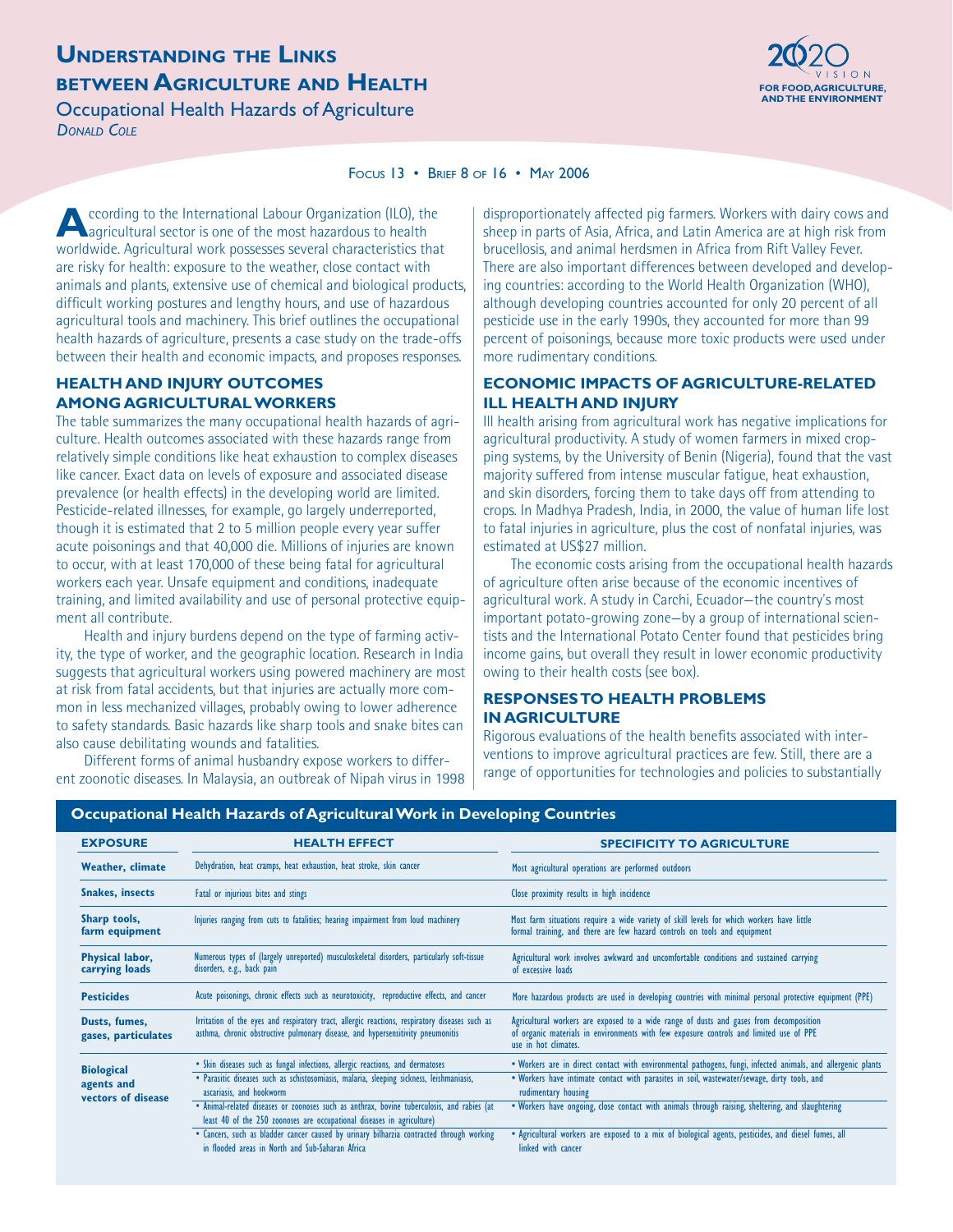# Understanding the Links between Agriculture and Health

## Occupational Health Hazards of Agriculture

*Donald Cole*

2020 VISION FOR FOOD, AGRICULTURE, AND THE ENVIRONMENT

Focus 13 • Brief 8 of 16 • May 2006

According to the International Labour Organization (ILO), the agricultural sector is one of the most hazardous to health worldwide. Agricultural work possesses several characteristics that are risky for health: exposure to the weather, close contact with animals and plants, extensive use of chemical and biological products, difficult working postures and lengthy hours, and use of hazardous agricultural tools and machinery. This brief outlines the occupational health hazards of agriculture, presents a case study on the trade-offs between their health and economic impacts, and proposes responses.

### HEALTH AND INJURY OUTCOMES AMONG AGRICULTURAL WORKERS

The table summarizes the many occupational health hazards of agriculture. Health outcomes associated with these hazards range from relatively simple conditions like heat exhaustion to complex diseases like cancer. Exact data on levels of exposure and associated disease prevalence (or health effects) in the developing world are limited. Pesticide-related illnesses, for example, go largely underreported, though it is estimated that 2 to 5 million people every year suffer acute poisonings and that 40,000 die. Millions of injuries are known to occur, with at least 170,000 of these being fatal for agricultural workers each year. Unsafe equipment and conditions, inadequate training, and limited availability and use of personal protective equipment all contribute.

Health and injury burdens depend on the type of farming activity, the type of worker, and the geographic location. Research in India suggests that agricultural workers using powered machinery are most at risk from fatal accidents, but that injuries are actually more common in less mechanized villages, probably owing to lower adherence to safety standards. Basic hazards like sharp tools and snake bites can also cause debilitating wounds and fatalities.

Different forms of animal husbandry expose workers to different zoonotic diseases. In Malaysia, an outbreak of Nipah virus in 1998 disproportionately affected pig farmers. Workers with dairy cows and sheep in parts of Asia, Africa, and Latin America are at high risk from brucellosis, and animal herdsmen in Africa from Rift Valley Fever. There are also important differences between developed and developing countries: according to the World Health Organization (WHO), although developing countries accounted for only 20 percent of all pesticide use in the early 1990s, they accounted for more than 99 percent of poisonings, because more toxic products were used under more rudimentary conditions.

### ECONOMIC IMPACTS OF AGRICULTURE-RELATED ILL HEALTH AND INJURY

Ill health arising from agricultural work has negative implications for agricultural productivity. A study of women farmers in mixed cropping systems, by the University of Benin (Nigeria), found that the vast majority suffered from intense muscular fatigue, heat exhaustion, and skin disorders, forcing them to take days off from attending to crops. In Madhya Pradesh, India, in 2000, the value of human life lost to fatal injuries in agriculture, plus the cost of nonfatal injuries, was estimated at US$27 million.

The economic costs arising from the occupational health hazards of agriculture often arise because of the economic incentives of agricultural work. A study in Carchi, Ecuador—the country's most important potato-growing zone—by a group of international scientists and the International Potato Center found that pesticides bring income gains, but overall they result in lower economic productivity owing to their health costs (see box).

### RESPONSES TO HEALTH PROBLEMS IN AGRICULTURE

Rigorous evaluations of the health benefits associated with interventions to improve agricultural practices are few. Still, there are a range of opportunities for technologies and policies to substantially

**Occupational Health Hazards of Agricultural Work in Developing Countries**

| EXPOSURE | HEALTH EFFECT | SPECIFICITY TO AGRICULTURE |
|---|---|---|
| Weather, climate | Dehydration, heat cramps, heat exhaustion, heat stroke, skin cancer | Most agricultural operations are performed outdoors |
| Snakes, insects | Fatal or injurious bites and stings | Close proximity results in high incidence |
| Sharp tools, farm equipment | Injuries ranging from cuts to fatalities; hearing impairment from loud machinery | Most farm situations require a wide variety of skill levels for which workers have little formal training, and there are few hazard controls on tools and equipment |
| Physical labor, carrying loads | Numerous types of (largely unreported) musculoskeletal disorders, particularly soft-tissue disorders, e.g., back pain | Agricultural work involves awkward and uncomfortable conditions and sustained carrying of excessive loads |
| Pesticides | Acute poisonings, chronic effects such as neurotoxicity, reproductive effects, and cancer | More hazardous products are used in developing countries with minimal personal protective equipment (PPE) |
| Dusts, fumes, gases, particulates | Irritation of the eyes and respiratory tract, allergic reactions, respiratory diseases such as asthma, chronic obstructive pulmonary disease, and hypersensitivity pneumonitis | Agricultural workers are exposed to a wide range of dusts and gases from decomposition of organic materials in environments with few exposure controls and limited use of PPE use in hot climates. |
| Biological agents and vectors of disease | • Skin diseases such as fungal infections, allergic reactions, and dermatoses | • Workers are in direct contact with environmental pathogens, fungi, infected animals, and allergenic plants |
| | • Parasitic diseases such as schistosomiasis, malaria, sleeping sickness, leishmaniasis, ascariasis, and hookworm | • Workers have intimate contact with parasites in soil, wastewater/sewage, dirty tools, and rudimentary housing |
| | • Animal-related diseases or zoonoses such as anthrax, bovine tuberculosis, and rabies (at least 40 of the 250 zoonoses are occupational diseases in agriculture) | • Workers have ongoing, close contact with animals through raising, sheltering, and slaughtering |
| | • Cancers, such as bladder cancer caused by urinary bilharzia contracted through working in flooded areas in North and Sub-Saharan Africa | • Agricultural workers are exposed to a mix of biological agents, pesticides, and diesel fumes, all linked with cancer |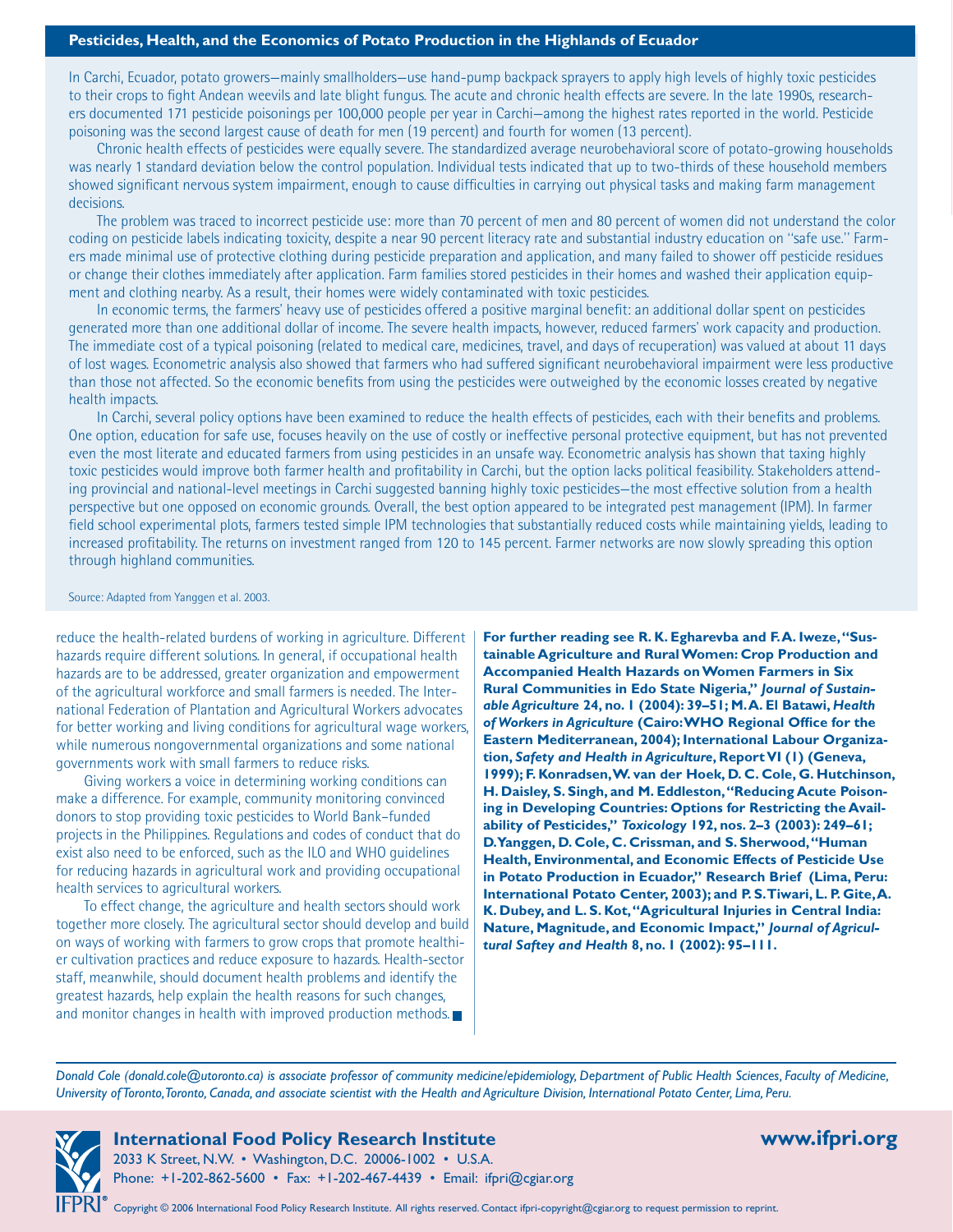## Pesticides, Health, and the Economics of Potato Production in the Highlands of Ecuador

In Carchi, Ecuador, potato growers—mainly smallholders—use hand-pump backpack sprayers to apply high levels of highly toxic pesticides to their crops to fight Andean weevils and late blight fungus. The acute and chronic health effects are severe. In the late 1990s, researchers documented 171 pesticide poisonings per 100,000 people per year in Carchi—among the highest rates reported in the world. Pesticide poisoning was the second largest cause of death for men (19 percent) and fourth for women (13 percent).

Chronic health effects of pesticides were equally severe. The standardized average neurobehavioral score of potato-growing households was nearly 1 standard deviation below the control population. Individual tests indicated that up to two-thirds of these household members showed significant nervous system impairment, enough to cause difficulties in carrying out physical tasks and making farm management decisions.

The problem was traced to incorrect pesticide use: more than 70 percent of men and 80 percent of women did not understand the color coding on pesticide labels indicating toxicity, despite a near 90 percent literacy rate and substantial industry education on "safe use." Farmers made minimal use of protective clothing during pesticide preparation and application, and many failed to shower off pesticide residues or change their clothes immediately after application. Farm families stored pesticides in their homes and washed their application equipment and clothing nearby. As a result, their homes were widely contaminated with toxic pesticides.

In economic terms, the farmers' heavy use of pesticides offered a positive marginal benefit: an additional dollar spent on pesticides generated more than one additional dollar of income. The severe health impacts, however, reduced farmers' work capacity and production. The immediate cost of a typical poisoning (related to medical care, medicines, travel, and days of recuperation) was valued at about 11 days of lost wages. Econometric analysis also showed that farmers who had suffered significant neurobehavioral impairment were less productive than those not affected. So the economic benefits from using the pesticides were outweighed by the economic losses created by negative health impacts.

In Carchi, several policy options have been examined to reduce the health effects of pesticides, each with their benefits and problems. One option, education for safe use, focuses heavily on the use of costly or ineffective personal protective equipment, but has not prevented even the most literate and educated farmers from using pesticides in an unsafe way. Econometric analysis has shown that taxing highly toxic pesticides would improve both farmer health and profitability in Carchi, but the option lacks political feasibility. Stakeholders attending provincial and national-level meetings in Carchi suggested banning highly toxic pesticides—the most effective solution from a health perspective but one opposed on economic grounds. Overall, the best option appeared to be integrated pest management (IPM). In farmer field school experimental plots, farmers tested simple IPM technologies that substantially reduced costs while maintaining yields, leading to increased profitability. The returns on investment ranged from 120 to 145 percent. Farmer networks are now slowly spreading this option through highland communities.

Source: Adapted from Yanggen et al. 2003.

reduce the health-related burdens of working in agriculture. Different hazards require different solutions. In general, if occupational health hazards are to be addressed, greater organization and empowerment of the agricultural workforce and small farmers is needed. The International Federation of Plantation and Agricultural Workers advocates for better working and living conditions for agricultural wage workers, while numerous nongovernmental organizations and some national governments work with small farmers to reduce risks.

Giving workers a voice in determining working conditions can make a difference. For example, community monitoring convinced donors to stop providing toxic pesticides to World Bank–funded projects in the Philippines. Regulations and codes of conduct that do exist also need to be enforced, such as the ILO and WHO guidelines for reducing hazards in agricultural work and providing occupational health services to agricultural workers.

To effect change, the agriculture and health sectors should work together more closely. The agricultural sector should develop and build on ways of working with farmers to grow crops that promote healthier cultivation practices and reduce exposure to hazards. Health-sector staff, meanwhile, should document health problems and identify the greatest hazards, help explain the health reasons for such changes, and monitor changes in health with improved production methods. ■

**For further reading see R. K. Egharevba and F. A. Iweze, "Sustainable Agriculture and Rural Women: Crop Production and Accompanied Health Hazards on Women Farmers in Six Rural Communities in Edo State Nigeria,"** ***Journal of Sustainable Agriculture*** **24, no. 1 (2004): 39–51; M. A. El Batawi,** ***Health of Workers in Agriculture*** **(Cairo: WHO Regional Office for the Eastern Mediterranean, 2004); International Labour Organization,** ***Safety and Health in Agriculture*****, Report VI (1) (Geneva, 1999); F. Konradsen, W. van der Hoek, D. C. Cole, G. Hutchinson, H. Daisley, S. Singh, and M. Eddleston, "Reducing Acute Poisoning in Developing Countries: Options for Restricting the Availability of Pesticides,"** ***Toxicology*** **192, nos. 2–3 (2003): 249–61; D. Yanggen, D. Cole, C. Crissman, and S. Sherwood, "Human Health, Environmental, and Economic Effects of Pesticide Use in Potato Production in Ecuador," Research Brief (Lima, Peru: International Potato Center, 2003); and P. S. Tiwari, L. P. Gite, A. K. Dubey, and L. S. Kot, "Agricultural Injuries in Central India: Nature, Magnitude, and Economic Impact,"** ***Journal of Agricultural Saftey and Health*** **8, no. 1 (2002): 95–111.**

*Donald Cole (donald.cole@utoronto.ca) is associate professor of community medicine/epidemiology, Department of Public Health Sciences, Faculty of Medicine, University of Toronto, Toronto, Canada, and associate scientist with the Health and Agriculture Division, International Potato Center, Lima, Peru.*

**International Food Policy Research Institute** **www.ifpri.org**
2033 K Street, N.W. • Washington, D.C. 20006-1002 • U.S.A.
Phone: +1-202-862-5600 • Fax: +1-202-467-4439 • Email: ifpri@cgiar.org

Copyright © 2006 International Food Policy Research Institute. All rights reserved. Contact ifpri-copyright@cgiar.org to request permission to reprint.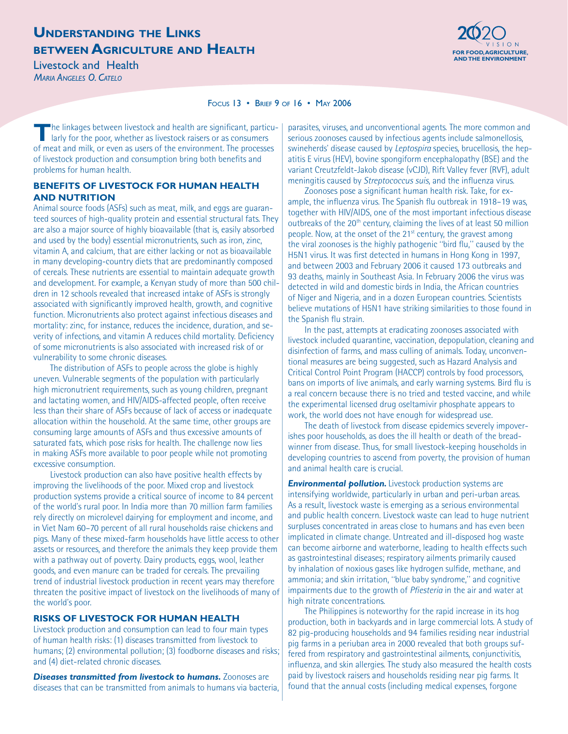# Understanding the Links between Agriculture and Health

Livestock and Health

*Maria Angeles O. Catelo*

Focus 13 • Brief 9 of 16 • May 2006

The linkages between livestock and health are significant, particularly for the poor, whether as livestock raisers or as consumers of meat and milk, or even as users of the environment. The processes of livestock production and consumption bring both benefits and problems for human health.

## BENEFITS OF LIVESTOCK FOR HUMAN HEALTH AND NUTRITION

Animal source foods (ASFs) such as meat, milk, and eggs are guaranteed sources of high-quality protein and essential structural fats. They are also a major source of highly bioavailable (that is, easily absorbed and used by the body) essential micronutrients, such as iron, zinc, vitamin A, and calcium, that are either lacking or not as bioavailable in many developing-country diets that are predominantly composed of cereals. These nutrients are essential to maintain adequate growth and development. For example, a Kenyan study of more than 500 children in 12 schools revealed that increased intake of ASFs is strongly associated with significantly improved health, growth, and cognitive function. Micronutrients also protect against infectious diseases and mortality: zinc, for instance, reduces the incidence, duration, and severity of infections, and vitamin A reduces child mortality. Deficiency of some micronutrients is also associated with increased risk of or vulnerability to some chronic diseases.

The distribution of ASFs to people across the globe is highly uneven. Vulnerable segments of the population with particularly high micronutrient requirements, such as young children, pregnant and lactating women, and HIV/AIDS-affected people, often receive less than their share of ASFs because of lack of access or inadequate allocation within the household. At the same time, other groups are consuming large amounts of ASFs and thus excessive amounts of saturated fats, which pose risks for health. The challenge now lies in making ASFs more available to poor people while not promoting excessive consumption.

Livestock production can also have positive health effects by improving the livelihoods of the poor. Mixed crop and livestock production systems provide a critical source of income to 84 percent of the world's rural poor. In India more than 70 million farm families rely directly on microlevel dairying for employment and income, and in Viet Nam 60–70 percent of all rural households raise chickens and pigs. Many of these mixed-farm households have little access to other assets or resources, and therefore the animals they keep provide them with a pathway out of poverty. Dairy products, eggs, wool, leather goods, and even manure can be traded for cereals. The prevailing trend of industrial livestock production in recent years may therefore threaten the positive impact of livestock on the livelihoods of many of the world's poor.

## RISKS OF LIVESTOCK FOR HUMAN HEALTH

Livestock production and consumption can lead to four main types of human health risks: (1) diseases transmitted from livestock to humans; (2) environmental pollution; (3) foodborne diseases and risks; and (4) diet-related chronic diseases.

***Diseases transmitted from livestock to humans.*** Zoonoses are diseases that can be transmitted from animals to humans via bacteria, parasites, viruses, and unconventional agents. The more common and serious zoonoses caused by infectious agents include salmonellosis, swineherds' disease caused by *Leptospira* species, brucellosis, the hepatitis E virus (HEV), bovine spongiform encephalopathy (BSE) and the variant Creutzfeldt-Jakob disease (vCJD), Rift Valley fever (RVF), adult meningitis caused by *Streptococcus suis*, and the influenza virus.

Zoonoses pose a significant human health risk. Take, for example, the influenza virus. The Spanish flu outbreak in 1918–19 was, together with HIV/AIDS, one of the most important infectious disease outbreaks of the 20th century, claiming the lives of at least 50 million people. Now, at the onset of the 21st century, the gravest among the viral zoonoses is the highly pathogenic "bird flu," caused by the H5N1 virus. It was first detected in humans in Hong Kong in 1997, and between 2003 and February 2006 it caused 173 outbreaks and 93 deaths, mainly in Southeast Asia. In February 2006 the virus was detected in wild and domestic birds in India, the African countries of Niger and Nigeria, and in a dozen European countries. Scientists believe mutations of H5N1 have striking similarities to those found in the Spanish flu strain.

In the past, attempts at eradicating zoonoses associated with livestock included quarantine, vaccination, depopulation, cleaning and disinfection of farms, and mass culling of animals. Today, unconventional measures are being suggested, such as Hazard Analysis and Critical Control Point Program (HACCP) controls by food processors, bans on imports of live animals, and early warning systems. Bird flu is a real concern because there is no tried and tested vaccine, and while the experimental licensed drug oseltamivir phosphate appears to work, the world does not have enough for widespread use.

The death of livestock from disease epidemics severely impoverishes poor households, as does the ill health or death of the breadwinner from disease. Thus, for small livestock-keeping households in developing countries to ascend from poverty, the provision of human and animal health care is crucial.

***Environmental pollution.*** Livestock production systems are intensifying worldwide, particularly in urban and peri-urban areas. As a result, livestock waste is emerging as a serious environmental and public health concern. Livestock waste can lead to huge nutrient surpluses concentrated in areas close to humans and has even been implicated in climate change. Untreated and ill-disposed hog waste can become airborne and waterborne, leading to health effects such as gastrointestinal diseases; respiratory ailments primarily caused by inhalation of noxious gases like hydrogen sulfide, methane, and ammonia; and skin irritation, "blue baby syndrome," and cognitive impairments due to the growth of *Pfiesteria* in the air and water at high nitrate concentrations.

The Philippines is noteworthy for the rapid increase in its hog production, both in backyards and in large commercial lots. A study of 82 pig-producing households and 94 families residing near industrial pig farms in a periuban area in 2000 revealed that both groups suffered from respiratory and gastrointestinal ailments, conjunctivitis, influenza, and skin allergies. The study also measured the health costs paid by livestock raisers and households residing near pig farms. It found that the annual costs (including medical expenses, forgone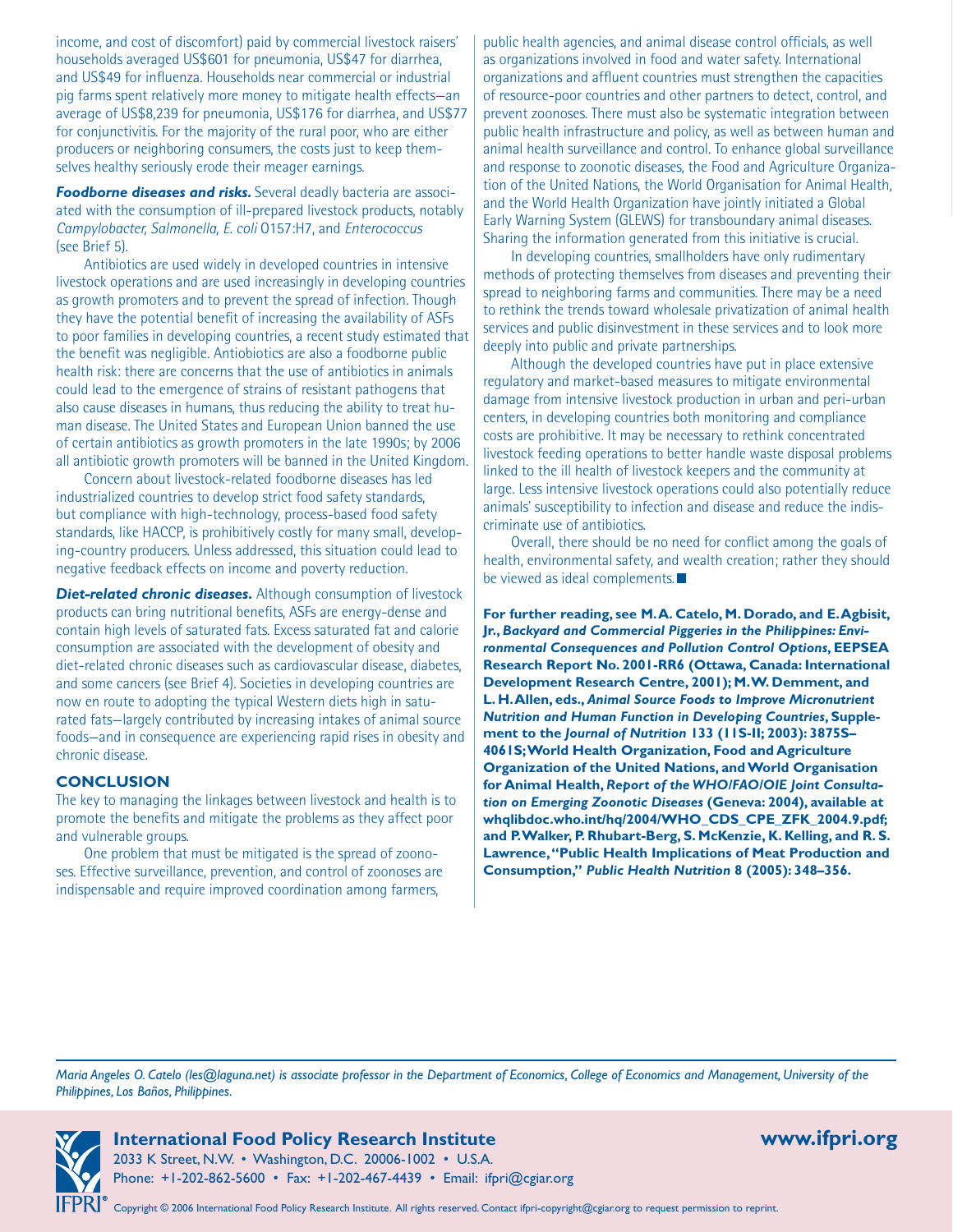income, and cost of discomfort) paid by commercial livestock raisers' households averaged US$601 for pneumonia, US$47 for diarrhea, and US$49 for influenza. Households near commercial or industrial pig farms spent relatively more money to mitigate health effects—an average of US$8,239 for pneumonia, US$176 for diarrhea, and US$77 for conjunctivitis. For the majority of the rural poor, who are either producers or neighboring consumers, the costs just to keep themselves healthy seriously erode their meager earnings.

***Foodborne diseases and risks.*** Several deadly bacteria are associated with the consumption of ill-prepared livestock products, notably *Campylobacter, Salmonella, E. coli* O157:H7, and *Enterococcus* (see Brief 5).

Antibiotics are used widely in developed countries in intensive livestock operations and are used increasingly in developing countries as growth promoters and to prevent the spread of infection. Though they have the potential benefit of increasing the availability of ASFs to poor families in developing countries, a recent study estimated that the benefit was negligible. Antiobiotics are also a foodborne public health risk: there are concerns that the use of antibiotics in animals could lead to the emergence of strains of resistant pathogens that also cause diseases in humans, thus reducing the ability to treat human disease. The United States and European Union banned the use of certain antibiotics as growth promoters in the late 1990s; by 2006 all antibiotic growth promoters will be banned in the United Kingdom.

Concern about livestock-related foodborne diseases has led industrialized countries to develop strict food safety standards, but compliance with high-technology, process-based food safety standards, like HACCP, is prohibitively costly for many small, developing-country producers. Unless addressed, this situation could lead to negative feedback effects on income and poverty reduction.

***Diet-related chronic diseases.*** Although consumption of livestock products can bring nutritional benefits, ASFs are energy-dense and contain high levels of saturated fats. Excess saturated fat and calorie consumption are associated with the development of obesity and diet-related chronic diseases such as cardiovascular disease, diabetes, and some cancers (see Brief 4). Societies in developing countries are now en route to adopting the typical Western diets high in saturated fats—largely contributed by increasing intakes of animal source foods—and in consequence are experiencing rapid rises in obesity and chronic disease.

## CONCLUSION

The key to managing the linkages between livestock and health is to promote the benefits and mitigate the problems as they affect poor and vulnerable groups.

One problem that must be mitigated is the spread of zoonoses. Effective surveillance, prevention, and control of zoonoses are indispensable and require improved coordination among farmers, public health agencies, and animal disease control officials, as well as organizations involved in food and water safety. International organizations and affluent countries must strengthen the capacities of resource-poor countries and other partners to detect, control, and prevent zoonoses. There must also be systematic integration between public health infrastructure and policy, as well as between human and animal health surveillance and control. To enhance global surveillance and response to zoonotic diseases, the Food and Agriculture Organization of the United Nations, the World Organisation for Animal Health, and the World Health Organization have jointly initiated a Global Early Warning System (GLEWS) for transboundary animal diseases. Sharing the information generated from this initiative is crucial.

In developing countries, smallholders have only rudimentary methods of protecting themselves from diseases and preventing their spread to neighboring farms and communities. There may be a need to rethink the trends toward wholesale privatization of animal health services and public disinvestment in these services and to look more deeply into public and private partnerships.

Although the developed countries have put in place extensive regulatory and market-based measures to mitigate environmental damage from intensive livestock production in urban and peri-urban centers, in developing countries both monitoring and compliance costs are prohibitive. It may be necessary to rethink concentrated livestock feeding operations to better handle waste disposal problems linked to the ill health of livestock keepers and the community at large. Less intensive livestock operations could also potentially reduce animals' susceptibility to infection and disease and reduce the indiscriminate use of antibiotics.

Overall, there should be no need for conflict among the goals of health, environmental safety, and wealth creation; rather they should be viewed as ideal complements. ■

**For further reading, see M. A. Catelo, M. Dorado, and E. Agbisit, Jr., *Backyard and Commercial Piggeries in the Philippines: Environmental Consequences and Pollution Control Options*, EEPSEA Research Report No. 2001-RR6 (Ottawa, Canada: International Development Research Centre, 2001); M. W. Demment, and L. H. Allen, eds., *Animal Source Foods to Improve Micronutrient Nutrition and Human Function in Developing Countries*, Supplement to the *Journal of Nutrition* 133 (11S-II; 2003): 3875S–4061S; World Health Organization, Food and Agriculture Organization of the United Nations, and World Organisation for Animal Health, *Report of the WHO/FAO/OIE Joint Consultation on Emerging Zoonotic Diseases* (Geneva: 2004), available at whqlibdoc.who.int/hq/2004/WHO_CDS_CPE_ZFK_2004.9.pdf; and P. Walker, P. Rhubart-Berg, S. McKenzie, K. Kelling, and R. S. Lawrence, "Public Health Implications of Meat Production and Consumption," *Public Health Nutrition* 8 (2005): 348–356.**

*Maria Angeles O. Catelo (les@laguna.net) is associate professor in the Department of Economics, College of Economics and Management, University of the Philippines, Los Baños, Philippines.*

**International Food Policy Research Institute** **www.ifpri.org**
2033 K Street, N.W. • Washington, D.C. 20006-1002 • U.S.A.
Phone: +1-202-862-5600 • Fax: +1-202-467-4439 • Email: ifpri@cgiar.org

Copyright © 2006 International Food Policy Research Institute. All rights reserved. Contact ifpri-copyright@cgiar.org to request permission to reprint.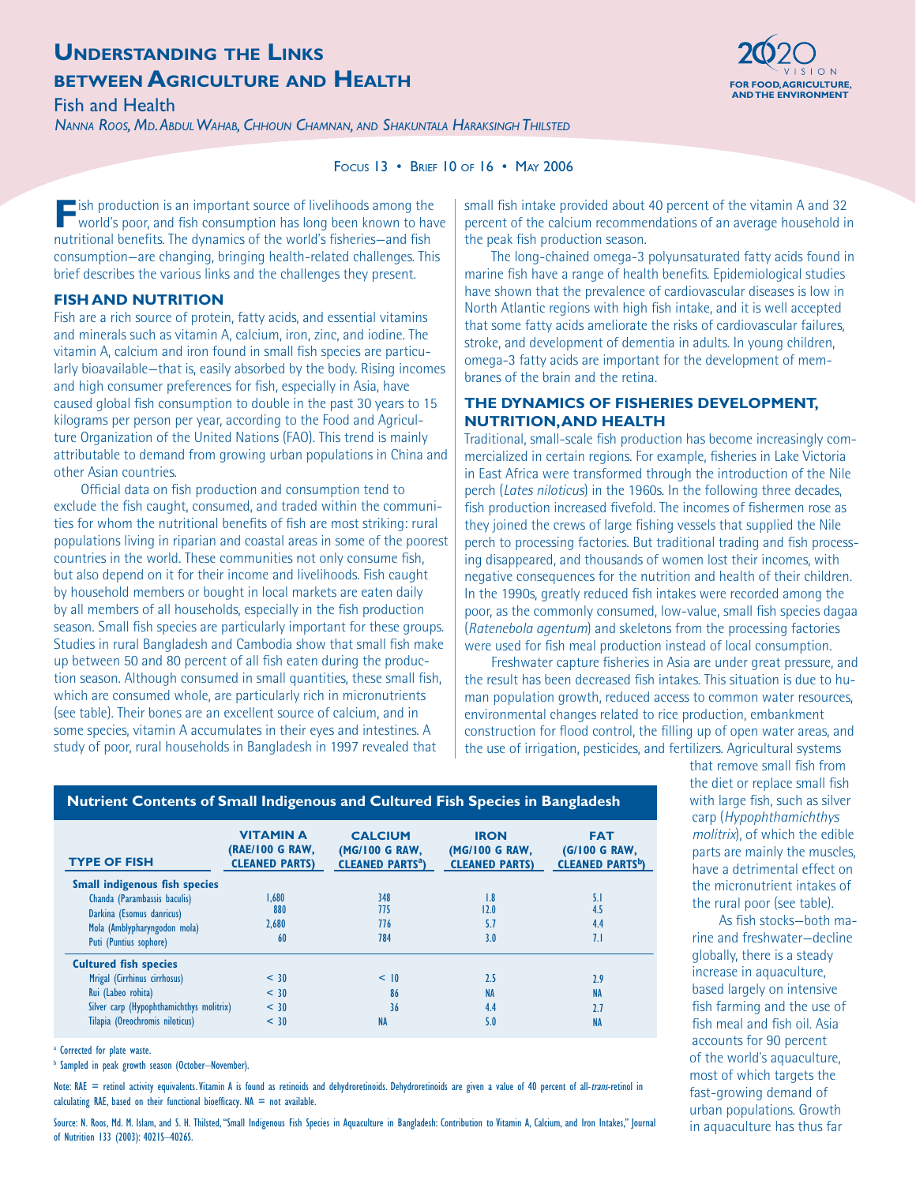# Understanding the Links between Agriculture and Health

## Fish and Health

*Nanna Roos, Md. Abdul Wahab, Chhoun Chamnan, and Shakuntala Haraksingh Thilsted*

Focus 13 • Brief 10 of 16 • May 2006

Fish production is an important source of livelihoods among the world's poor, and fish consumption has long been known to have nutritional benefits. The dynamics of the world's fisheries—and fish consumption—are changing, bringing health-related challenges. This brief describes the various links and the challenges they present.

### FISH AND NUTRITION

Fish are a rich source of protein, fatty acids, and essential vitamins and minerals such as vitamin A, calcium, iron, zinc, and iodine. The vitamin A, calcium and iron found in small fish species are particularly bioavailable—that is, easily absorbed by the body. Rising incomes and high consumer preferences for fish, especially in Asia, have caused global fish consumption to double in the past 30 years to 15 kilograms per person per year, according to the Food and Agriculture Organization of the United Nations (FAO). This trend is mainly attributable to demand from growing urban populations in China and other Asian countries.

Official data on fish production and consumption tend to exclude the fish caught, consumed, and traded within the communities for whom the nutritional benefits of fish are most striking: rural populations living in riparian and coastal areas in some of the poorest countries in the world. These communities not only consume fish, but also depend on it for their income and livelihoods. Fish caught by household members or bought in local markets are eaten daily by all members of all households, especially in the fish production season. Small fish species are particularly important for these groups. Studies in rural Bangladesh and Cambodia show that small fish make up between 50 and 80 percent of all fish eaten during the production season. Although consumed in small quantities, these small fish, which are consumed whole, are particularly rich in micronutrients (see table). Their bones are an excellent source of calcium, and in some species, vitamin A accumulates in their eyes and intestines. A study of poor, rural households in Bangladesh in 1997 revealed that small fish intake provided about 40 percent of the vitamin A and 32 percent of the calcium recommendations of an average household in the peak fish production season.

The long-chained omega-3 polyunsaturated fatty acids found in marine fish have a range of health benefits. Epidemiological studies have shown that the prevalence of cardiovascular diseases is low in North Atlantic regions with high fish intake, and it is well accepted that some fatty acids ameliorate the risks of cardiovascular failures, stroke, and development of dementia in adults. In young children, omega-3 fatty acids are important for the development of membranes of the brain and the retina.

### THE DYNAMICS OF FISHERIES DEVELOPMENT, NUTRITION, AND HEALTH

Traditional, small-scale fish production has become increasingly commercialized in certain regions. For example, fisheries in Lake Victoria in East Africa were transformed through the introduction of the Nile perch (*Lates niloticus*) in the 1960s. In the following three decades, fish production increased fivefold. The incomes of fishermen rose as they joined the crews of large fishing vessels that supplied the Nile perch to processing factories. But traditional trading and fish processing disappeared, and thousands of women lost their incomes, with negative consequences for the nutrition and health of their children. In the 1990s, greatly reduced fish intakes were recorded among the poor, as the commonly consumed, low-value, small fish species dagaa (*Ratenebola agentum*) and skeletons from the processing factories were used for fish meal production instead of local consumption.

Freshwater capture fisheries in Asia are under great pressure, and the result has been decreased fish intakes. This situation is due to human population growth, reduced access to common water resources, environmental changes related to rice production, embankment construction for flood control, the filling up of open water areas, and the use of irrigation, pesticides, and fertilizers. Agricultural systems that remove small fish from the diet or replace small fish with large fish, such as silver carp (*Hypophthamichthys molitrix*), of which the edible parts are mainly the muscles, have a detrimental effect on the micronutrient intakes of the rural poor (see table).

As fish stocks—both marine and freshwater—decline globally, there is a steady increase in aquaculture, based largely on intensive fish farming and the use of fish meal and fish oil. Asia accounts for 90 percent of the world's aquaculture, most of which targets the fast-growing demand of urban populations. Growth in aquaculture has thus far

**Nutrient Contents of Small Indigenous and Cultured Fish Species in Bangladesh**

| Type of Fish | Vitamin A (RAE/100 g raw, cleaned parts) | Calcium (mg/100 g raw, cleaned parts[a]) | Iron (mg/100 g raw, cleaned parts) | Fat (g/100 g raw, cleaned parts[b]) |
|---|---|---|---|---|
| **Small indigenous fish species** | | | | |
| Chanda (Parambassis baculis) | 1,680 | 348 | 1.8 | 5.1 |
| Darkina (Esomus danricus) | 880 | 775 | 12.0 | 4.5 |
| Mola (Amblypharyngodon mola) | 2,680 | 776 | 5.7 | 4.4 |
| Puti (Puntius sophore) | 60 | 784 | 3.0 | 7.1 |
| **Cultured fish species** | | | | |
| Mrigal (Cirrhinus cirrhosus) | < 30 | < 10 | 2.5 | 2.9 |
| Rui (Labeo rohita) | < 30 | 86 | NA | NA |
| Silver carp (Hypophthamichthys molitrix) | < 30 | 36 | 4.4 | 2.7 |
| Tilapia (Oreochromis niloticus) | < 30 | NA | 5.0 | NA |

[a] Corrected for plate waste.

[b] Sampled in peak growth season (October–November).

Note: RAE = retinol activity equivalents. Vitamin A is found as retinoids and dehydroretinoids. Dehydroretinoids are given a value of 40 percent of all-*trans*-retinol in calculating RAE, based on their functional bioefficacy. NA = not available.

Source: N. Roos, Md. M. Islam, and S. H. Thilsted, "Small Indigenous Fish Species in Aquaculture in Bangladesh: Contribution to Vitamin A, Calcium, and Iron Intakes," Journal of Nutrition 133 (2003): 4021S–4026S.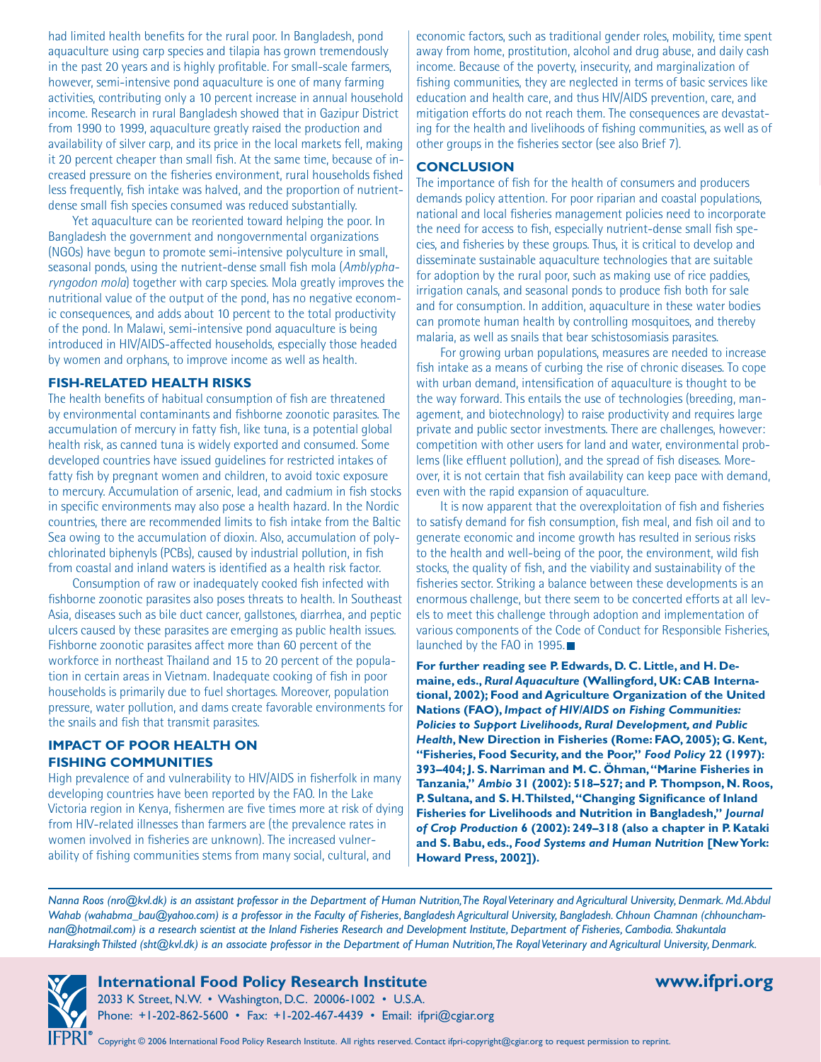had limited health benefits for the rural poor. In Bangladesh, pond aquaculture using carp species and tilapia has grown tremendously in the past 20 years and is highly profitable. For small-scale farmers, however, semi-intensive pond aquaculture is one of many farming activities, contributing only a 10 percent increase in annual household income. Research in rural Bangladesh showed that in Gazipur District from 1990 to 1999, aquaculture greatly raised the production and availability of silver carp, and its price in the local markets fell, making it 20 percent cheaper than small fish. At the same time, because of increased pressure on the fisheries environment, rural households fished less frequently, fish intake was halved, and the proportion of nutrient-dense small fish species consumed was reduced substantially.

Yet aquaculture can be reoriented toward helping the poor. In Bangladesh the government and nongovernmental organizations (NGOs) have begun to promote semi-intensive polyculture in small, seasonal ponds, using the nutrient-dense small fish mola (*Amblypharyngodon mola*) together with carp species. Mola greatly improves the nutritional value of the output of the pond, has no negative economic consequences, and adds about 10 percent to the total productivity of the pond. In Malawi, semi-intensive pond aquaculture is being introduced in HIV/AIDS-affected households, especially those headed by women and orphans, to improve income as well as health.

## FISH-RELATED HEALTH RISKS

The health benefits of habitual consumption of fish are threatened by environmental contaminants and fishborne zoonotic parasites. The accumulation of mercury in fatty fish, like tuna, is a potential global health risk, as canned tuna is widely exported and consumed. Some developed countries have issued guidelines for restricted intakes of fatty fish by pregnant women and children, to avoid toxic exposure to mercury. Accumulation of arsenic, lead, and cadmium in fish stocks in specific environments may also pose a health hazard. In the Nordic countries, there are recommended limits to fish intake from the Baltic Sea owing to the accumulation of dioxin. Also, accumulation of polychlorinated biphenyls (PCBs), caused by industrial pollution, in fish from coastal and inland waters is identified as a health risk factor.

Consumption of raw or inadequately cooked fish infected with fishborne zoonotic parasites also poses threats to health. In Southeast Asia, diseases such as bile duct cancer, gallstones, diarrhea, and peptic ulcers caused by these parasites are emerging as public health issues. Fishborne zoonotic parasites affect more than 60 percent of the workforce in northeast Thailand and 15 to 20 percent of the population in certain areas in Vietnam. Inadequate cooking of fish in poor households is primarily due to fuel shortages. Moreover, population pressure, water pollution, and dams create favorable environments for the snails and fish that transmit parasites.

## IMPACT OF POOR HEALTH ON FISHING COMMUNITIES

High prevalence of and vulnerability to HIV/AIDS in fisherfolk in many developing countries have been reported by the FAO. In the Lake Victoria region in Kenya, fishermen are five times more at risk of dying from HIV-related illnesses than farmers are (the prevalence rates in women involved in fisheries are unknown). The increased vulnerability of fishing communities stems from many social, cultural, and economic factors, such as traditional gender roles, mobility, time spent away from home, prostitution, alcohol and drug abuse, and daily cash income. Because of the poverty, insecurity, and marginalization of fishing communities, they are neglected in terms of basic services like education and health care, and thus HIV/AIDS prevention, care, and mitigation efforts do not reach them. The consequences are devastating for the health and livelihoods of fishing communities, as well as of other groups in the fisheries sector (see also Brief 7).

## CONCLUSION

The importance of fish for the health of consumers and producers demands policy attention. For poor riparian and coastal populations, national and local fisheries management policies need to incorporate the need for access to fish, especially nutrient-dense small fish species, and fisheries by these groups. Thus, it is critical to develop and disseminate sustainable aquaculture technologies that are suitable for adoption by the rural poor, such as making use of rice paddies, irrigation canals, and seasonal ponds to produce fish both for sale and for consumption. In addition, aquaculture in these water bodies can promote human health by controlling mosquitoes, and thereby malaria, as well as snails that bear schistosomiasis parasites.

For growing urban populations, measures are needed to increase fish intake as a means of curbing the rise of chronic diseases. To cope with urban demand, intensification of aquaculture is thought to be the way forward. This entails the use of technologies (breeding, management, and biotechnology) to raise productivity and requires large private and public sector investments. There are challenges, however: competition with other users for land and water, environmental problems (like effluent pollution), and the spread of fish diseases. Moreover, it is not certain that fish availability can keep pace with demand, even with the rapid expansion of aquaculture.

It is now apparent that the overexploitation of fish and fisheries to satisfy demand for fish consumption, fish meal, and fish oil and to generate economic and income growth has resulted in serious risks to the health and well-being of the poor, the environment, wild fish stocks, the quality of fish, and the viability and sustainability of the fisheries sector. Striking a balance between these developments is an enormous challenge, but there seem to be concerted efforts at all levels to meet this challenge through adoption and implementation of various components of the Code of Conduct for Responsible Fisheries, launched by the FAO in 1995. ■

**For further reading see P. Edwards, D. C. Little, and H. Demaine, eds., *Rural Aquaculture* (Wallingford, UK: CAB International, 2002); Food and Agriculture Organization of the United Nations (FAO), *Impact of HIV/AIDS on Fishing Communities: Policies to Support Livelihoods, Rural Development, and Public Health*, New Direction in Fisheries (Rome: FAO, 2005); G. Kent, "Fisheries, Food Security, and the Poor," *Food Policy* 22 (1997): 393–404; J. S. Narriman and M. C. Öhman, "Marine Fisheries in Tanzania," *Ambio* 31 (2002): 518–527; and P. Thompson, N. Roos, P. Sultana, and S. H. Thilsted, "Changing Significance of Inland Fisheries for Livelihoods and Nutrition in Bangladesh," *Journal of Crop Production* 6 (2002): 249–318 (also a chapter in P. Kataki and S. Babu, eds., *Food Systems and Human Nutrition* [New York: Howard Press, 2002]).**

*Nanna Roos (nro@kvl.dk) is an assistant professor in the Department of Human Nutrition, The Royal Veterinary and Agricultural University, Denmark. Md. Abdul Wahab (wahabma_bau@yahoo.com) is a professor in the Faculty of Fisheries, Bangladesh Agricultural University, Bangladesh. Chhoun Chamnan (chhounchamnan@hotmail.com) is a research scientist at the Inland Fisheries Research and Development Institute, Department of Fisheries, Cambodia. Shakuntala Haraksingh Thilsted (sht@kvl.dk) is an associate professor in the Department of Human Nutrition, The Royal Veterinary and Agricultural University, Denmark.*

**International Food Policy Research Institute** **www.ifpri.org**
2033 K Street, N.W. • Washington, D.C. 20006-1002 • U.S.A.
Phone: +1-202-862-5600 • Fax: +1-202-467-4439 • Email: ifpri@cgiar.org

Copyright © 2006 International Food Policy Research Institute. All rights reserved. Contact ifpri-copyright@cgiar.org to request permission to reprint.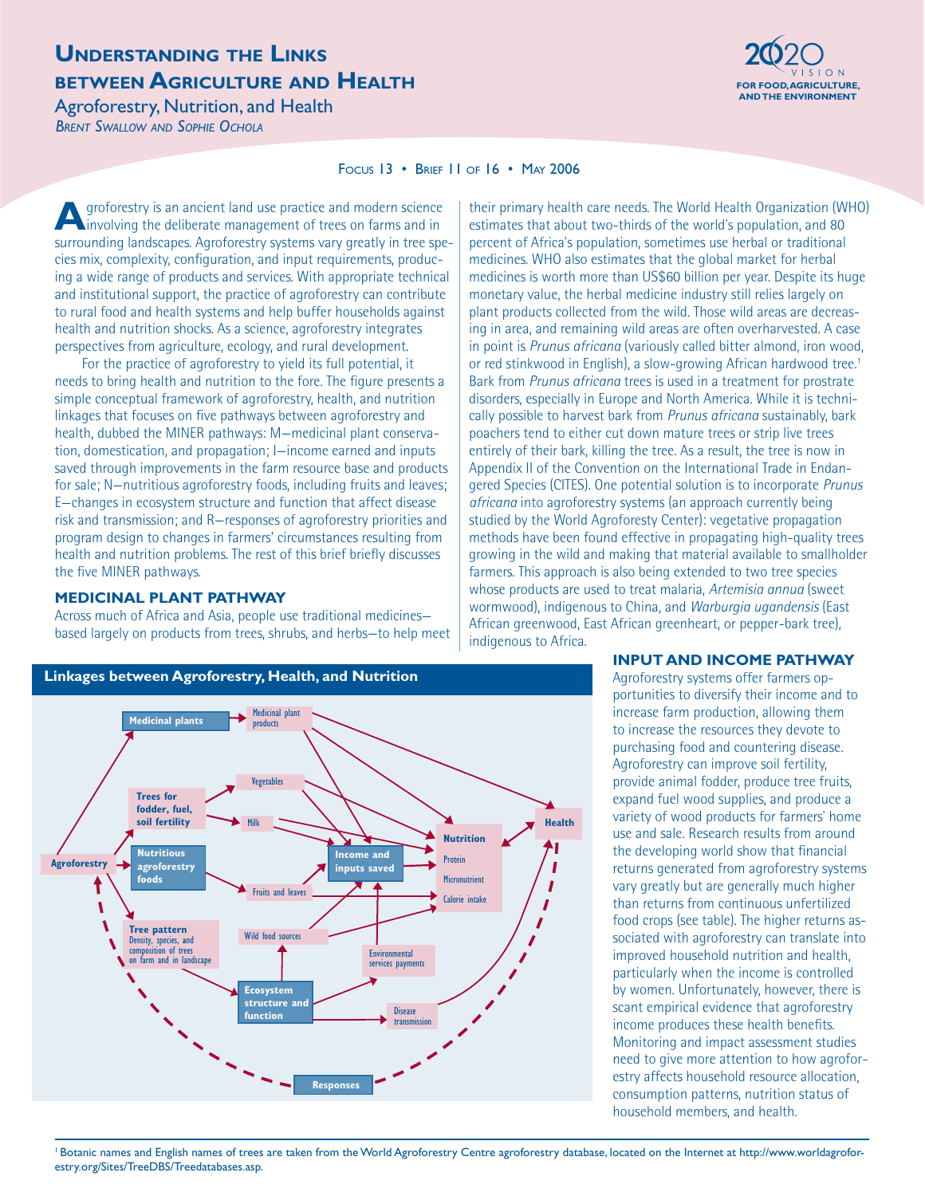# Understanding the Links between Agriculture and Health

## Agroforestry, Nutrition, and Health

*Brent Swallow and Sophie Ochola*

Focus 13 • Brief 11 of 16 • May 2006

Agroforestry is an ancient land use practice and modern science involving the deliberate management of trees on farms and in surrounding landscapes. Agroforestry systems vary greatly in tree species mix, complexity, configuration, and input requirements, producing a wide range of products and services. With appropriate technical and institutional support, the practice of agroforestry can contribute to rural food and health systems and help buffer households against health and nutrition shocks. As a science, agroforestry integrates perspectives from agriculture, ecology, and rural development.

For the practice of agroforestry to yield its full potential, it needs to bring health and nutrition to the fore. The figure presents a simple conceptual framework of agroforestry, health, and nutrition linkages that focuses on five pathways between agroforestry and health, dubbed the MINER pathways: M—medicinal plant conservation, domestication, and propagation; I—income earned and inputs saved through improvements in the farm resource base and products for sale; N—nutritious agroforestry foods, including fruits and leaves; E—changes in ecosystem structure and function that affect disease risk and transmission; and R—responses of agroforestry priorities and program design to changes in farmers' circumstances resulting from health and nutrition problems. The rest of this brief briefly discusses the five MINER pathways.

### MEDICINAL PLANT PATHWAY

Across much of Africa and Asia, people use traditional medicines—based largely on products from trees, shrubs, and herbs—to help meet their primary health care needs. The World Health Organization (WHO) estimates that about two-thirds of the world's population, and 80 percent of Africa's population, sometimes use herbal or traditional medicines. WHO also estimates that the global market for herbal medicines is worth more than US$60 billion per year. Despite its huge monetary value, the herbal medicine industry still relies largely on plant products collected from the wild. Those wild areas are decreasing in area, and remaining wild areas are often overharvested. A case in point is *Prunus africana* (variously called bitter almond, iron wood, or red stinkwood in English), a slow-growing African hardwood tree.[1] Bark from *Prunus africana* trees is used in a treatment for prostrate disorders, especially in Europe and North America. While it is technically possible to harvest bark from *Prunus africana* sustainably, bark poachers tend to either cut down mature trees or strip live trees entirely of their bark, killing the tree. As a result, the tree is now in Appendix II of the Convention on the International Trade in Endangered Species (CITES). One potential solution is to incorporate *Prunus africana* into agroforestry systems (an approach currently being studied by the World Agroforesty Center): vegetative propagation methods have been found effective in propagating high-quality trees growing in the wild and making that material available to smallholder farmers. This approach is also being extended to two tree species whose products are used to treat malaria, *Artemisia annua* (sweet wormwood), indigenous to China, and *Warburgia ugandensis* (East African greenwood, East African greenheart, or pepper-bark tree), indigenous to Africa.

**Linkages between Agroforestry, Health, and Nutrition**

### INPUT AND INCOME PATHWAY

Agroforestry systems offer farmers opportunities to diversify their income and to increase farm production, allowing them to increase the resources they devote to purchasing food and countering disease. Agroforestry can improve soil fertility, provide animal fodder, produce tree fruits, expand fuel wood supplies, and produce a variety of wood products for farmers' home use and sale. Research results from around the developing world show that financial returns generated from agroforestry systems vary greatly but are generally much higher than returns from continuous unfertilized food crops (see table). The higher returns associated with agroforestry can translate into improved household nutrition and health, particularly when the income is controlled by women. Unfortunately, however, there is scant empirical evidence that agroforestry income produces these health benefits. Monitoring and impact assessment studies need to give more attention to how agroforestry affects household resource allocation, consumption patterns, nutrition status of household members, and health.

[1] Botanic names and English names of trees are taken from the World Agroforestry Centre agroforestry database, located on the Internet at http://www.worldagroforestry.org/Sites/TreeDBS/Treedatabases.asp.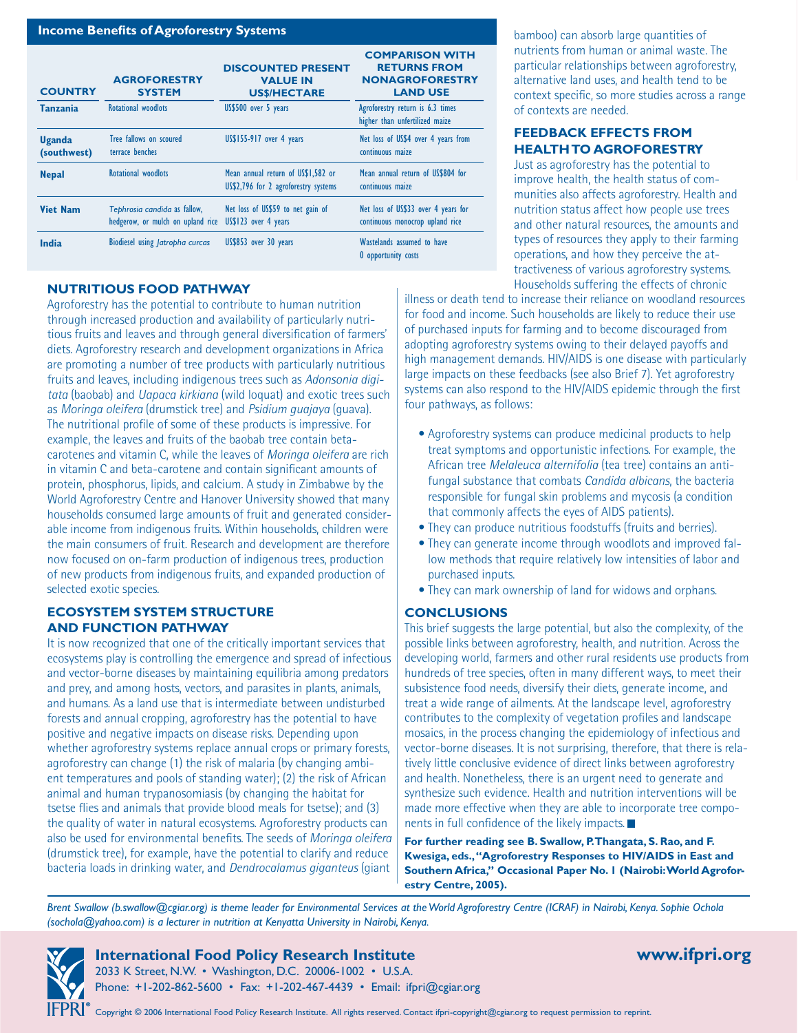**Income Benefits of Agroforestry Systems**

| COUNTRY | AGROFORESTRY SYSTEM | DISCOUNTED PRESENT VALUE IN US$/HECTARE | COMPARISON WITH RETURNS FROM NONAGROFORESTRY LAND USE |
|---|---|---|---|
| **Tanzania** | Rotational woodlots | US$500 over 5 years | Agroforestry return is 6.3 times higher than unfertilized maize |
| **Uganda (southwest)** | Tree fallows on scoured terrace benches | US$155-917 over 4 years | Net loss of US$4 over 4 years from continuous maize |
| **Nepal** | Rotational woodlots | Mean annual return of US$1,582 or US$2,796 for 2 agroforestry systems | Mean annual return of US$804 for continuous maize |
| **Viet Nam** | *Tephrosia candida* as fallow, hedgerow, or mulch on upland rice | Net loss of US$59 to net gain of US$123 over 4 years | Net loss of US$33 over 4 years for continuous monocrop upland rice |
| **India** | Biodiesel using *Jatropha curcas* | US$853 over 30 years | Wastelands assumed to have 0 opportunity costs |

## NUTRITIOUS FOOD PATHWAY

Agroforestry has the potential to contribute to human nutrition through increased production and availability of particularly nutritious fruits and leaves and through general diversification of farmers' diets. Agroforestry research and development organizations in Africa are promoting a number of tree products with particularly nutritious fruits and leaves, including indigenous trees such as *Adonsonia digitata* (baobab) and *Uapaca kirkiana* (wild loquat) and exotic trees such as *Moringa oleifera* (drumstick tree) and *Psidium guajaya* (guava). The nutritional profile of some of these products is impressive. For example, the leaves and fruits of the baobab tree contain beta-carotenes and vitamin C, while the leaves of *Moringa oleifera* are rich in vitamin C and beta-carotene and contain significant amounts of protein, phosphorus, lipids, and calcium. A study in Zimbabwe by the World Agroforestry Centre and Hanover University showed that many households consumed large amounts of fruit and generated considerable income from indigenous fruits. Within households, children were the main consumers of fruit. Research and development are therefore now focused on on-farm production of indigenous trees, production of new products from indigenous fruits, and expanded production of selected exotic species.

## ECOSYSTEM SYSTEM STRUCTURE AND FUNCTION PATHWAY

It is now recognized that one of the critically important services that ecosystems play is controlling the emergence and spread of infectious and vector-borne diseases by maintaining equilibria among predators and prey, and among hosts, vectors, and parasites in plants, animals, and humans. As a land use that is intermediate between undisturbed forests and annual cropping, agroforestry has the potential to have positive and negative impacts on disease risks. Depending upon whether agroforestry systems replace annual crops or primary forests, agroforestry can change (1) the risk of malaria (by changing ambient temperatures and pools of standing water); (2) the risk of African animal and human trypanosomiasis (by changing the habitat for tsetse flies and animals that provide blood meals for tsetse); and (3) the quality of water in natural ecosystems. Agroforestry products can also be used for environmental benefits. The seeds of *Moringa oleifera* (drumstick tree), for example, have the potential to clarify and reduce bacteria loads in drinking water, and *Dendrocalamus giganteus* (giant bamboo) can absorb large quantities of nutrients from human or animal waste. The particular relationships between agroforestry, alternative land uses, and health tend to be context specific, so more studies across a range of contexts are needed.

## FEEDBACK EFFECTS FROM HEALTH TO AGROFORESTRY

Just as agroforestry has the potential to improve health, the health status of communities also affects agroforestry. Health and nutrition status affect how people use trees and other natural resources, the amounts and types of resources they apply to their farming operations, and how they perceive the attractiveness of various agroforestry systems. Households suffering the effects of chronic illness or death tend to increase their reliance on woodland resources for food and income. Such households are likely to reduce their use of purchased inputs for farming and to become discouraged from adopting agroforestry systems owing to their delayed payoffs and high management demands. HIV/AIDS is one disease with particularly large impacts on these feedbacks (see also Brief 7). Yet agroforestry systems can also respond to the HIV/AIDS epidemic through the first four pathways, as follows:

- Agroforestry systems can produce medicinal products to help treat symptoms and opportunistic infections. For example, the African tree *Melaleuca alternifolia* (tea tree) contains an antifungal substance that combats *Candida albicans*, the bacteria responsible for fungal skin problems and mycosis (a condition that commonly affects the eyes of AIDS patients).
- They can produce nutritious foodstuffs (fruits and berries).
- They can generate income through woodlots and improved fallow methods that require relatively low intensities of labor and purchased inputs.
- They can mark ownership of land for widows and orphans.

## CONCLUSIONS

This brief suggests the large potential, but also the complexity, of the possible links between agroforestry, health, and nutrition. Across the developing world, farmers and other rural residents use products from hundreds of tree species, often in many different ways, to meet their subsistence food needs, diversify their diets, generate income, and treat a wide range of ailments. At the landscape level, agroforestry contributes to the complexity of vegetation profiles and landscape mosaics, in the process changing the epidemiology of infectious and vector-borne diseases. It is not surprising, therefore, that there is relatively little conclusive evidence of direct links between agroforestry and health. Nonetheless, there is an urgent need to generate and synthesize such evidence. Health and nutrition interventions will be made more effective when they are able to incorporate tree components in full confidence of the likely impacts. ■

**For further reading see B. Swallow, P. Thangata, S. Rao, and F. Kwesiga, eds., "Agroforestry Responses to HIV/AIDS in East and Southern Africa," Occasional Paper No. 1 (Nairobi: World Agroforestry Centre, 2005).**

*Brent Swallow (b.swallow@cgiar.org) is theme leader for Environmental Services at the World Agroforestry Centre (ICRAF) in Nairobi, Kenya. Sophie Ochola (sochola@yahoo.com) is a lecturer in nutrition at Kenyatta University in Nairobi, Kenya.*

**International Food Policy Research Institute**
2033 K Street, N.W. • Washington, D.C. 20006-1002 • U.S.A.
Phone: +1-202-862-5600 • Fax: +1-202-467-4439 • Email: ifpri@cgiar.org

**www.ifpri.org**

Copyright © 2006 International Food Policy Research Institute. All rights reserved. Contact ifpri-copyright@cgiar.org to request permission to reprint.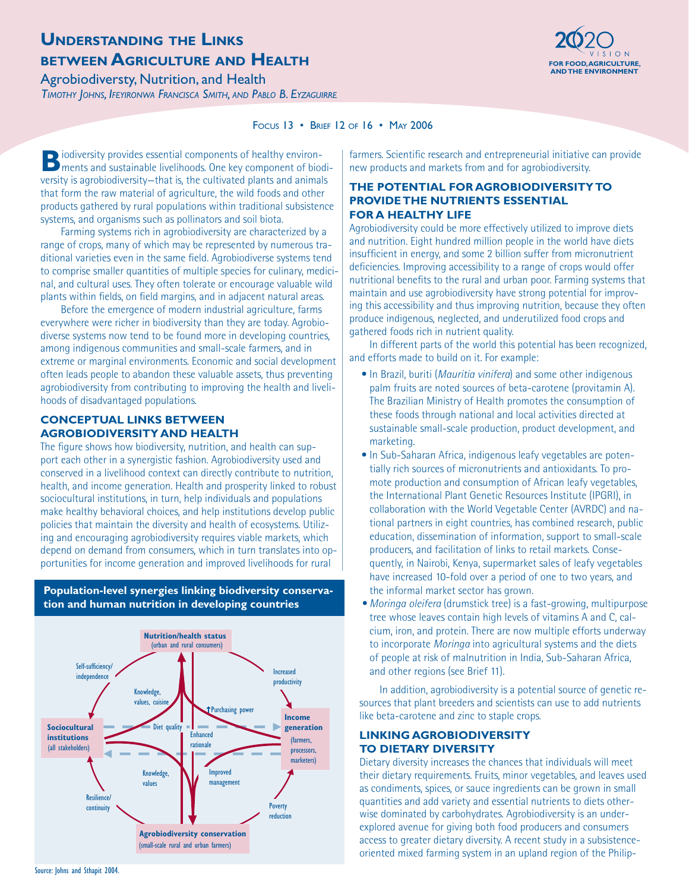# Understanding the Links between Agriculture and Health

## Agrobiodiversty, Nutrition, and Health

*Timothy Johns, Ifeyironwa Francisca Smith, and Pablo B. Eyzaguirre*

Focus 13 • Brief 12 of 16 • May 2006

Biodiversity provides essential components of healthy environments and sustainable livelihoods. One key component of biodiversity is agrobiodiversity—that is, the cultivated plants and animals that form the raw material of agriculture, the wild foods and other products gathered by rural populations within traditional subsistence systems, and organisms such as pollinators and soil biota.

Farming systems rich in agrobiodiversity are characterized by a range of crops, many of which may be represented by numerous traditional varieties even in the same field. Agrobiodiverse systems tend to comprise smaller quantities of multiple species for culinary, medicinal, and cultural uses. They often tolerate or encourage valuable wild plants within fields, on field margins, and in adjacent natural areas.

Before the emergence of modern industrial agriculture, farms everywhere were richer in biodiversity than they are today. Agrobiodiverse systems now tend to be found more in developing countries, among indigenous communities and small-scale farmers, and in extreme or marginal environments. Economic and social development often leads people to abandon these valuable assets, thus preventing agrobiodiversity from contributing to improving the health and livelihoods of disadvantaged populations.

### Conceptual Links between Agrobiodiversity and Health

The figure shows how biodiversity, nutrition, and health can support each other in a synergistic fashion. Agrobiodiversity used and conserved in a livelihood context can directly contribute to nutrition, health, and income generation. Health and prosperity linked to robust sociocultural institutions, in turn, help individuals and populations make healthy behavioral choices, and help institutions develop public policies that maintain the diversity and health of ecosystems. Utilizing and encouraging agrobiodiversity requires viable markets, which depend on demand from consumers, which in turn translates into opportunities for income generation and improved livelihoods for rural farmers. Scientific research and entrepreneurial initiative can provide new products and markets from and for agrobiodiversity.

**Population-level synergies linking biodiversity conservation and human nutrition in developing countries**

- Nutrition/health status (urban and rural consumers)
- Sociocultural institutions (all stakeholders)
- Income generation (farmers, processors, marketers)
- Agrobiodiversity conservation (small-scale rural and urban farmers)

Links: Self-sufficiency/independence; Increased productivity; Knowledge, values, cuisine; Purchasing power; Diet quality; Enhanced rationale; Knowledge, values; Improved management; Resilience/continuity; Poverty reduction

Source: Johns and Sthapit 2004.

### The Potential for Agrobiodiversity to Provide the Nutrients Essential for a Healthy Life

Agrobiodiversity could be more effectively utilized to improve diets and nutrition. Eight hundred million people in the world have diets insufficient in energy, and some 2 billion suffer from micronutrient deficiencies. Improving accessibility to a range of crops would offer nutritional benefits to the rural and urban poor. Farming systems that maintain and use agrobiodiversity have strong potential for improving this accessibility and thus improving nutrition, because they often produce indigenous, neglected, and underutilized food crops and gathered foods rich in nutrient quality.

In different parts of the world this potential has been recognized, and efforts made to build on it. For example:

- In Brazil, buriti (*Mauritia vinifera*) and some other indigenous palm fruits are noted sources of beta-carotene (provitamin A). The Brazilian Ministry of Health promotes the consumption of these foods through national and local activities directed at sustainable small-scale production, product development, and marketing.
- In Sub-Saharan Africa, indigenous leafy vegetables are potentially rich sources of micronutrients and antioxidants. To promote production and consumption of African leafy vegetables, the International Plant Genetic Resources Institute (IPGRI), in collaboration with the World Vegetable Center (AVRDC) and national partners in eight countries, has combined research, public education, dissemination of information, support to small-scale producers, and facilitation of links to retail markets. Consequently, in Nairobi, Kenya, supermarket sales of leafy vegetables have increased 10-fold over a period of one to two years, and the informal market sector has grown.
- *Moringa oleifera* (drumstick tree) is a fast-growing, multipurpose tree whose leaves contain high levels of vitamins A and C, calcium, iron, and protein. There are now multiple efforts underway to incorporate *Moringa* into agricultural systems and the diets of people at risk of malnutrition in India, Sub-Saharan Africa, and other regions (see Brief 11).

In addition, agrobiodiversity is a potential source of genetic resources that plant breeders and scientists can use to add nutrients like beta-carotene and zinc to staple crops.

### Linking Agrobiodiversity to Dietary Diversity

Dietary diversity increases the chances that individuals will meet their dietary requirements. Fruits, minor vegetables, and leaves used as condiments, spices, or sauce ingredients can be grown in small quantities and add variety and essential nutrients to diets otherwise dominated by carbohydrates. Agrobiodiversity is an underexplored avenue for giving both food producers and consumers access to greater dietary diversity. A recent study in a subsistence-oriented mixed farming system in an upland region of the Philip-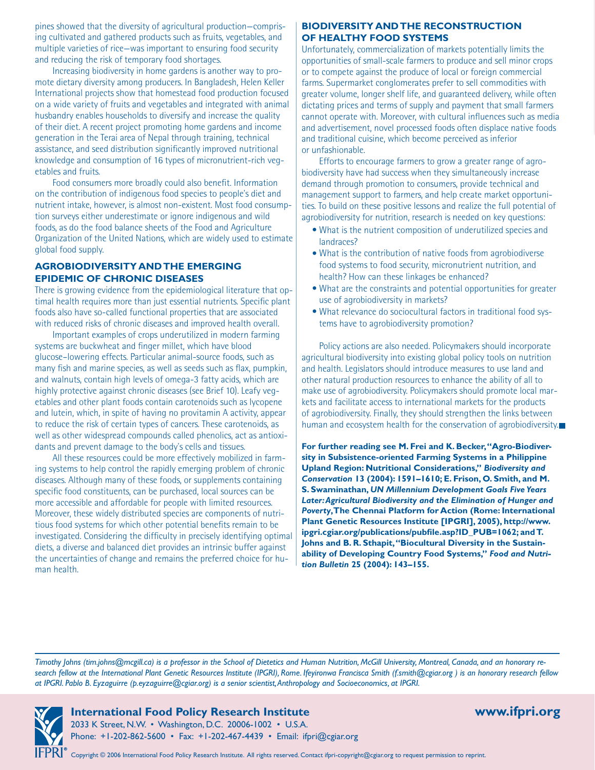pines showed that the diversity of agricultural production—comprising cultivated and gathered products such as fruits, vegetables, and multiple varieties of rice—was important to ensuring food security and reducing the risk of temporary food shortages.

Increasing biodiversity in home gardens is another way to promote dietary diversity among producers. In Bangladesh, Helen Keller International projects show that homestead food production focused on a wide variety of fruits and vegetables and integrated with animal husbandry enables households to diversify and increase the quality of their diet. A recent project promoting home gardens and income generation in the Terai area of Nepal through training, technical assistance, and seed distribution significantly improved nutritional knowledge and consumption of 16 types of micronutrient-rich vegetables and fruits.

Food consumers more broadly could also benefit. Information on the contribution of indigenous food species to people's diet and nutrient intake, however, is almost non-existent. Most food consumption surveys either underestimate or ignore indigenous and wild foods, as do the food balance sheets of the Food and Agriculture Organization of the United Nations, which are widely used to estimate global food supply.

## AGROBIODIVERSITY AND THE EMERGING EPIDEMIC OF CHRONIC DISEASES

There is growing evidence from the epidemiological literature that optimal health requires more than just essential nutrients. Specific plant foods also have so-called functional properties that are associated with reduced risks of chronic diseases and improved health overall.

Important examples of crops underutilized in modern farming systems are buckwheat and finger millet, which have blood glucose–lowering effects. Particular animal-source foods, such as many fish and marine species, as well as seeds such as flax, pumpkin, and walnuts, contain high levels of omega-3 fatty acids, which are highly protective against chronic diseases (see Brief 10). Leafy vegetables and other plant foods contain carotenoids such as lycopene and lutein, which, in spite of having no provitamin A activity, appear to reduce the risk of certain types of cancers. These carotenoids, as well as other widespread compounds called phenolics, act as antioxidants and prevent damage to the body's cells and tissues.

All these resources could be more effectively mobilized in farming systems to help control the rapidly emerging problem of chronic diseases. Although many of these foods, or supplements containing specific food constituents, can be purchased, local sources can be more accessible and affordable for people with limited resources. Moreover, these widely distributed species are components of nutritious food systems for which other potential benefits remain to be investigated. Considering the difficulty in precisely identifying optimal diets, a diverse and balanced diet provides an intrinsic buffer against the uncertainties of change and remains the preferred choice for human health.

## BIODIVERSITY AND THE RECONSTRUCTION OF HEALTHY FOOD SYSTEMS

Unfortunately, commercialization of markets potentially limits the opportunities of small-scale farmers to produce and sell minor crops or to compete against the produce of local or foreign commercial farms. Supermarket conglomerates prefer to sell commodities with greater volume, longer shelf life, and guaranteed delivery, while often dictating prices and terms of supply and payment that small farmers cannot operate with. Moreover, with cultural influences such as media and advertisement, novel processed foods often displace native foods and traditional cuisine, which become perceived as inferior or unfashionable.

Efforts to encourage farmers to grow a greater range of agrobiodiversity have had success when they simultaneously increase demand through promotion to consumers, provide technical and management support to farmers, and help create market opportunities. To build on these positive lessons and realize the full potential of agrobiodiversity for nutrition, research is needed on key questions:

- What is the nutrient composition of underutilized species and landraces?
- What is the contribution of native foods from agrobiodiverse food systems to food security, micronutrient nutrition, and health? How can these linkages be enhanced?
- What are the constraints and potential opportunities for greater use of agrobiodiversity in markets?
- What relevance do sociocultural factors in traditional food systems have to agrobiodiversity promotion?

Policy actions are also needed. Policymakers should incorporate agricultural biodiversity into existing global policy tools on nutrition and health. Legislators should introduce measures to use land and other natural production resources to enhance the ability of all to make use of agrobiodiversity. Policymakers should promote local markets and facilitate access to international markets for the products of agrobiodiversity. Finally, they should strengthen the links between human and ecosystem health for the conservation of agrobiodiversity. ■

**For further reading see M. Frei and K. Becker, "Agro-Biodiversity in Subsistence-oriented Farming Systems in a Philippine Upland Region: Nutritional Considerations," *Biodiversity and Conservation* 13 (2004): 1591–1610; E. Frison, O. Smith, and M. S. Swaminathan, *UN Millennium Development Goals Five Years Later: Agricultural Biodiversity and the Elimination of Hunger and Poverty*, The Chennai Platform for Action (Rome: International Plant Genetic Resources Institute [IPGRI], 2005), http://www.ipgri.cgiar.org/publications/pubfile.asp?ID_PUB=1062; and T. Johns and B. R. Sthapit, "Biocultural Diversity in the Sustainability of Developing Country Food Systems," *Food and Nutrition Bulletin* 25 (2004): 143–155.**

*Timothy Johns (tim.johns@mcgill.ca) is a professor in the School of Dietetics and Human Nutrition, McGill University, Montreal, Canada, and an honorary research fellow at the International Plant Genetic Resources Institute (IPGRI), Rome. Ifeyironwa Francisca Smith (f.smith@cgiar.org ) is an honorary research fellow at IPGRI. Pablo B. Eyzaguirre (p.eyzaguirre@cgiar.org) is a senior scientist, Anthropology and Socioeconomics, at IPGRI.*

**International Food Policy Research Institute**
2033 K Street, N.W. • Washington, D.C. 20006-1002 • U.S.A.
Phone: +1-202-862-5600 • Fax: +1-202-467-4439 • Email: ifpri@cgiar.org

**www.ifpri.org**

Copyright © 2006 International Food Policy Research Institute. All rights reserved. Contact ifpri-copyright@cgiar.org to request permission to reprint.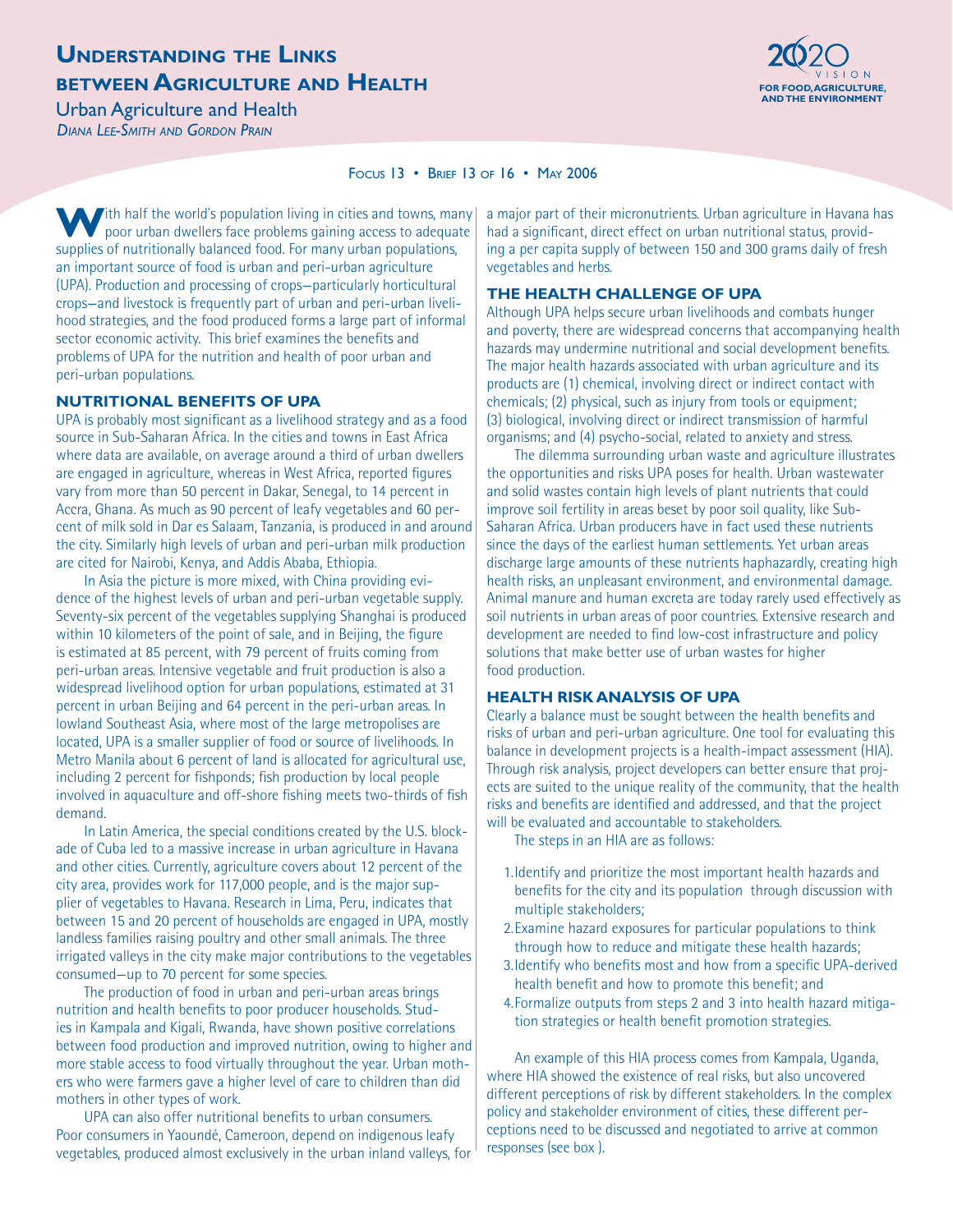# Understanding the Links between Agriculture and Health

## Urban Agriculture and Health

*Diana Lee-Smith and Gordon Prain*

Focus 13 • Brief 13 of 16 • May 2006

With half the world's population living in cities and towns, many poor urban dwellers face problems gaining access to adequate supplies of nutritionally balanced food. For many urban populations, an important source of food is urban and peri-urban agriculture (UPA). Production and processing of crops—particularly horticultural crops—and livestock is frequently part of urban and peri-urban livelihood strategies, and the food produced forms a large part of informal sector economic activity. This brief examines the benefits and problems of UPA for the nutrition and health of poor urban and peri-urban populations.

### NUTRITIONAL BENEFITS OF UPA

UPA is probably most significant as a livelihood strategy and as a food source in Sub-Saharan Africa. In the cities and towns in East Africa where data are available, on average around a third of urban dwellers are engaged in agriculture, whereas in West Africa, reported figures vary from more than 50 percent in Dakar, Senegal, to 14 percent in Accra, Ghana. As much as 90 percent of leafy vegetables and 60 percent of milk sold in Dar es Salaam, Tanzania, is produced in and around the city. Similarly high levels of urban and peri-urban milk production are cited for Nairobi, Kenya, and Addis Ababa, Ethiopia.

In Asia the picture is more mixed, with China providing evidence of the highest levels of urban and peri-urban vegetable supply. Seventy-six percent of the vegetables supplying Shanghai is produced within 10 kilometers of the point of sale, and in Beijing, the figure is estimated at 85 percent, with 79 percent of fruits coming from peri-urban areas. Intensive vegetable and fruit production is also a widespread livelihood option for urban populations, estimated at 31 percent in urban Beijing and 64 percent in the peri-urban areas. In lowland Southeast Asia, where most of the large metropolises are located, UPA is a smaller supplier of food or source of livelihoods. In Metro Manila about 6 percent of land is allocated for agricultural use, including 2 percent for fishponds; fish production by local people involved in aquaculture and off-shore fishing meets two-thirds of fish demand.

In Latin America, the special conditions created by the U.S. blockade of Cuba led to a massive increase in urban agriculture in Havana and other cities. Currently, agriculture covers about 12 percent of the city area, provides work for 117,000 people, and is the major supplier of vegetables to Havana. Research in Lima, Peru, indicates that between 15 and 20 percent of households are engaged in UPA, mostly landless families raising poultry and other small animals. The three irrigated valleys in the city make major contributions to the vegetables consumed—up to 70 percent for some species.

The production of food in urban and peri-urban areas brings nutrition and health benefits to poor producer households. Studies in Kampala and Kigali, Rwanda, have shown positive correlations between food production and improved nutrition, owing to higher and more stable access to food virtually throughout the year. Urban mothers who were farmers gave a higher level of care to children than did mothers in other types of work.

UPA can also offer nutritional benefits to urban consumers. Poor consumers in Yaoundé, Cameroon, depend on indigenous leafy vegetables, produced almost exclusively in the urban inland valleys, for a major part of their micronutrients. Urban agriculture in Havana has had a significant, direct effect on urban nutritional status, providing a per capita supply of between 150 and 300 grams daily of fresh vegetables and herbs.

### THE HEALTH CHALLENGE OF UPA

Although UPA helps secure urban livelihoods and combats hunger and poverty, there are widespread concerns that accompanying health hazards may undermine nutritional and social development benefits. The major health hazards associated with urban agriculture and its products are (1) chemical, involving direct or indirect contact with chemicals; (2) physical, such as injury from tools or equipment; (3) biological, involving direct or indirect transmission of harmful organisms; and (4) psycho-social, related to anxiety and stress.

The dilemma surrounding urban waste and agriculture illustrates the opportunities and risks UPA poses for health. Urban wastewater and solid wastes contain high levels of plant nutrients that could improve soil fertility in areas beset by poor soil quality, like Sub-Saharan Africa. Urban producers have in fact used these nutrients since the days of the earliest human settlements. Yet urban areas discharge large amounts of these nutrients haphazardly, creating high health risks, an unpleasant environment, and environmental damage. Animal manure and human excreta are today rarely used effectively as soil nutrients in urban areas of poor countries. Extensive research and development are needed to find low-cost infrastructure and policy solutions that make better use of urban wastes for higher food production.

### HEALTH RISK ANALYSIS OF UPA

Clearly a balance must be sought between the health benefits and risks of urban and peri-urban agriculture. One tool for evaluating this balance in development projects is a health-impact assessment (HIA). Through risk analysis, project developers can better ensure that projects are suited to the unique reality of the community, that the health risks and benefits are identified and addressed, and that the project will be evaluated and accountable to stakeholders.

The steps in an HIA are as follows:

1. Identify and prioritize the most important health hazards and benefits for the city and its population through discussion with multiple stakeholders;
2. Examine hazard exposures for particular populations to think through how to reduce and mitigate these health hazards;
3. Identify who benefits most and how from a specific UPA-derived health benefit and how to promote this benefit; and
4. Formalize outputs from steps 2 and 3 into health hazard mitigation strategies or health benefit promotion strategies.

An example of this HIA process comes from Kampala, Uganda, where HIA showed the existence of real risks, but also uncovered different perceptions of risk by different stakeholders. In the complex policy and stakeholder environment of cities, these different perceptions need to be discussed and negotiated to arrive at common responses (see box ).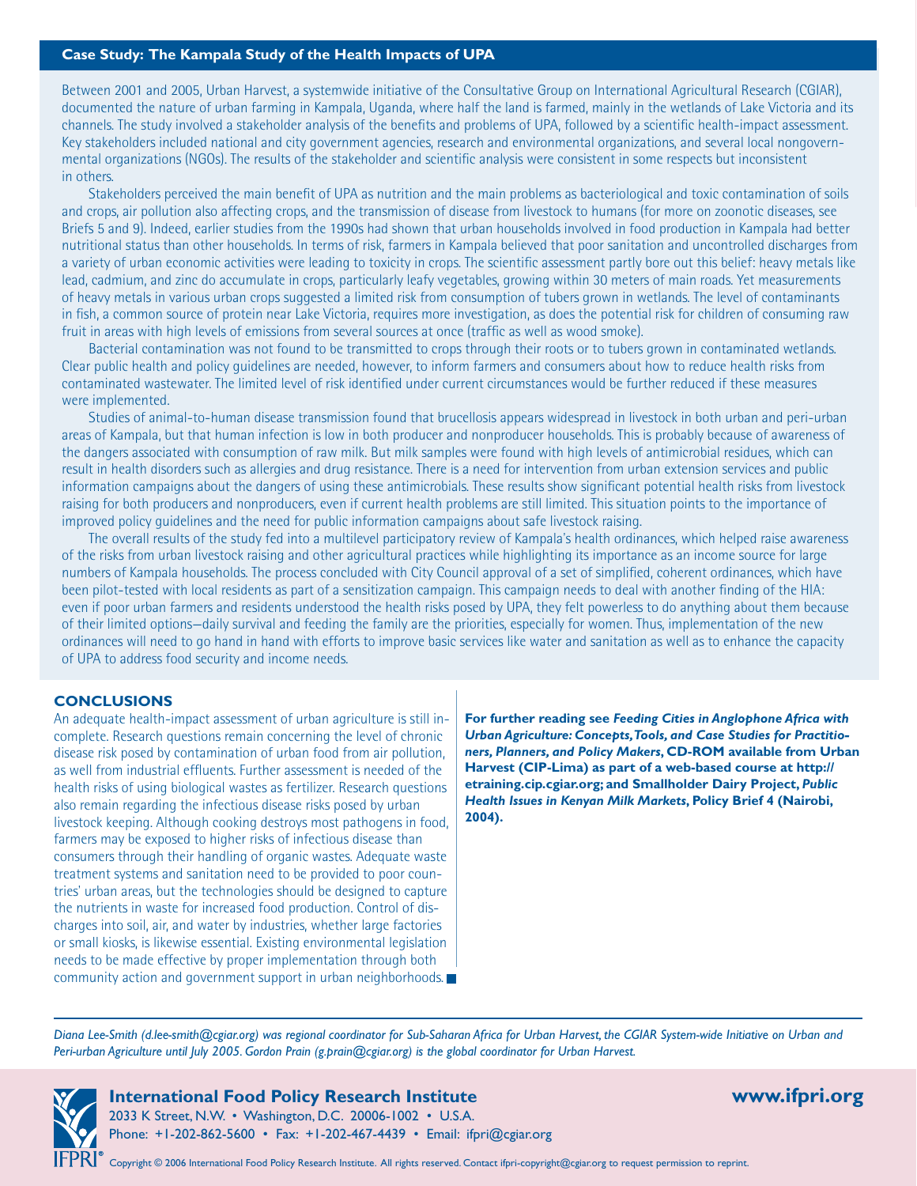## Case Study: The Kampala Study of the Health Impacts of UPA

Between 2001 and 2005, Urban Harvest, a systemwide initiative of the Consultative Group on International Agricultural Research (CGIAR), documented the nature of urban farming in Kampala, Uganda, where half the land is farmed, mainly in the wetlands of Lake Victoria and its channels. The study involved a stakeholder analysis of the benefits and problems of UPA, followed by a scientific health-impact assessment. Key stakeholders included national and city government agencies, research and environmental organizations, and several local nongovernmental organizations (NGOs). The results of the stakeholder and scientific analysis were consistent in some respects but inconsistent in others.

Stakeholders perceived the main benefit of UPA as nutrition and the main problems as bacteriological and toxic contamination of soils and crops, air pollution also affecting crops, and the transmission of disease from livestock to humans (for more on zoonotic diseases, see Briefs 5 and 9). Indeed, earlier studies from the 1990s had shown that urban households involved in food production in Kampala had better nutritional status than other households. In terms of risk, farmers in Kampala believed that poor sanitation and uncontrolled discharges from a variety of urban economic activities were leading to toxicity in crops. The scientific assessment partly bore out this belief: heavy metals like lead, cadmium, and zinc do accumulate in crops, particularly leafy vegetables, growing within 30 meters of main roads. Yet measurements of heavy metals in various urban crops suggested a limited risk from consumption of tubers grown in wetlands. The level of contaminants in fish, a common source of protein near Lake Victoria, requires more investigation, as does the potential risk for children of consuming raw fruit in areas with high levels of emissions from several sources at once (traffic as well as wood smoke).

Bacterial contamination was not found to be transmitted to crops through their roots or to tubers grown in contaminated wetlands. Clear public health and policy guidelines are needed, however, to inform farmers and consumers about how to reduce health risks from contaminated wastewater. The limited level of risk identified under current circumstances would be further reduced if these measures were implemented.

Studies of animal-to-human disease transmission found that brucellosis appears widespread in livestock in both urban and peri-urban areas of Kampala, but that human infection is low in both producer and nonproducer households. This is probably because of awareness of the dangers associated with consumption of raw milk. But milk samples were found with high levels of antimicrobial residues, which can result in health disorders such as allergies and drug resistance. There is a need for intervention from urban extension services and public information campaigns about the dangers of using these antimicrobials. These results show significant potential health risks from livestock raising for both producers and nonproducers, even if current health problems are still limited. This situation points to the importance of improved policy guidelines and the need for public information campaigns about safe livestock raising.

The overall results of the study fed into a multilevel participatory review of Kampala's health ordinances, which helped raise awareness of the risks from urban livestock raising and other agricultural practices while highlighting its importance as an income source for large numbers of Kampala households. The process concluded with City Council approval of a set of simplified, coherent ordinances, which have been pilot-tested with local residents as part of a sensitization campaign. This campaign needs to deal with another finding of the HIA: even if poor urban farmers and residents understood the health risks posed by UPA, they felt powerless to do anything about them because of their limited options—daily survival and feeding the family are the priorities, especially for women. Thus, implementation of the new ordinances will need to go hand in hand with efforts to improve basic services like water and sanitation as well as to enhance the capacity of UPA to address food security and income needs.

## CONCLUSIONS

An adequate health-impact assessment of urban agriculture is still incomplete. Research questions remain concerning the level of chronic disease risk posed by contamination of urban food from air pollution, as well from industrial effluents. Further assessment is needed of the health risks of using biological wastes as fertilizer. Research questions also remain regarding the infectious disease risks posed by urban livestock keeping. Although cooking destroys most pathogens in food, farmers may be exposed to higher risks of infectious disease than consumers through their handling of organic wastes. Adequate waste treatment systems and sanitation need to be provided to poor countries' urban areas, but the technologies should be designed to capture the nutrients in waste for increased food production. Control of discharges into soil, air, and water by industries, whether large factories or small kiosks, is likewise essential. Existing environmental legislation needs to be made effective by proper implementation through both community action and government support in urban neighborhoods. ■

**For further reading see *Feeding Cities in Anglophone Africa with Urban Agriculture: Concepts, Tools, and Case Studies for Practitioners, Planners, and Policy Makers*, CD-ROM available from Urban Harvest (CIP-Lima) as part of a web-based course at http://etraining.cip.cgiar.org; and Smallholder Dairy Project, *Public Health Issues in Kenyan Milk Markets*, Policy Brief 4 (Nairobi, 2004).**

*Diana Lee-Smith (d.lee-smith@cgiar.org) was regional coordinator for Sub-Saharan Africa for Urban Harvest, the CGIAR System-wide Initiative on Urban and Peri-urban Agriculture until July 2005. Gordon Prain (g.prain@cgiar.org) is the global coordinator for Urban Harvest.*

**International Food Policy Research Institute**
2033 K Street, N.W. • Washington, D.C. 20006-1002 • U.S.A.
Phone: +1-202-862-5600 • Fax: +1-202-467-4439 • Email: ifpri@cgiar.org

**www.ifpri.org**

Copyright © 2006 International Food Policy Research Institute. All rights reserved. Contact ifpri-copyright@cgiar.org to request permission to reprint.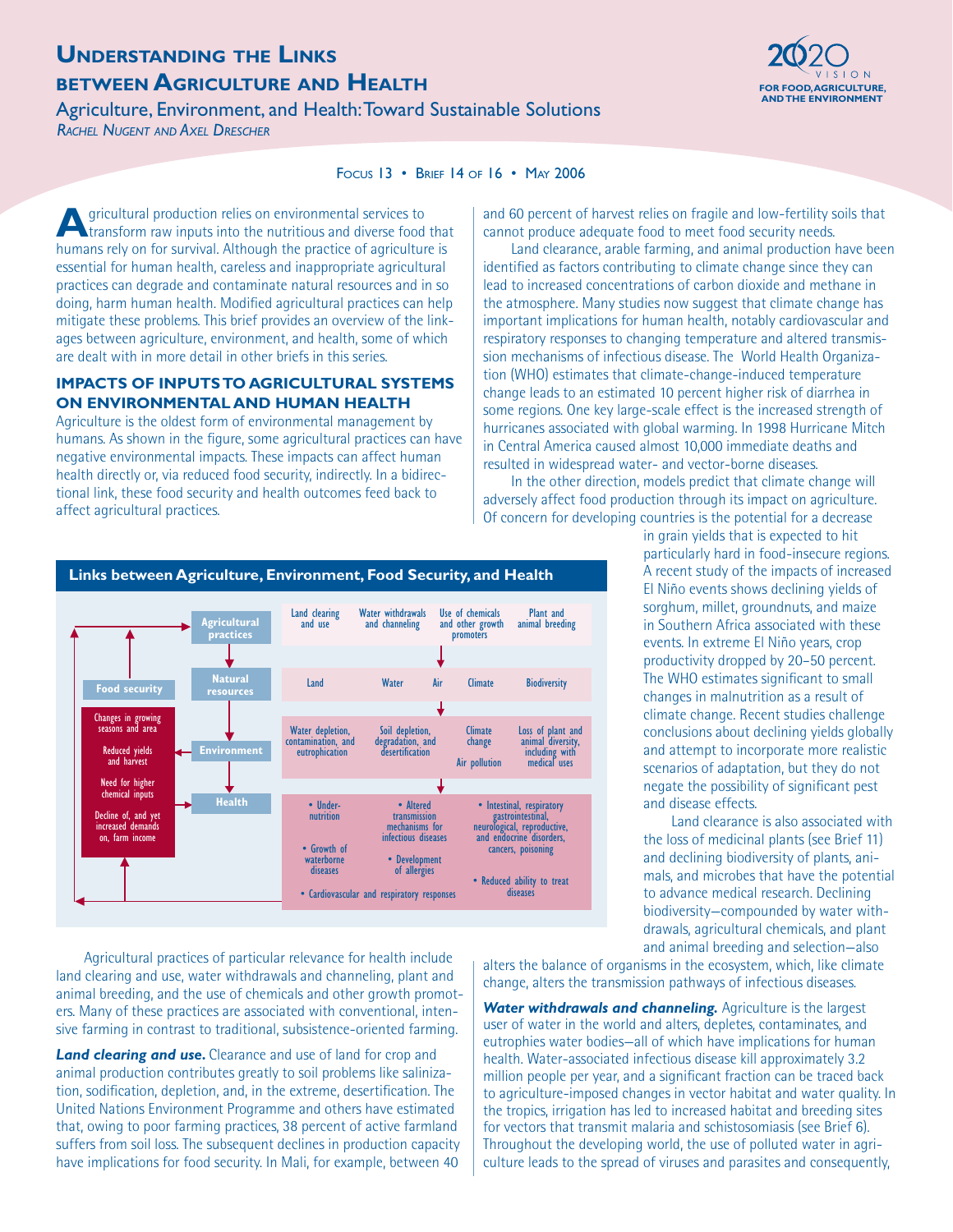# Understanding the Links between Agriculture and Health

## Agriculture, Environment, and Health: Toward Sustainable Solutions

*Rachel Nugent and Axel Drescher*

Focus 13 • Brief 14 of 16 • May 2006

Agricultural production relies on environmental services to transform raw inputs into the nutritious and diverse food that humans rely on for survival. Although the practice of agriculture is essential for human health, careless and inappropriate agricultural practices can degrade and contaminate natural resources and in so doing, harm human health. Modified agricultural practices can help mitigate these problems. This brief provides an overview of the linkages between agriculture, environment, and health, some of which are dealt with in more detail in other briefs in this series.

### IMPACTS OF INPUTS TO AGRICULTURAL SYSTEMS ON ENVIRONMENTAL AND HUMAN HEALTH

Agriculture is the oldest form of environmental management by humans. As shown in the figure, some agricultural practices can have negative environmental impacts. These impacts can affect human health directly or, via reduced food security, indirectly. In a bidirectional link, these food security and health outcomes feed back to affect agricultural practices.

**Links between Agriculture, Environment, Food Security, and Health**

| | | | | |
|---|---|---|---|---|
| **Agricultural practices** | Land clearing and use | Water withdrawals and channeling | Use of chemicals and other growth promoters | Plant and animal breeding |
| **Natural resources** | Land | Water, Air | Climate | Biodiversity |
| **Environment** | Water depletion, contamination, and eutrophication | Soil depletion, degradation, and desertification | Climate change; Air pollution | Loss of plant and animal diversity, including with medical uses |
| **Health** | • Undernutrition • Growth of waterborne diseases | • Altered transmission mechanisms for infectious diseases • Development of allergies | • Intestinal, respiratory gastrointestinal, neurological, reproductive, and endocrine disorders, cancers, poisoning • Reduced ability to treat diseases | • Cardiovascular and respiratory responses |

**Food security:** Changes in growing seasons and area; Reduced yields and harvest; Need for higher chemical inputs; Decline of, and yet increased demands on, farm income

Agricultural practices of particular relevance for health include land clearing and use, water withdrawals and channeling, plant and animal breeding, and the use of chemicals and other growth promoters. Many of these practices are associated with conventional, intensive farming in contrast to traditional, subsistence-oriented farming.

***Land clearing and use.*** Clearance and use of land for crop and animal production contributes greatly to soil problems like salinization, sodification, depletion, and, in the extreme, desertification. The United Nations Environment Programme and others have estimated that, owing to poor farming practices, 38 percent of active farmland suffers from soil loss. The subsequent declines in production capacity have implications for food security. In Mali, for example, between 40 and 60 percent of harvest relies on fragile and low-fertility soils that cannot produce adequate food to meet food security needs.

Land clearance, arable farming, and animal production have been identified as factors contributing to climate change since they can lead to increased concentrations of carbon dioxide and methane in the atmosphere. Many studies now suggest that climate change has important implications for human health, notably cardiovascular and respiratory responses to changing temperature and altered transmission mechanisms of infectious disease. The World Health Organization (WHO) estimates that climate-change-induced temperature change leads to an estimated 10 percent higher risk of diarrhea in some regions. One key large-scale effect is the increased strength of hurricanes associated with global warming. In 1998 Hurricane Mitch in Central America caused almost 10,000 immediate deaths and resulted in widespread water- and vector-borne diseases.

In the other direction, models predict that climate change will adversely affect food production through its impact on agriculture. Of concern for developing countries is the potential for a decrease in grain yields that is expected to hit particularly hard in food-insecure regions. A recent study of the impacts of increased El Niño events shows declining yields of sorghum, millet, groundnuts, and maize in Southern Africa associated with these events. In extreme El Niño years, crop productivity dropped by 20–50 percent. The WHO estimates significant to small changes in malnutrition as a result of climate change. Recent studies challenge conclusions about declining yields globally and attempt to incorporate more realistic scenarios of adaptation, but they do not negate the possibility of significant pest and disease effects.

Land clearance is also associated with the loss of medicinal plants (see Brief 11) and declining biodiversity of plants, animals, and microbes that have the potential to advance medical research. Declining biodiversity—compounded by water withdrawals, agricultural chemicals, and plant and animal breeding and selection—also alters the balance of organisms in the ecosystem, which, like climate change, alters the transmission pathways of infectious diseases.

***Water withdrawals and channeling.*** Agriculture is the largest user of water in the world and alters, depletes, contaminates, and eutrophies water bodies—all of which have implications for human health. Water-associated infectious disease kill approximately 3.2 million people per year, and a significant fraction can be traced back to agriculture-imposed changes in vector habitat and water quality. In the tropics, irrigation has led to increased habitat and breeding sites for vectors that transmit malaria and schistosomiasis (see Brief 6). Throughout the developing world, the use of polluted water in agriculture leads to the spread of viruses and parasites and consequently,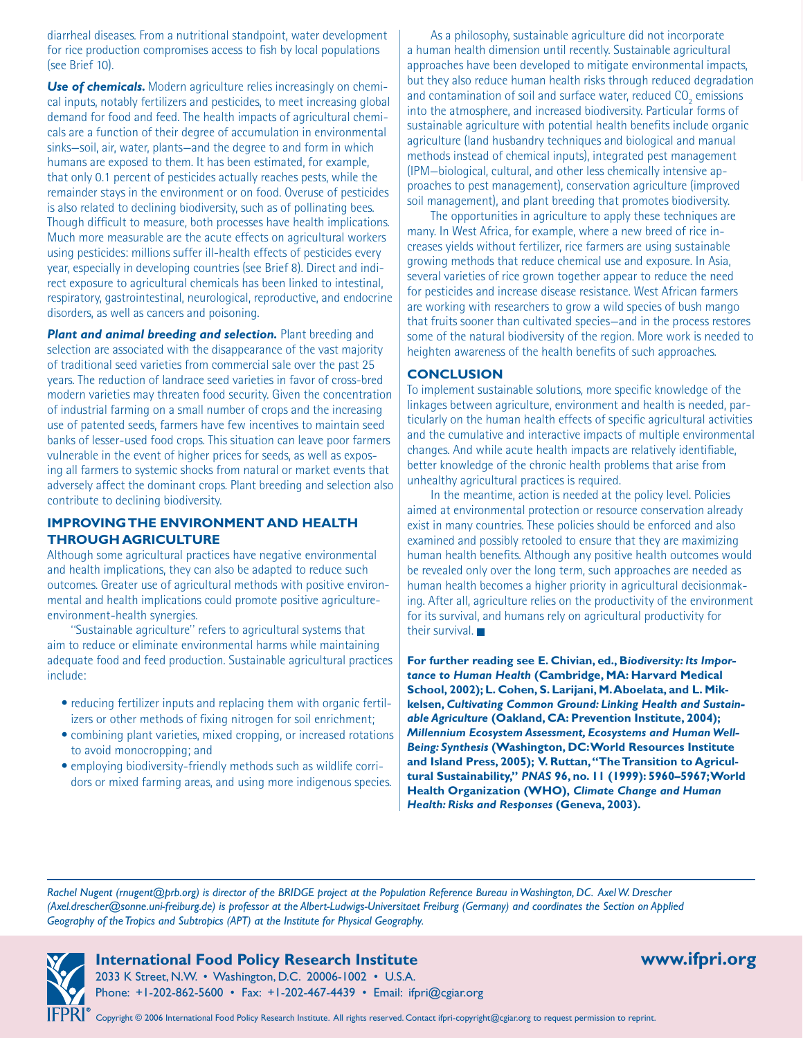diarrheal diseases. From a nutritional standpoint, water development for rice production compromises access to fish by local populations (see Brief 10).

***Use of chemicals.*** Modern agriculture relies increasingly on chemical inputs, notably fertilizers and pesticides, to meet increasing global demand for food and feed. The health impacts of agricultural chemicals are a function of their degree of accumulation in environmental sinks—soil, air, water, plants—and the degree to and form in which humans are exposed to them. It has been estimated, for example, that only 0.1 percent of pesticides actually reaches pests, while the remainder stays in the environment or on food. Overuse of pesticides is also related to declining biodiversity, such as of pollinating bees. Though difficult to measure, both processes have health implications. Much more measurable are the acute effects on agricultural workers using pesticides: millions suffer ill-health effects of pesticides every year, especially in developing countries (see Brief 8). Direct and indirect exposure to agricultural chemicals has been linked to intestinal, respiratory, gastrointestinal, neurological, reproductive, and endocrine disorders, as well as cancers and poisoning.

***Plant and animal breeding and selection.*** Plant breeding and selection are associated with the disappearance of the vast majority of traditional seed varieties from commercial sale over the past 25 years. The reduction of landrace seed varieties in favor of cross-bred modern varieties may threaten food security. Given the concentration of industrial farming on a small number of crops and the increasing use of patented seeds, farmers have few incentives to maintain seed banks of lesser-used food crops. This situation can leave poor farmers vulnerable in the event of higher prices for seeds, as well as exposing all farmers to systemic shocks from natural or market events that adversely affect the dominant crops. Plant breeding and selection also contribute to declining biodiversity.

## IMPROVING THE ENVIRONMENT AND HEALTH THROUGH AGRICULTURE

Although some agricultural practices have negative environmental and health implications, they can also be adapted to reduce such outcomes. Greater use of agricultural methods with positive environmental and health implications could promote positive agriculture-environment-health synergies.

"Sustainable agriculture" refers to agricultural systems that aim to reduce or eliminate environmental harms while maintaining adequate food and feed production. Sustainable agricultural practices include:

- reducing fertilizer inputs and replacing them with organic fertilizers or other methods of fixing nitrogen for soil enrichment;
- combining plant varieties, mixed cropping, or increased rotations to avoid monocropping; and
- employing biodiversity-friendly methods such as wildlife corridors or mixed farming areas, and using more indigenous species.

As a philosophy, sustainable agriculture did not incorporate a human health dimension until recently. Sustainable agricultural approaches have been developed to mitigate environmental impacts, but they also reduce human health risks through reduced degradation and contamination of soil and surface water, reduced $CO_2$ emissions into the atmosphere, and increased biodiversity. Particular forms of sustainable agriculture with potential health benefits include organic agriculture (land husbandry techniques and biological and manual methods instead of chemical inputs), integrated pest management (IPM—biological, cultural, and other less chemically intensive approaches to pest management), conservation agriculture (improved soil management), and plant breeding that promotes biodiversity.

The opportunities in agriculture to apply these techniques are many. In West Africa, for example, where a new breed of rice increases yields without fertilizer, rice farmers are using sustainable growing methods that reduce chemical use and exposure. In Asia, several varieties of rice grown together appear to reduce the need for pesticides and increase disease resistance. West African farmers are working with researchers to grow a wild species of bush mango that fruits sooner than cultivated species—and in the process restores some of the natural biodiversity of the region. More work is needed to heighten awareness of the health benefits of such approaches.

## CONCLUSION

To implement sustainable solutions, more specific knowledge of the linkages between agriculture, environment and health is needed, particularly on the human health effects of specific agricultural activities and the cumulative and interactive impacts of multiple environmental changes. And while acute health impacts are relatively identifiable, better knowledge of the chronic health problems that arise from unhealthy agricultural practices is required.

In the meantime, action is needed at the policy level. Policies aimed at environmental protection or resource conservation already exist in many countries. These policies should be enforced and also examined and possibly retooled to ensure that they are maximizing human health benefits. Although any positive health outcomes would be revealed only over the long term, such approaches are needed as human health becomes a higher priority in agricultural decisionmaking. After all, agriculture relies on the productivity of the environment for its survival, and humans rely on agricultural productivity for their survival. ■

**For further reading see E. Chivian, ed., *Biodiversity: Its Importance to Human Health* (Cambridge, MA: Harvard Medical School, 2002); L. Cohen, S. Larijani, M. Aboelata, and L. Mikkelsen, *Cultivating Common Ground: Linking Health and Sustainable Agriculture* (Oakland, CA: Prevention Institute, 2004); *Millennium Ecosystem Assessment, Ecosystems and Human Well-Being: Synthesis* (Washington, DC: World Resources Institute and Island Press, 2005); V. Ruttan, "The Transition to Agricultural Sustainability," *PNAS* 96, no. 11 (1999): 5960–5967; World Health Organization (WHO), *Climate Change and Human Health: Risks and Responses* (Geneva, 2003).**

*Rachel Nugent (rnugent@prb.org) is director of the BRIDGE project at the Population Reference Bureau in Washington, DC. Axel W. Drescher (Axel.drescher@sonne.uni-freiburg.de) is professor at the Albert-Ludwigs-Universitaet Freiburg (Germany) and coordinates the Section on Applied Geography of the Tropics and Subtropics (APT) at the Institute for Physical Geography.*

**International Food Policy Research Institute** **www.ifpri.org**

2033 K Street, N.W. • Washington, D.C. 20006-1002 • U.S.A.
Phone: +1-202-862-5600 • Fax: +1-202-467-4439 • Email: ifpri@cgiar.org

Copyright © 2006 International Food Policy Research Institute. All rights reserved. Contact ifpri-copyright@cgiar.org to request permission to reprint.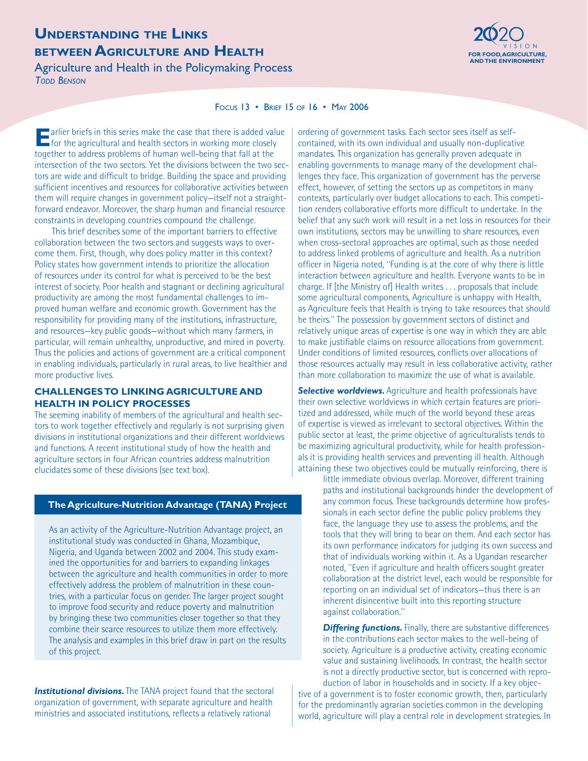# Understanding the Links between Agriculture and Health

## Agriculture and Health in the Policymaking Process

*Todd Benson*

Focus 13 • Brief 15 of 16 • May 2006

Earlier briefs in this series make the case that there is added value for the agricultural and health sectors in working more closely together to address problems of human well-being that fall at the intersection of the two sectors. Yet the divisions between the two sectors are wide and difficult to bridge. Building the space and providing sufficient incentives and resources for collaborative activities between them will require changes in government policy—itself not a straightforward endeavor. Moreover, the sharp human and financial resource constraints in developing countries compound the challenge.

This brief describes some of the important barriers to effective collaboration between the two sectors and suggests ways to overcome them. First, though, why does policy matter in this context? Policy states how government intends to prioritize the allocation of resources under its control for what is perceived to be the best interest of society. Poor health and stagnant or declining agricultural productivity are among the most fundamental challenges to improved human welfare and economic growth. Government has the responsibility for providing many of the institutions, infrastructure, and resources—key public goods—without which many farmers, in particular, will remain unhealthy, unproductive, and mired in poverty. Thus the policies and actions of government are a critical component in enabling individuals, particularly in rural areas, to live healthier and more productive lives.

### CHALLENGES TO LINKING AGRICULTURE AND HEALTH IN POLICY PROCESSES

The seeming inability of members of the agricultural and health sectors to work together effectively and regularly is not surprising given divisions in institutional organizations and their different worldviews and functions. A recent institutional study of how the health and agriculture sectors in four African countries address malnutrition elucidates some of these divisions (see text box).

> **The Agriculture-Nutrition Advantage (TANA) Project**
>
> As an activity of the Agriculture-Nutrition Advantage project, an institutional study was conducted in Ghana, Mozambique, Nigeria, and Uganda between 2002 and 2004. This study examined the opportunities for and barriers to expanding linkages between the agriculture and health communities in order to more effectively address the problem of malnutrition in these countries, with a particular focus on gender. The larger project sought to improve food security and reduce poverty and malnutrition by bringing these two communities closer together so that they combine their scarce resources to utilize them more effectively. The analysis and examples in this brief draw in part on the results of this project.

***Institutional divisions.*** The TANA project found that the sectoral organization of government, with separate agriculture and health ministries and associated institutions, reflects a relatively rational ordering of government tasks. Each sector sees itself as self-contained, with its own individual and usually non-duplicative mandates. This organization has generally proven adequate in enabling governments to manage many of the development challenges they face. This organization of government has the perverse effect, however, of setting the sectors up as competitors in many contexts, particularly over budget allocations to each. This competition renders collaborative efforts more difficult to undertake. In the belief that any such work will result in a net loss in resources for their own institutions, sectors may be unwilling to share resources, even when cross-sectoral approaches are optimal, such as those needed to address linked problems of agriculture and health. As a nutrition officer in Nigeria noted, "Funding is at the core of why there is little interaction between agriculture and health. Everyone wants to be in charge. If [the Ministry of] Health writes . . . proposals that include some agricultural components, Agriculture is unhappy with Health, as Agriculture feels that Health is trying to take resources that should be theirs." The possession by government sectors of distinct and relatively unique areas of expertise is one way in which they are able to make justifiable claims on resource allocations from government. Under conditions of limited resources, conflicts over allocations of those resources actually may result in less collaborative activity, rather than more collaboration to maximize the use of what is available.

***Selective worldviews.*** Agriculture and health professionals have their own selective worldviews in which certain features are prioritized and addressed, while much of the world beyond these areas of expertise is viewed as irrelevant to sectoral objectives. Within the public sector at least, the prime objective of agriculturalists tends to be maximizing agricultural productivity, while for health professionals it is providing health services and preventing ill health. Although attaining these two objectives could be mutually reinforcing, there is little immediate obvious overlap. Moreover, different training paths and institutional backgrounds hinder the development of any common focus. These backgrounds determine how professionals in each sector define the public policy problems they face, the language they use to assess the problems, and the tools that they will bring to bear on them. And each sector has its own performance indicators for judging its own success and that of individuals working within it. As a Ugandan researcher noted, "Even if agriculture and health officers sought greater collaboration at the district level, each would be responsible for reporting on an individual set of indicators—thus there is an inherent disincentive built into this reporting structure against collaboration."

***Differing functions.*** Finally, there are substantive differences in the contributions each sector makes to the well-being of society. Agriculture is a productive activity, creating economic value and sustaining livelihoods. In contrast, the health sector is not a directly productive sector, but is concerned with reproduction of labor in households and in society. If a key objective of a government is to foster economic growth, then, particularly for the predominantly agrarian societies common in the developing world, agriculture will play a central role in development strategies. In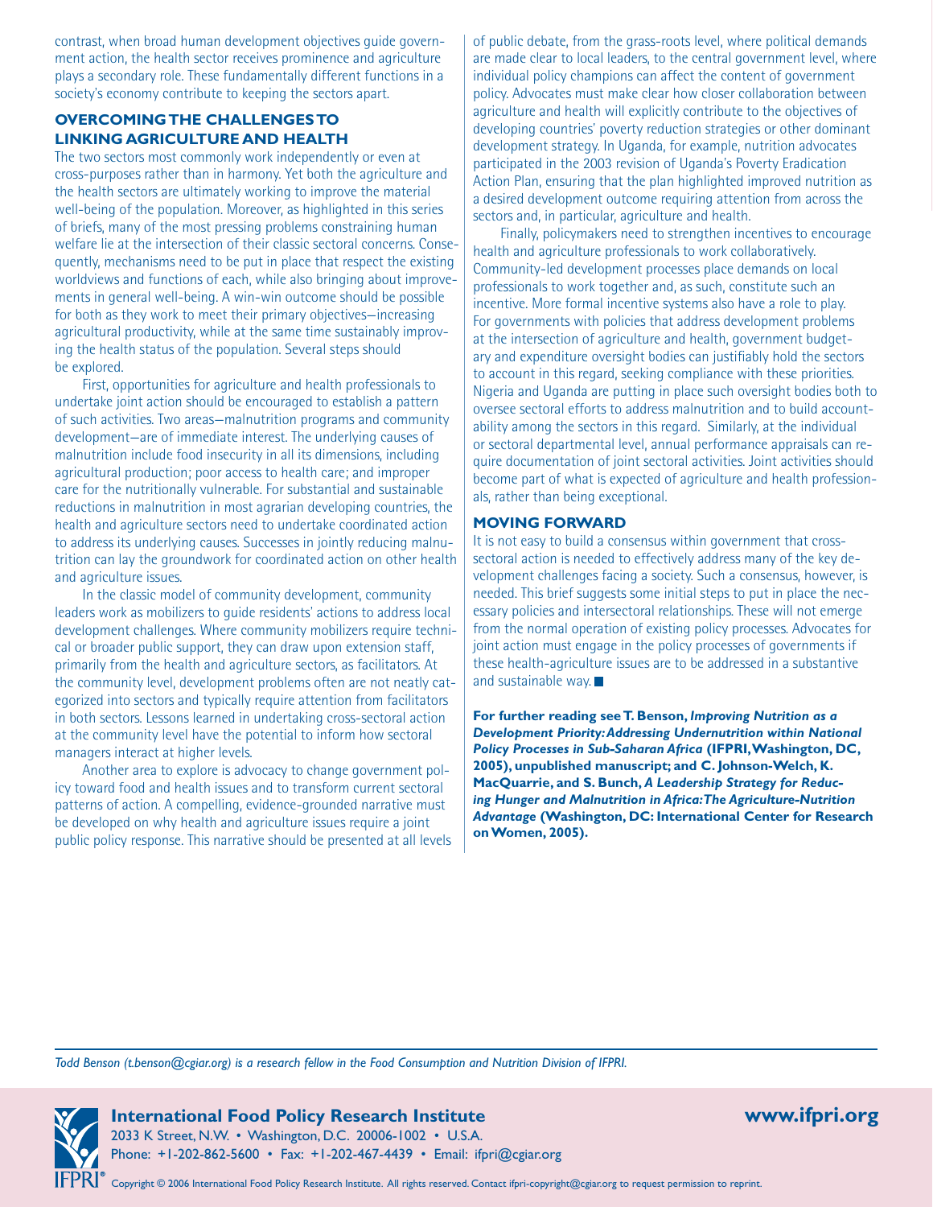contrast, when broad human development objectives guide government action, the health sector receives prominence and agriculture plays a secondary role. These fundamentally different functions in a society's economy contribute to keeping the sectors apart.

## OVERCOMING THE CHALLENGES TO LINKING AGRICULTURE AND HEALTH

The two sectors most commonly work independently or even at cross-purposes rather than in harmony. Yet both the agriculture and the health sectors are ultimately working to improve the material well-being of the population. Moreover, as highlighted in this series of briefs, many of the most pressing problems constraining human welfare lie at the intersection of their classic sectoral concerns. Consequently, mechanisms need to be put in place that respect the existing worldviews and functions of each, while also bringing about improvements in general well-being. A win-win outcome should be possible for both as they work to meet their primary objectives—increasing agricultural productivity, while at the same time sustainably improving the health status of the population. Several steps should be explored.

First, opportunities for agriculture and health professionals to undertake joint action should be encouraged to establish a pattern of such activities. Two areas—malnutrition programs and community development—are of immediate interest. The underlying causes of malnutrition include food insecurity in all its dimensions, including agricultural production; poor access to health care; and improper care for the nutritionally vulnerable. For substantial and sustainable reductions in malnutrition in most agrarian developing countries, the health and agriculture sectors need to undertake coordinated action to address its underlying causes. Successes in jointly reducing malnutrition can lay the groundwork for coordinated action on other health and agriculture issues.

In the classic model of community development, community leaders work as mobilizers to guide residents' actions to address local development challenges. Where community mobilizers require technical or broader public support, they can draw upon extension staff, primarily from the health and agriculture sectors, as facilitators. At the community level, development problems often are not neatly categorized into sectors and typically require attention from facilitators in both sectors. Lessons learned in undertaking cross-sectoral action at the community level have the potential to inform how sectoral managers interact at higher levels.

Another area to explore is advocacy to change government policy toward food and health issues and to transform current sectoral patterns of action. A compelling, evidence-grounded narrative must be developed on why health and agriculture issues require a joint public policy response. This narrative should be presented at all levels of public debate, from the grass-roots level, where political demands are made clear to local leaders, to the central government level, where individual policy champions can affect the content of government policy. Advocates must make clear how closer collaboration between agriculture and health will explicitly contribute to the objectives of developing countries' poverty reduction strategies or other dominant development strategy. In Uganda, for example, nutrition advocates participated in the 2003 revision of Uganda's Poverty Eradication Action Plan, ensuring that the plan highlighted improved nutrition as a desired development outcome requiring attention from across the sectors and, in particular, agriculture and health.

Finally, policymakers need to strengthen incentives to encourage health and agriculture professionals to work collaboratively. Community-led development processes place demands on local professionals to work together and, as such, constitute such an incentive. More formal incentive systems also have a role to play. For governments with policies that address development problems at the intersection of agriculture and health, government budgetary and expenditure oversight bodies can justifiably hold the sectors to account in this regard, seeking compliance with these priorities. Nigeria and Uganda are putting in place such oversight bodies both to oversee sectoral efforts to address malnutrition and to build accountability among the sectors in this regard. Similarly, at the individual or sectoral departmental level, annual performance appraisals can require documentation of joint sectoral activities. Joint activities should become part of what is expected of agriculture and health professionals, rather than being exceptional.

## MOVING FORWARD

It is not easy to build a consensus within government that cross-sectoral action is needed to effectively address many of the key development challenges facing a society. Such a consensus, however, is needed. This brief suggests some initial steps to put in place the necessary policies and intersectoral relationships. These will not emerge from the normal operation of existing policy processes. Advocates for joint action must engage in the policy processes of governments if these health-agriculture issues are to be addressed in a substantive and sustainable way. ■

**For further reading see T. Benson, *Improving Nutrition as a Development Priority: Addressing Undernutrition within National Policy Processes in Sub-Saharan Africa* (IFPRI, Washington, DC, 2005), unpublished manuscript; and C. Johnson-Welch, K. MacQuarrie, and S. Bunch, *A Leadership Strategy for Reducing Hunger and Malnutrition in Africa: The Agriculture-Nutrition Advantage* (Washington, DC: International Center for Research on Women, 2005).**

*Todd Benson (t.benson@cgiar.org) is a research fellow in the Food Consumption and Nutrition Division of IFPRI.*

**International Food Policy Research Institute** **www.ifpri.org**
2033 K Street, N.W. • Washington, D.C. 20006-1002 • U.S.A.
Phone: +1-202-862-5600 • Fax: +1-202-467-4439 • Email: ifpri@cgiar.org

Copyright © 2006 International Food Policy Research Institute. All rights reserved. Contact ifpri-copyright@cgiar.org to request permission to reprint.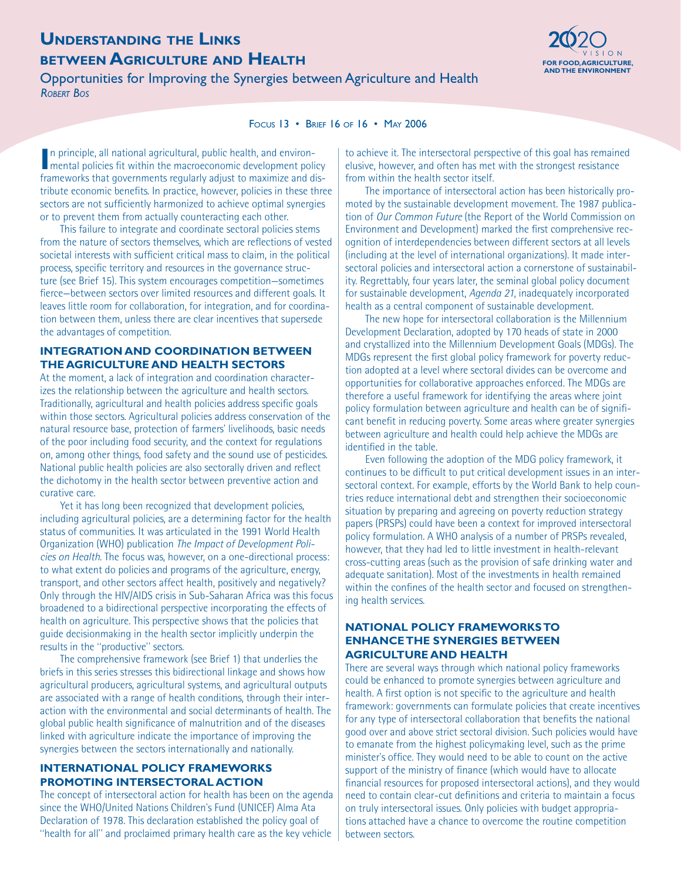# Understanding the Links between Agriculture and Health

## Opportunities for Improving the Synergies between Agriculture and Health

*Robert Bos*

Focus 13 • Brief 16 of 16 • May 2006

In principle, all national agricultural, public health, and environmental policies fit within the macroeconomic development policy frameworks that governments regularly adjust to maximize and distribute economic benefits. In practice, however, policies in these three sectors are not sufficiently harmonized to achieve optimal synergies or to prevent them from actually counteracting each other.

This failure to integrate and coordinate sectoral policies stems from the nature of sectors themselves, which are reflections of vested societal interests with sufficient critical mass to claim, in the political process, specific territory and resources in the governance structure (see Brief 15). This system encourages competition—sometimes fierce—between sectors over limited resources and different goals. It leaves little room for collaboration, for integration, and for coordination between them, unless there are clear incentives that supersede the advantages of competition.

### Integration and Coordination between the Agriculture and Health Sectors

At the moment, a lack of integration and coordination characterizes the relationship between the agriculture and health sectors. Traditionally, agricultural and health policies address specific goals within those sectors. Agricultural policies address conservation of the natural resource base, protection of farmers' livelihoods, basic needs of the poor including food security, and the context for regulations on, among other things, food safety and the sound use of pesticides. National public health policies are also sectorally driven and reflect the dichotomy in the health sector between preventive action and curative care.

Yet it has long been recognized that development policies, including agricultural policies, are a determining factor for the health status of communities. It was articulated in the 1991 World Health Organization (WHO) publication *The Impact of Development Policies on Health*. The focus was, however, on a one-directional process: to what extent do policies and programs of the agriculture, energy, transport, and other sectors affect health, positively and negatively? Only through the HIV/AIDS crisis in Sub-Saharan Africa was this focus broadened to a bidirectional perspective incorporating the effects of health on agriculture. This perspective shows that the policies that guide decisionmaking in the health sector implicitly underpin the results in the "productive" sectors.

The comprehensive framework (see Brief 1) that underlies the briefs in this series stresses this bidirectional linkage and shows how agricultural producers, agricultural systems, and agricultural outputs are associated with a range of health conditions, through their interaction with the environmental and social determinants of health. The global public health significance of malnutrition and of the diseases linked with agriculture indicate the importance of improving the synergies between the sectors internationally and nationally.

### International Policy Frameworks Promoting Intersectoral Action

The concept of intersectoral action for health has been on the agenda since the WHO/United Nations Children's Fund (UNICEF) Alma Ata Declaration of 1978. This declaration established the policy goal of "health for all" and proclaimed primary health care as the key vehicle to achieve it. The intersectoral perspective of this goal has remained elusive, however, and often has met with the strongest resistance from within the health sector itself.

The importance of intersectoral action has been historically promoted by the sustainable development movement. The 1987 publication of *Our Common Future* (the Report of the World Commission on Environment and Development) marked the first comprehensive recognition of interdependencies between different sectors at all levels (including at the level of international organizations). It made intersectoral policies and intersectoral action a cornerstone of sustainability. Regrettably, four years later, the seminal global policy document for sustainable development, *Agenda 21*, inadequately incorporated health as a central component of sustainable development.

The new hope for intersectoral collaboration is the Millennium Development Declaration, adopted by 170 heads of state in 2000 and crystallized into the Millennium Development Goals (MDGs). The MDGs represent the first global policy framework for poverty reduction adopted at a level where sectoral divides can be overcome and opportunities for collaborative approaches enforced. The MDGs are therefore a useful framework for identifying the areas where joint policy formulation between agriculture and health can be of significant benefit in reducing poverty. Some areas where greater synergies between agriculture and health could help achieve the MDGs are identified in the table.

Even following the adoption of the MDG policy framework, it continues to be difficult to put critical development issues in an intersectoral context. For example, efforts by the World Bank to help countries reduce international debt and strengthen their socioeconomic situation by preparing and agreeing on poverty reduction strategy papers (PRSPs) could have been a context for improved intersectoral policy formulation. A WHO analysis of a number of PRSPs revealed, however, that they had led to little investment in health-relevant cross-cutting areas (such as the provision of safe drinking water and adequate sanitation). Most of the investments in health remained within the confines of the health sector and focused on strengthening health services.

### National Policy Frameworks to Enhance the Synergies between Agriculture and Health

There are several ways through which national policy frameworks could be enhanced to promote synergies between agriculture and health. A first option is not specific to the agriculture and health framework: governments can formulate policies that create incentives for any type of intersectoral collaboration that benefits the national good over and above strict sectoral division. Such policies would have to emanate from the highest policymaking level, such as the prime minister's office. They would need to be able to count on the active support of the ministry of finance (which would have to allocate financial resources for proposed intersectoral actions), and they would need to contain clear-cut definitions and criteria to maintain a focus on truly intersectoral issues. Only policies with budget appropriations attached have a chance to overcome the routine competition between sectors.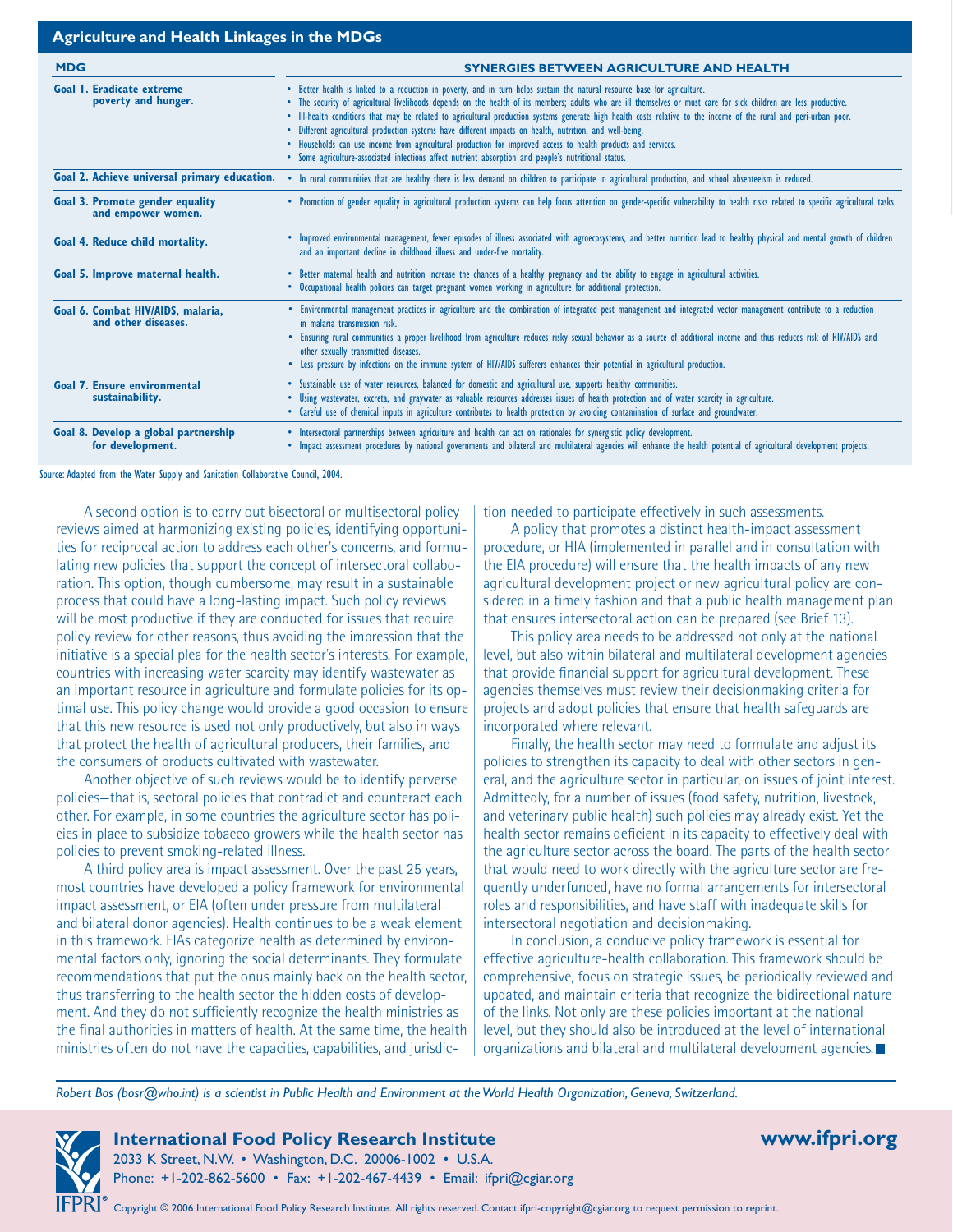## Agriculture and Health Linkages in the MDGs

| MDG | SYNERGIES BETWEEN AGRICULTURE AND HEALTH |
|---|---|
| **Goal 1. Eradicate extreme poverty and hunger.** | • Better health is linked to a reduction in poverty, and in turn helps sustain the natural resource base for agriculture.<br>• The security of agricultural livelihoods depends on the health of its members; adults who are ill themselves or must care for sick children are less productive.<br>• Ill-health conditions that may be related to agricultural production systems generate high health costs relative to the income of the rural and peri-urban poor.<br>• Different agricultural production systems have different impacts on health, nutrition, and well-being.<br>• Households can use income from agricultural production for improved access to health products and services.<br>• Some agriculture-associated infections affect nutrient absorption and people's nutritional status. |
| **Goal 2. Achieve universal primary education.** | • In rural communities that are healthy there is less demand on children to participate in agricultural production, and school absenteeism is reduced. |
| **Goal 3. Promote gender equality and empower women.** | • Promotion of gender equality in agricultural production systems can help focus attention on gender-specific vulnerability to health risks related to specific agricultural tasks. |
| **Goal 4. Reduce child mortality.** | • Improved environmental management, fewer episodes of illness associated with agroecosystems, and better nutrition lead to healthy physical and mental growth of children and an important decline in childhood illness and under-five mortality. |
| **Goal 5. Improve maternal health.** | • Better maternal health and nutrition increase the chances of a healthy pregnancy and the ability to engage in agricultural activities.<br>• Occupational health policies can target pregnant women working in agriculture for additional protection. |
| **Goal 6. Combat HIV/AIDS, malaria, and other diseases.** | • Environmental management practices in agriculture and the combination of integrated pest management and integrated vector management contribute to a reduction in malaria transmission risk.<br>• Ensuring rural communities a proper livelihood from agriculture reduces risky sexual behavior as a source of additional income and thus reduces risk of HIV/AIDS and other sexually transmitted diseases.<br>• Less pressure by infections on the immune system of HIV/AIDS sufferers enhances their potential in agricultural production. |
| **Goal 7. Ensure environmental sustainability.** | • Sustainable use of water resources, balanced for domestic and agricultural use, supports healthy communities.<br>• Using wastewater, excreta, and graywater as valuable resources addresses issues of health protection and of water scarcity in agriculture.<br>• Careful use of chemical inputs in agriculture contributes to health protection by avoiding contamination of surface and groundwater. |
| **Goal 8. Develop a global partnership for development.** | • Intersectoral partnerships between agriculture and health can act on rationales for synergistic policy development.<br>• Impact assessment procedures by national governments and bilateral and multilateral agencies will enhance the health potential of agricultural development projects. |

Source: Adapted from the Water Supply and Sanitation Collaborative Council, 2004.

A second option is to carry out bisectoral or multisectoral policy reviews aimed at harmonizing existing policies, identifying opportunities for reciprocal action to address each other's concerns, and formulating new policies that support the concept of intersectoral collaboration. This option, though cumbersome, may result in a sustainable process that could have a long-lasting impact. Such policy reviews will be most productive if they are conducted for issues that require policy review for other reasons, thus avoiding the impression that the initiative is a special plea for the health sector's interests. For example, countries with increasing water scarcity may identify wastewater as an important resource in agriculture and formulate policies for its optimal use. This policy change would provide a good occasion to ensure that this new resource is used not only productively, but also in ways that protect the health of agricultural producers, their families, and the consumers of products cultivated with wastewater.

Another objective of such reviews would be to identify perverse policies—that is, sectoral policies that contradict and counteract each other. For example, in some countries the agriculture sector has policies in place to subsidize tobacco growers while the health sector has policies to prevent smoking-related illness.

A third policy area is impact assessment. Over the past 25 years, most countries have developed a policy framework for environmental impact assessment, or EIA (often under pressure from multilateral and bilateral donor agencies). Health continues to be a weak element in this framework. EIAs categorize health as determined by environmental factors only, ignoring the social determinants. They formulate recommendations that put the onus mainly back on the health sector, thus transferring to the health sector the hidden costs of development. And they do not sufficiently recognize the health ministries as the final authorities in matters of health. At the same time, the health ministries often do not have the capacities, capabilities, and jurisdiction needed to participate effectively in such assessments.

A policy that promotes a distinct health-impact assessment procedure, or HIA (implemented in parallel and in consultation with the EIA procedure) will ensure that the health impacts of any new agricultural development project or new agricultural policy are considered in a timely fashion and that a public health management plan that ensures intersectoral action can be prepared (see Brief 13).

This policy area needs to be addressed not only at the national level, but also within bilateral and multilateral development agencies that provide financial support for agricultural development. These agencies themselves must review their decisionmaking criteria for projects and adopt policies that ensure that health safeguards are incorporated where relevant.

Finally, the health sector may need to formulate and adjust its policies to strengthen its capacity to deal with other sectors in general, and the agriculture sector in particular, on issues of joint interest. Admittedly, for a number of issues (food safety, nutrition, livestock, and veterinary public health) such policies may already exist. Yet the health sector remains deficient in its capacity to effectively deal with the agriculture sector across the board. The parts of the health sector that would need to work directly with the agriculture sector are frequently underfunded, have no formal arrangements for intersectoral roles and responsibilities, and have staff with inadequate skills for intersectoral negotiation and decisionmaking.

In conclusion, a conducive policy framework is essential for effective agriculture-health collaboration. This framework should be comprehensive, focus on strategic issues, be periodically reviewed and updated, and maintain criteria that recognize the bidirectional nature of the links. Not only are these policies important at the national level, but they should also be introduced at the level of international organizations and bilateral and multilateral development agencies. ■

*Robert Bos (bosr@who.int) is a scientist in Public Health and Environment at the World Health Organization, Geneva, Switzerland.*

**International Food Policy Research Institute**
2033 K Street, N.W. • Washington, D.C. 20006-1002 • U.S.A.
Phone: +1-202-862-5600 • Fax: +1-202-467-4439 • Email: ifpri@cgiar.org

**www.ifpri.org**

Copyright © 2006 International Food Policy Research Institute. All rights reserved. Contact ifpri-copyright@cgiar.org to request permission to reprint.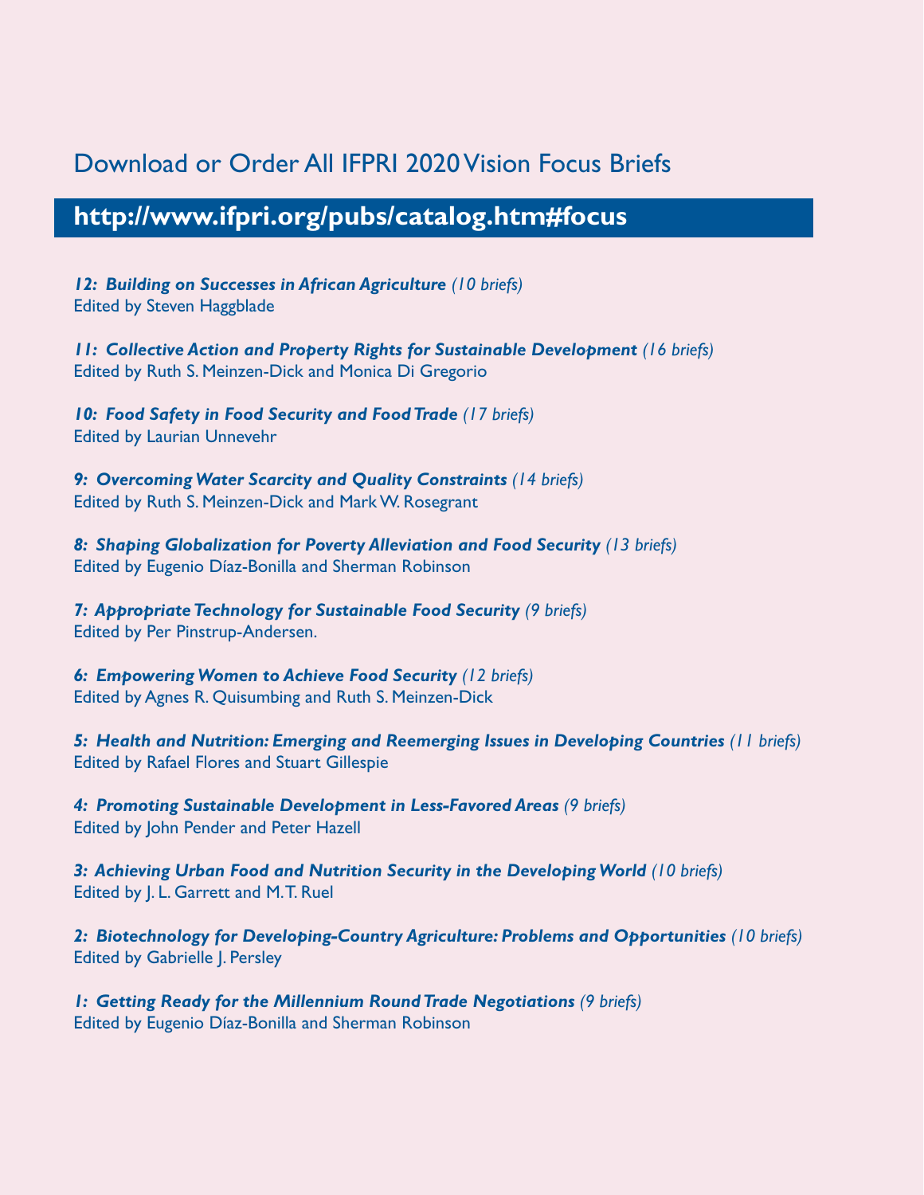# Download or Order All IFPRI 2020 Vision Focus Briefs

## http://www.ifpri.org/pubs/catalog.htm#focus

***12: Building on Successes in African Agriculture** (10 briefs)*
Edited by Steven Haggblade

***11: Collective Action and Property Rights for Sustainable Development** (16 briefs)*
Edited by Ruth S. Meinzen-Dick and Monica Di Gregorio

***10: Food Safety in Food Security and Food Trade** (17 briefs)*
Edited by Laurian Unnevehr

***9: Overcoming Water Scarcity and Quality Constraints** (14 briefs)*
Edited by Ruth S. Meinzen-Dick and Mark W. Rosegrant

***8: Shaping Globalization for Poverty Alleviation and Food Security** (13 briefs)*
Edited by Eugenio Díaz-Bonilla and Sherman Robinson

***7: Appropriate Technology for Sustainable Food Security** (9 briefs)*
Edited by Per Pinstrup-Andersen.

***6: Empowering Women to Achieve Food Security** (12 briefs)*
Edited by Agnes R. Quisumbing and Ruth S. Meinzen-Dick

***5: Health and Nutrition: Emerging and Reemerging Issues in Developing Countries** (11 briefs)*
Edited by Rafael Flores and Stuart Gillespie

***4: Promoting Sustainable Development in Less-Favored Areas** (9 briefs)*
Edited by John Pender and Peter Hazell

***3: Achieving Urban Food and Nutrition Security in the Developing World** (10 briefs)*
Edited by J. L. Garrett and M. T. Ruel

***2: Biotechnology for Developing-Country Agriculture: Problems and Opportunities** (10 briefs)*
Edited by Gabrielle J. Persley

***1: Getting Ready for the Millennium Round Trade Negotiations** (9 briefs)*
Edited by Eugenio Díaz-Bonilla and Sherman Robinson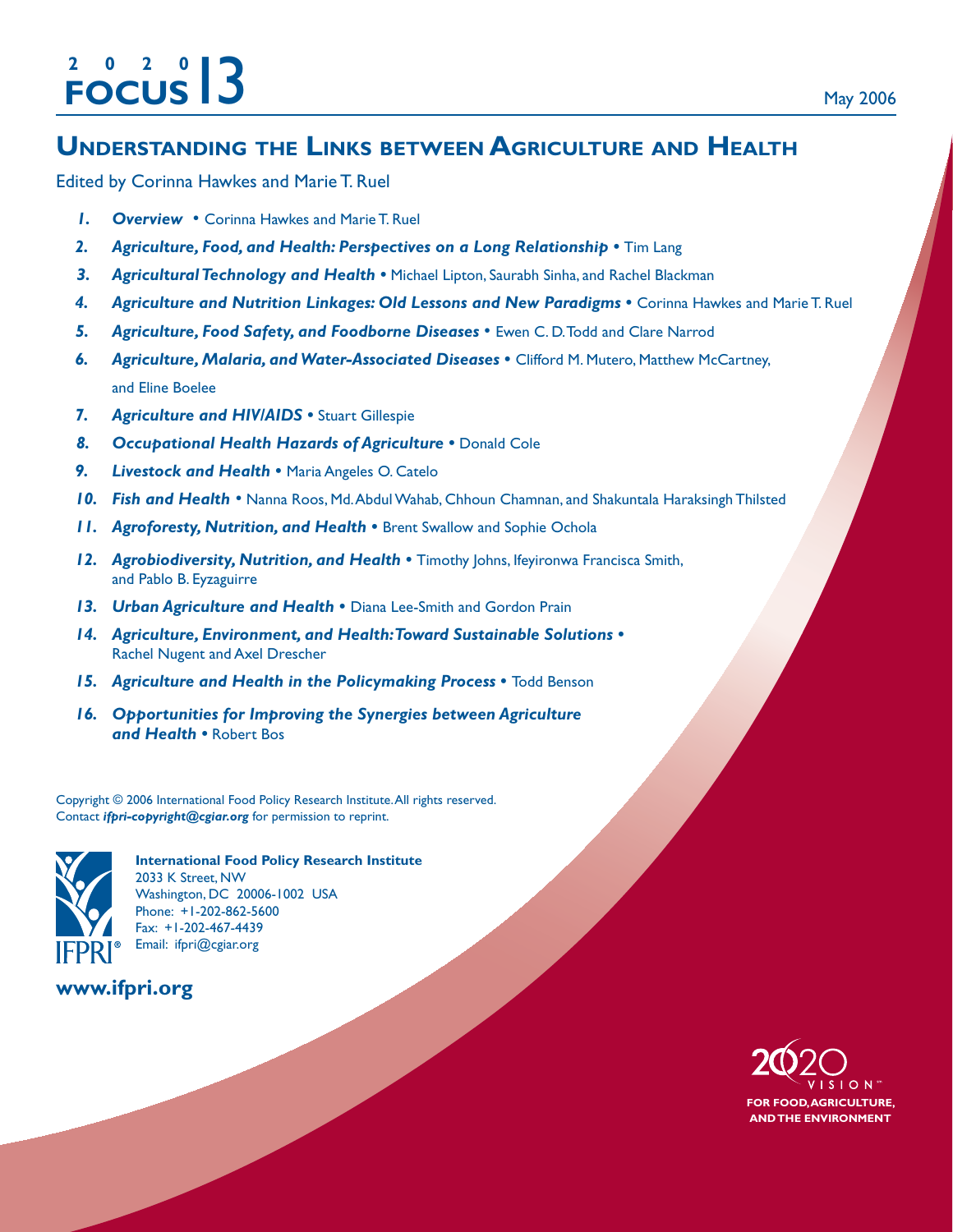# 2020 FOCUS 13

May 2006

## Understanding the Links between Agriculture and Health

Edited by Corinna Hawkes and Marie T. Ruel

1. ***Overview*** • Corinna Hawkes and Marie T. Ruel
2. ***Agriculture, Food, and Health: Perspectives on a Long Relationship*** • Tim Lang
3. ***Agricultural Technology and Health*** • Michael Lipton, Saurabh Sinha, and Rachel Blackman
4. ***Agriculture and Nutrition Linkages: Old Lessons and New Paradigms*** • Corinna Hawkes and Marie T. Ruel
5. ***Agriculture, Food Safety, and Foodborne Diseases*** • Ewen C. D. Todd and Clare Narrod
6. ***Agriculture, Malaria, and Water-Associated Diseases*** • Clifford M. Mutero, Matthew McCartney, and Eline Boelee
7. ***Agriculture and HIV/AIDS*** • Stuart Gillespie
8. ***Occupational Health Hazards of Agriculture*** • Donald Cole
9. ***Livestock and Health*** • Maria Angeles O. Catelo
10. ***Fish and Health*** • Nanna Roos, Md. Abdul Wahab, Chhoun Chamnan, and Shakuntala Haraksingh Thilsted
11. ***Agroforesty, Nutrition, and Health*** • Brent Swallow and Sophie Ochola
12. ***Agrobiodiversity, Nutrition, and Health*** • Timothy Johns, Ifeyironwa Francisca Smith, and Pablo B. Eyzaguirre
13. ***Urban Agriculture and Health*** • Diana Lee-Smith and Gordon Prain
14. ***Agriculture, Environment, and Health: Toward Sustainable Solutions*** • Rachel Nugent and Axel Drescher
15. ***Agriculture and Health in the Policymaking Process*** • Todd Benson
16. ***Opportunities for Improving the Synergies between Agriculture and Health*** • Robert Bos

Copyright © 2006 International Food Policy Research Institute. All rights reserved. Contact ***ifpri-copyright@cgiar.org*** for permission to reprint.

**International Food Policy Research Institute**
2033 K Street, NW
Washington, DC 20006-1002 USA
Phone: +1-202-862-5600
Fax: +1-202-467-4439
Email: ifpri@cgiar.org

**www.ifpri.org**

2020 VISION
FOR FOOD, AGRICULTURE, AND THE ENVIRONMENT